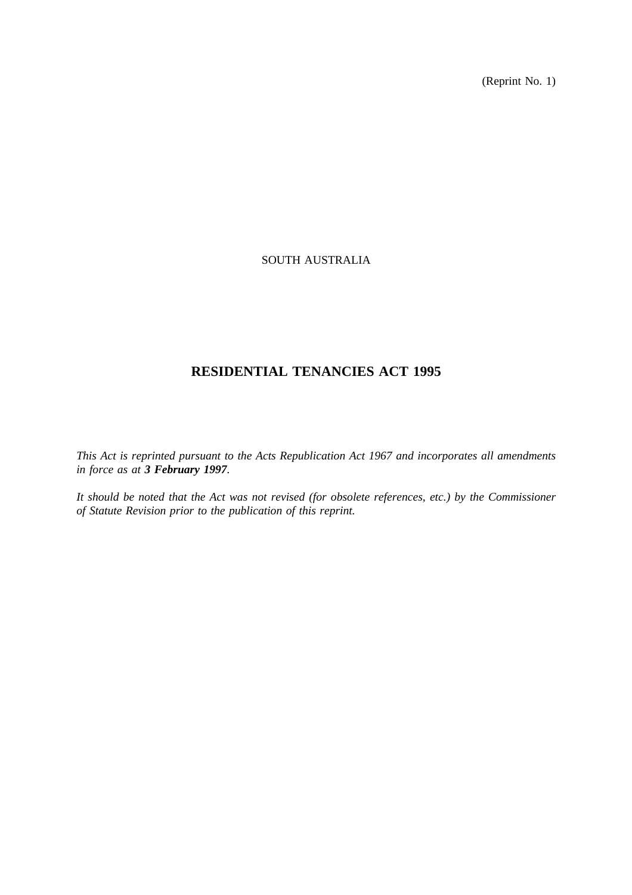(Reprint No. 1)

SOUTH AUSTRALIA

# RESIDENTIAL TENANCIES ACT 1995

*This Act is reprinted pursuant to the Acts Republication Act 1967 and incorporates all amendments in force as at **3 February 1997**.*

*It should be noted that the Act was not revised (for obsolete references, etc.) by the Commissioner of Statute Revision prior to the publication of this reprint.*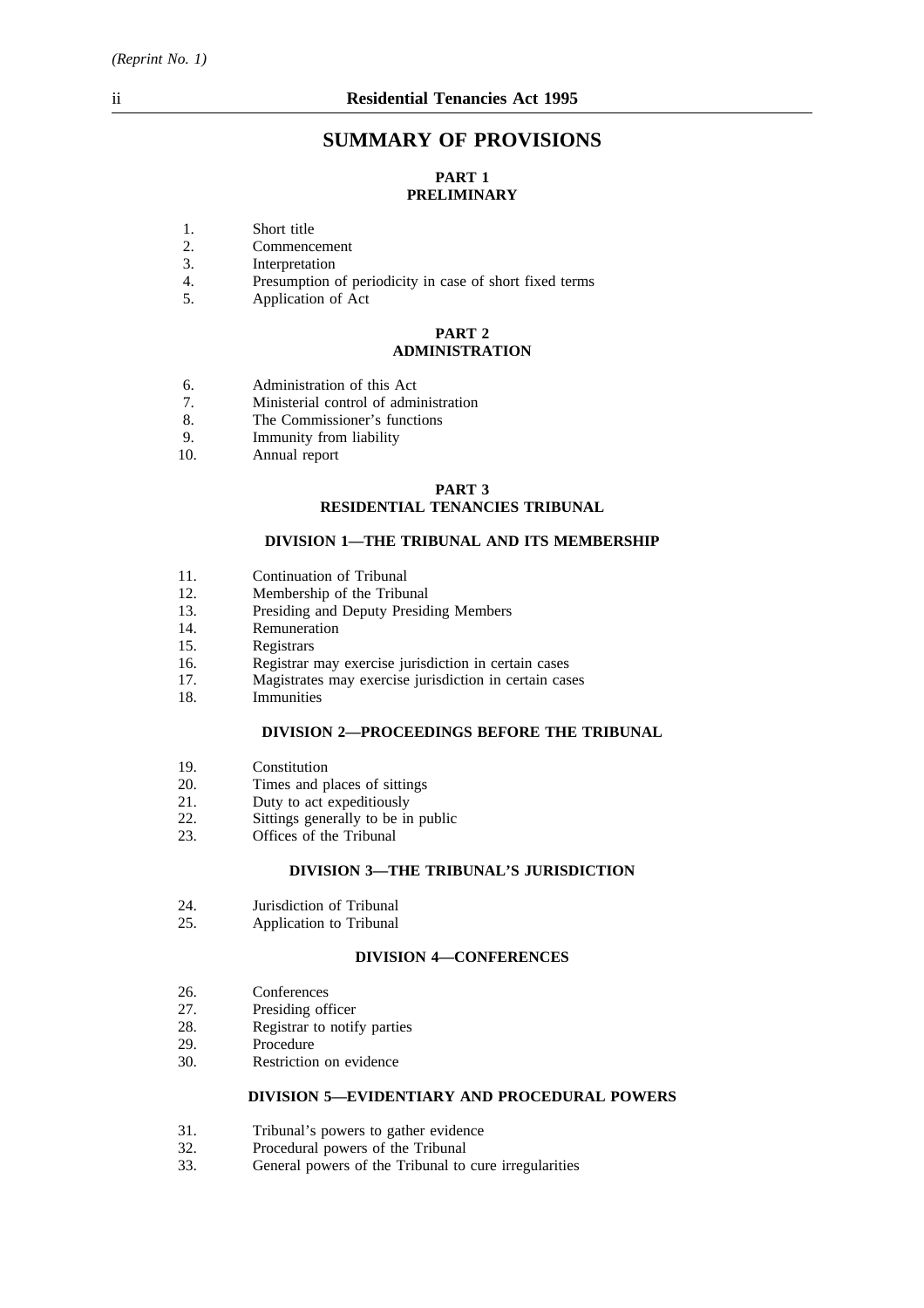# SUMMARY OF PROVISIONS

## PART 1
## PRELIMINARY

1. Short title
2. Commencement
3. Interpretation
4. Presumption of periodicity in case of short fixed terms
5. Application of Act

## PART 2
## ADMINISTRATION

6. Administration of this Act
7. Ministerial control of administration
8. The Commissioner's functions
9. Immunity from liability
10. Annual report

## PART 3
## RESIDENTIAL TENANCIES TRIBUNAL

### DIVISION 1—THE TRIBUNAL AND ITS MEMBERSHIP

11. Continuation of Tribunal
12. Membership of the Tribunal
13. Presiding and Deputy Presiding Members
14. Remuneration
15. Registrars
16. Registrar may exercise jurisdiction in certain cases
17. Magistrates may exercise jurisdiction in certain cases
18. Immunities

### DIVISION 2—PROCEEDINGS BEFORE THE TRIBUNAL

19. Constitution
20. Times and places of sittings
21. Duty to act expeditiously
22. Sittings generally to be in public
23. Offices of the Tribunal

### DIVISION 3—THE TRIBUNAL'S JURISDICTION

24. Jurisdiction of Tribunal
25. Application to Tribunal

### DIVISION 4—CONFERENCES

26. Conferences
27. Presiding officer
28. Registrar to notify parties
29. Procedure
30. Restriction on evidence

### DIVISION 5—EVIDENTIARY AND PROCEDURAL POWERS

31. Tribunal's powers to gather evidence
32. Procedural powers of the Tribunal
33. General powers of the Tribunal to cure irregularities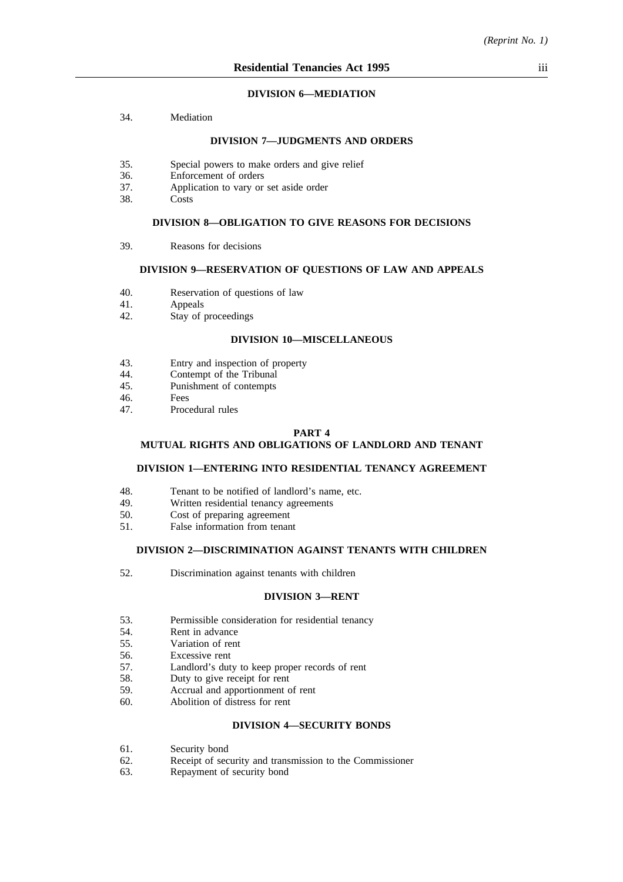### DIVISION 6—MEDIATION

34. Mediation

### DIVISION 7—JUDGMENTS AND ORDERS

35. Special powers to make orders and give relief
36. Enforcement of orders
37. Application to vary or set aside order
38. Costs

### DIVISION 8—OBLIGATION TO GIVE REASONS FOR DECISIONS

39. Reasons for decisions

### DIVISION 9—RESERVATION OF QUESTIONS OF LAW AND APPEALS

40. Reservation of questions of law
41. Appeals
42. Stay of proceedings

### DIVISION 10—MISCELLANEOUS

43. Entry and inspection of property
44. Contempt of the Tribunal
45. Punishment of contempts
46. Fees
47. Procedural rules

## PART 4
## MUTUAL RIGHTS AND OBLIGATIONS OF LANDLORD AND TENANT

### DIVISION 1—ENTERING INTO RESIDENTIAL TENANCY AGREEMENT

48. Tenant to be notified of landlord's name, etc.
49. Written residential tenancy agreements
50. Cost of preparing agreement
51. False information from tenant

### DIVISION 2—DISCRIMINATION AGAINST TENANTS WITH CHILDREN

52. Discrimination against tenants with children

### DIVISION 3—RENT

53. Permissible consideration for residential tenancy
54. Rent in advance
55. Variation of rent
56. Excessive rent
57. Landlord's duty to keep proper records of rent
58. Duty to give receipt for rent
59. Accrual and apportionment of rent
60. Abolition of distress for rent

### DIVISION 4—SECURITY BONDS

61. Security bond
62. Receipt of security and transmission to the Commissioner
63. Repayment of security bond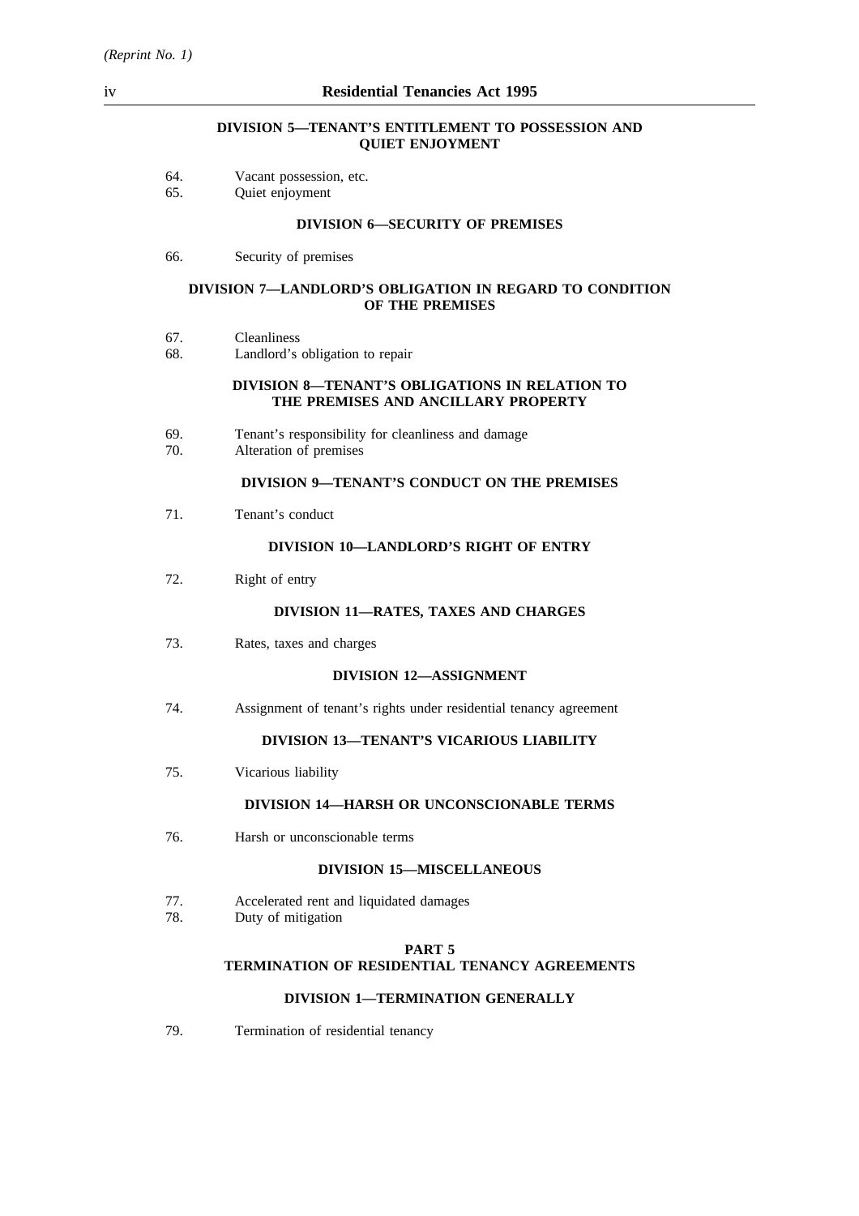#### DIVISION 5—TENANT'S ENTITLEMENT TO POSSESSION AND QUIET ENJOYMENT

64. Vacant possession, etc.
65. Quiet enjoyment

#### DIVISION 6—SECURITY OF PREMISES

66. Security of premises

#### DIVISION 7—LANDLORD'S OBLIGATION IN REGARD TO CONDITION OF THE PREMISES

67. Cleanliness
68. Landlord's obligation to repair

#### DIVISION 8—TENANT'S OBLIGATIONS IN RELATION TO THE PREMISES AND ANCILLARY PROPERTY

69. Tenant's responsibility for cleanliness and damage
70. Alteration of premises

#### DIVISION 9—TENANT'S CONDUCT ON THE PREMISES

71. Tenant's conduct

#### DIVISION 10—LANDLORD'S RIGHT OF ENTRY

72. Right of entry

#### DIVISION 11—RATES, TAXES AND CHARGES

73. Rates, taxes and charges

#### DIVISION 12—ASSIGNMENT

74. Assignment of tenant's rights under residential tenancy agreement

#### DIVISION 13—TENANT'S VICARIOUS LIABILITY

75. Vicarious liability

#### DIVISION 14—HARSH OR UNCONSCIONABLE TERMS

76. Harsh or unconscionable terms

#### DIVISION 15—MISCELLANEOUS

77. Accelerated rent and liquidated damages
78. Duty of mitigation

### PART 5
### TERMINATION OF RESIDENTIAL TENANCY AGREEMENTS

#### DIVISION 1—TERMINATION GENERALLY

79. Termination of residential tenancy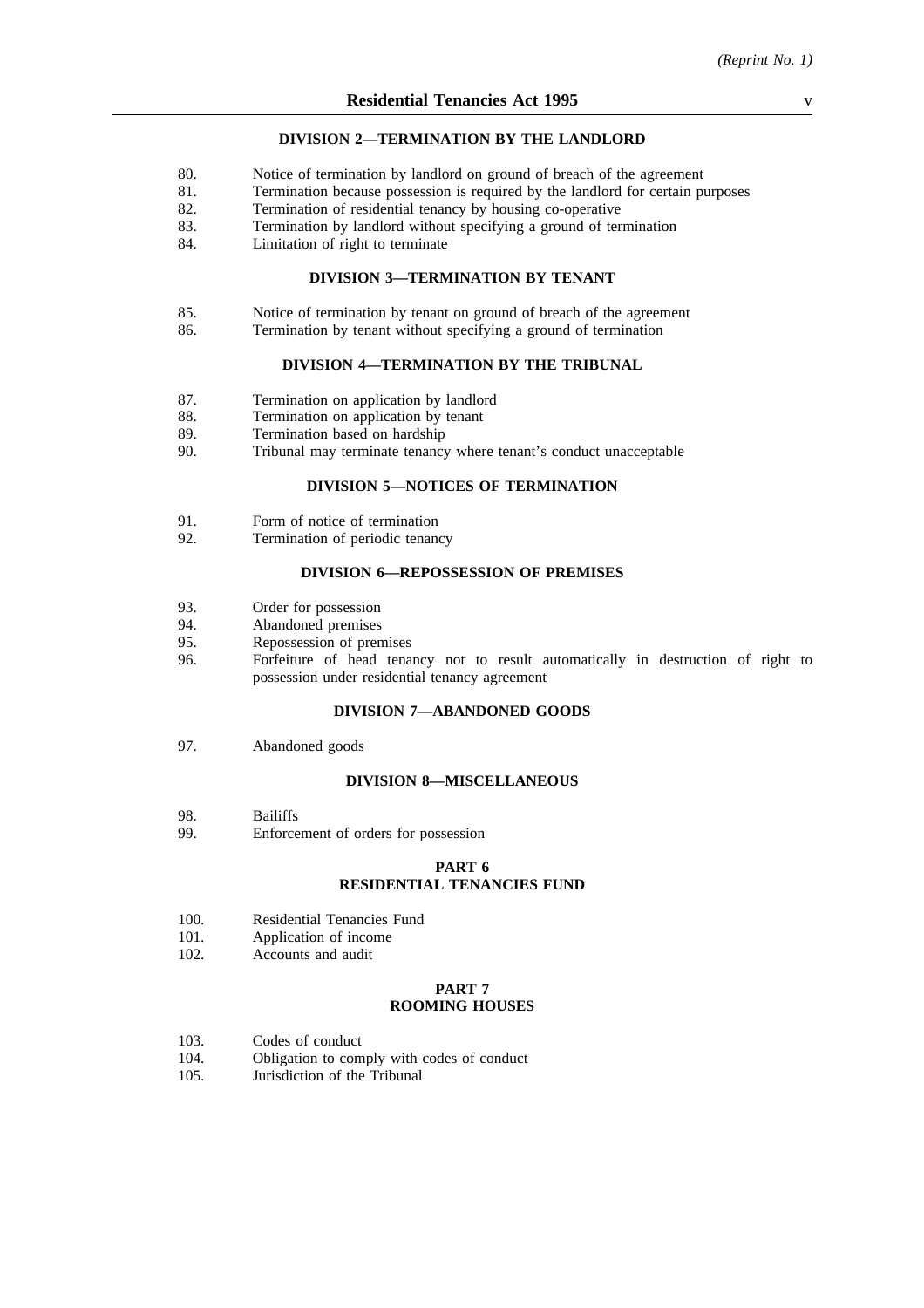### DIVISION 2—TERMINATION BY THE LANDLORD

80. Notice of termination by landlord on ground of breach of the agreement
81. Termination because possession is required by the landlord for certain purposes
82. Termination of residential tenancy by housing co-operative
83. Termination by landlord without specifying a ground of termination
84. Limitation of right to terminate

### DIVISION 3—TERMINATION BY TENANT

85. Notice of termination by tenant on ground of breach of the agreement
86. Termination by tenant without specifying a ground of termination

### DIVISION 4—TERMINATION BY THE TRIBUNAL

87. Termination on application by landlord
88. Termination on application by tenant
89. Termination based on hardship
90. Tribunal may terminate tenancy where tenant's conduct unacceptable

### DIVISION 5—NOTICES OF TERMINATION

91. Form of notice of termination
92. Termination of periodic tenancy

### DIVISION 6—REPOSSESSION OF PREMISES

93. Order for possession
94. Abandoned premises
95. Repossession of premises
96. Forfeiture of head tenancy not to result automatically in destruction of right to possession under residential tenancy agreement

### DIVISION 7—ABANDONED GOODS

97. Abandoned goods

### DIVISION 8—MISCELLANEOUS

98. Bailiffs
99. Enforcement of orders for possession

## PART 6
## RESIDENTIAL TENANCIES FUND

100. Residential Tenancies Fund
101. Application of income
102. Accounts and audit

## PART 7
## ROOMING HOUSES

103. Codes of conduct
104. Obligation to comply with codes of conduct
105. Jurisdiction of the Tribunal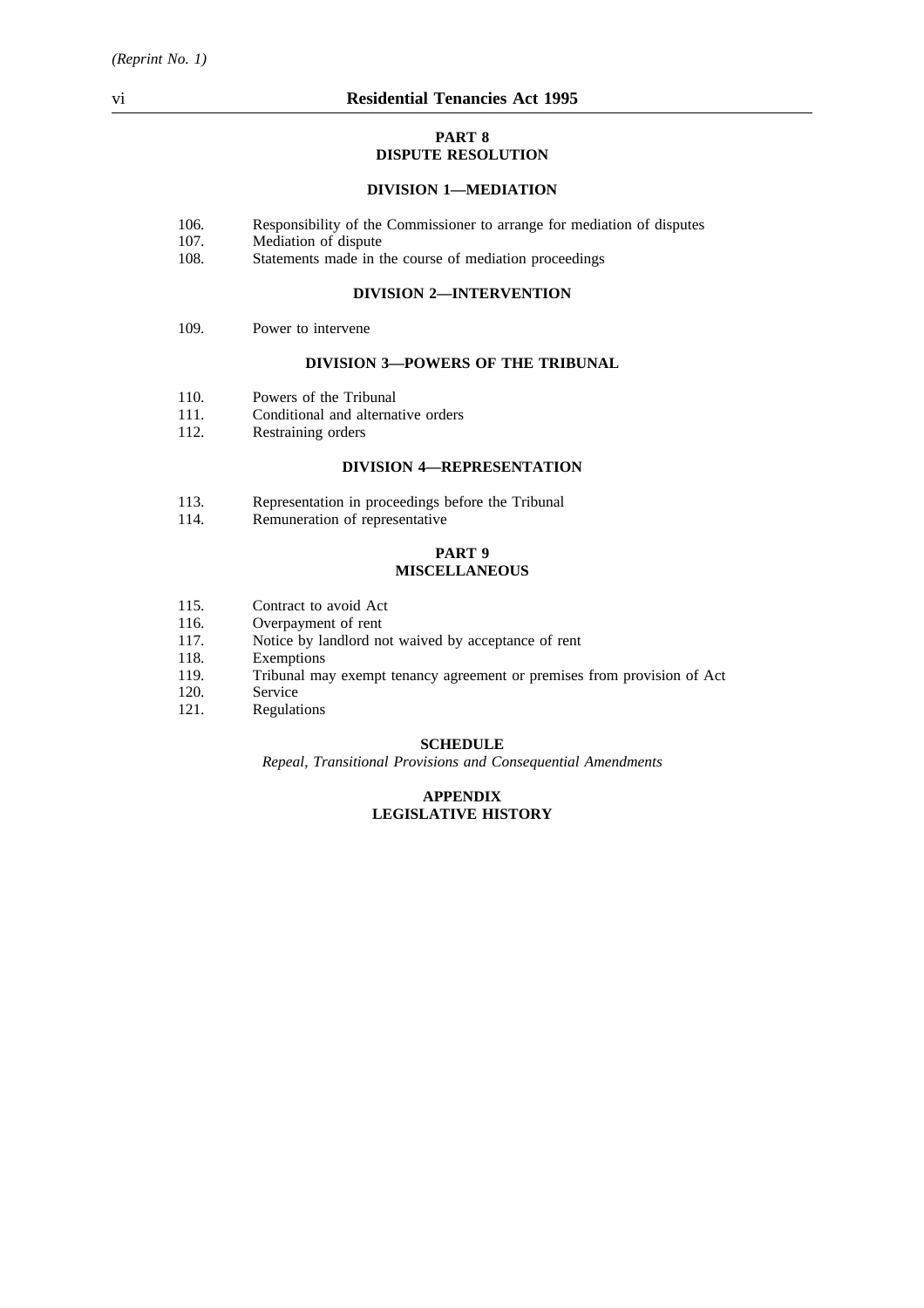## PART 8
## DISPUTE RESOLUTION

### DIVISION 1—MEDIATION

106. Responsibility of the Commissioner to arrange for mediation of disputes
107. Mediation of dispute
108. Statements made in the course of mediation proceedings

### DIVISION 2—INTERVENTION

109. Power to intervene

### DIVISION 3—POWERS OF THE TRIBUNAL

110. Powers of the Tribunal
111. Conditional and alternative orders
112. Restraining orders

### DIVISION 4—REPRESENTATION

113. Representation in proceedings before the Tribunal
114. Remuneration of representative

## PART 9
## MISCELLANEOUS

115. Contract to avoid Act
116. Overpayment of rent
117. Notice by landlord not waived by acceptance of rent
118. Exemptions
119. Tribunal may exempt tenancy agreement or premises from provision of Act
120. Service
121. Regulations

### SCHEDULE

*Repeal, Transitional Provisions and Consequential Amendments*

### APPENDIX
### LEGISLATIVE HISTORY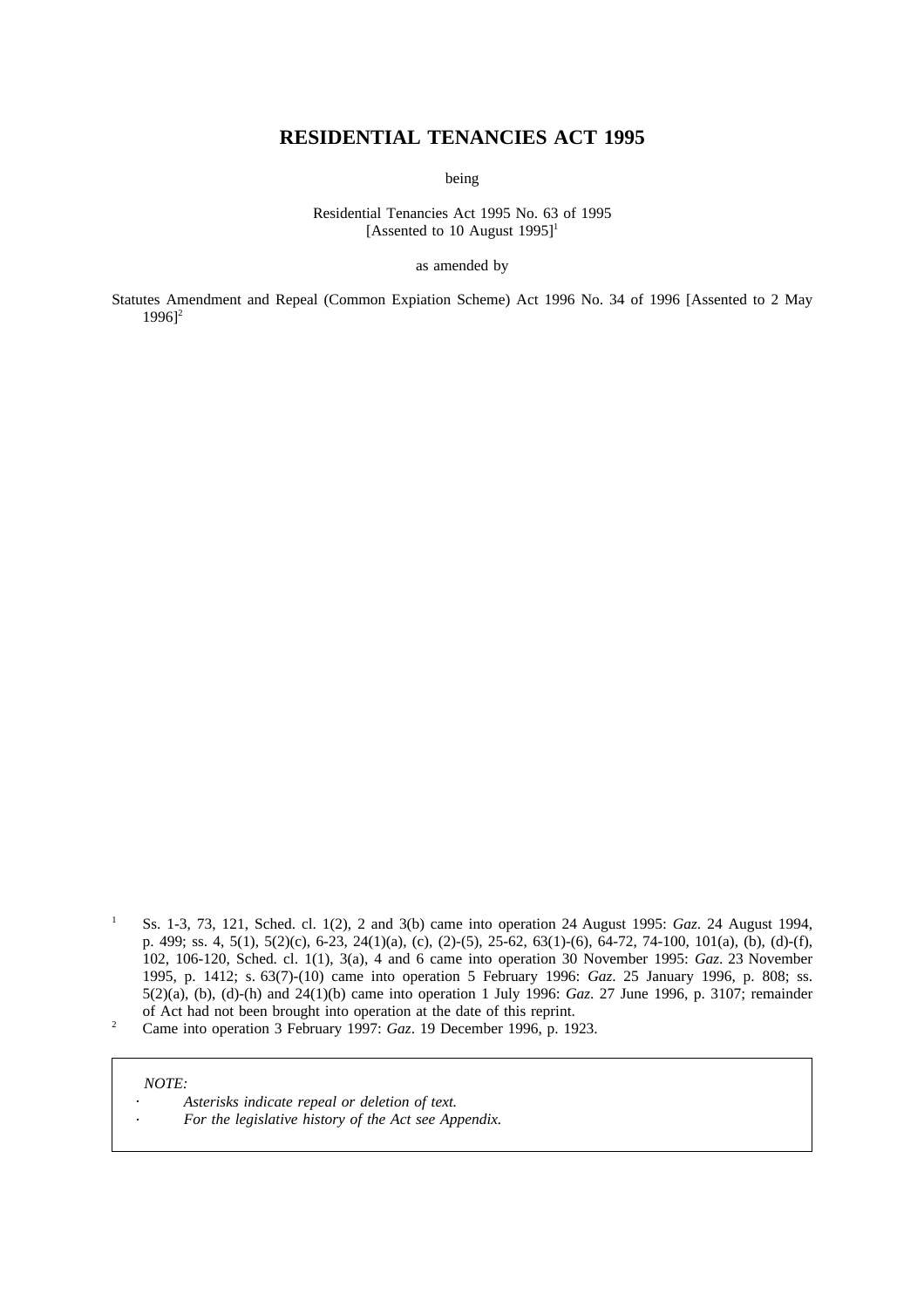# RESIDENTIAL TENANCIES ACT 1995

being

Residential Tenancies Act 1995 No. 63 of 1995
[Assented to 10 August 1995][1]

as amended by

Statutes Amendment and Repeal (Common Expiation Scheme) Act 1996 No. 34 of 1996 [Assented to 2 May 1996][2]

---

[1] Ss. 1-3, 73, 121, Sched. cl. 1(2), 2 and 3(b) came into operation 24 August 1995: *Gaz*. 24 August 1994, p. 499; ss. 4, 5(1), 5(2)(c), 6-23, 24(1)(a), (c), (2)-(5), 25-62, 63(1)-(6), 64-72, 74-100, 101(a), (b), (d)-(f), 102, 106-120, Sched. cl. 1(1), 3(a), 4 and 6 came into operation 30 November 1995: *Gaz*. 23 November 1995, p. 1412; s. 63(7)-(10) came into operation 5 February 1996: *Gaz*. 25 January 1996, p. 808; ss. 5(2)(a), (b), (d)-(h) and 24(1)(b) came into operation 1 July 1996: *Gaz*. 27 June 1996, p. 3107; remainder of Act had not been brought into operation at the date of this reprint.

[2] Came into operation 3 February 1997: *Gaz*. 19 December 1996, p. 1923.

*NOTE:*

- *Asterisks indicate repeal or deletion of text.*
- *For the legislative history of the Act see Appendix.*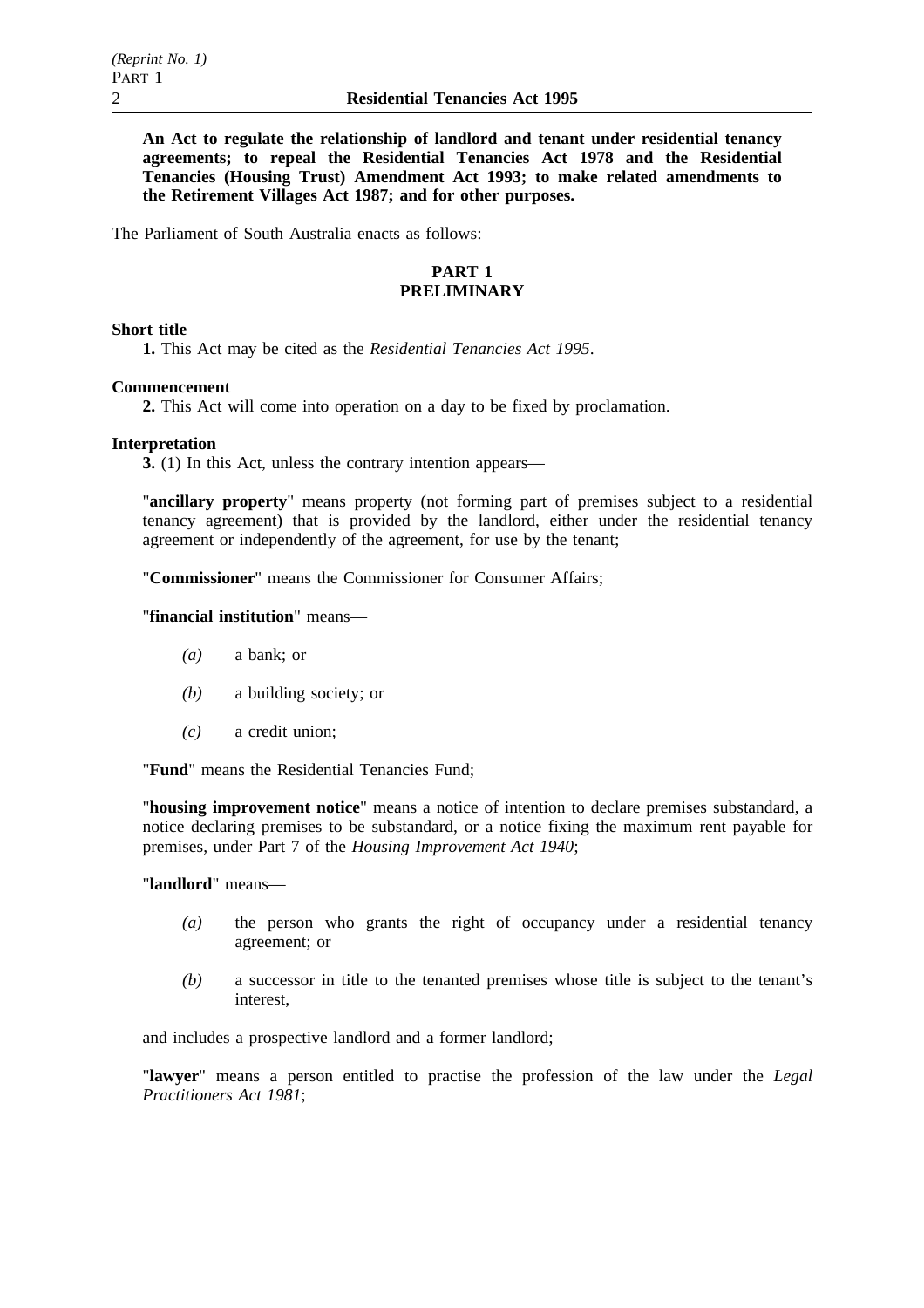**An Act to regulate the relationship of landlord and tenant under residential tenancy agreements; to repeal the Residential Tenancies Act 1978 and the Residential Tenancies (Housing Trust) Amendment Act 1993; to make related amendments to the Retirement Villages Act 1987; and for other purposes.**

The Parliament of South Australia enacts as follows:

## PART 1
## PRELIMINARY

**Short title**

**1.** This Act may be cited as the *Residential Tenancies Act 1995*.

**Commencement**

**2.** This Act will come into operation on a day to be fixed by proclamation.

**Interpretation**

**3.** (1) In this Act, unless the contrary intention appears—

"**ancillary property**" means property (not forming part of premises subject to a residential tenancy agreement) that is provided by the landlord, either under the residential tenancy agreement or independently of the agreement, for use by the tenant;

"**Commissioner**" means the Commissioner for Consumer Affairs;

"**financial institution**" means—

*(a)* a bank; or

*(b)* a building society; or

*(c)* a credit union;

"**Fund**" means the Residential Tenancies Fund;

"**housing improvement notice**" means a notice of intention to declare premises substandard, a notice declaring premises to be substandard, or a notice fixing the maximum rent payable for premises, under Part 7 of the *Housing Improvement Act 1940*;

"**landlord**" means—

*(a)* the person who grants the right of occupancy under a residential tenancy agreement; or

*(b)* a successor in title to the tenanted premises whose title is subject to the tenant's interest,

and includes a prospective landlord and a former landlord;

"**lawyer**" means a person entitled to practise the profession of the law under the *Legal Practitioners Act 1981*;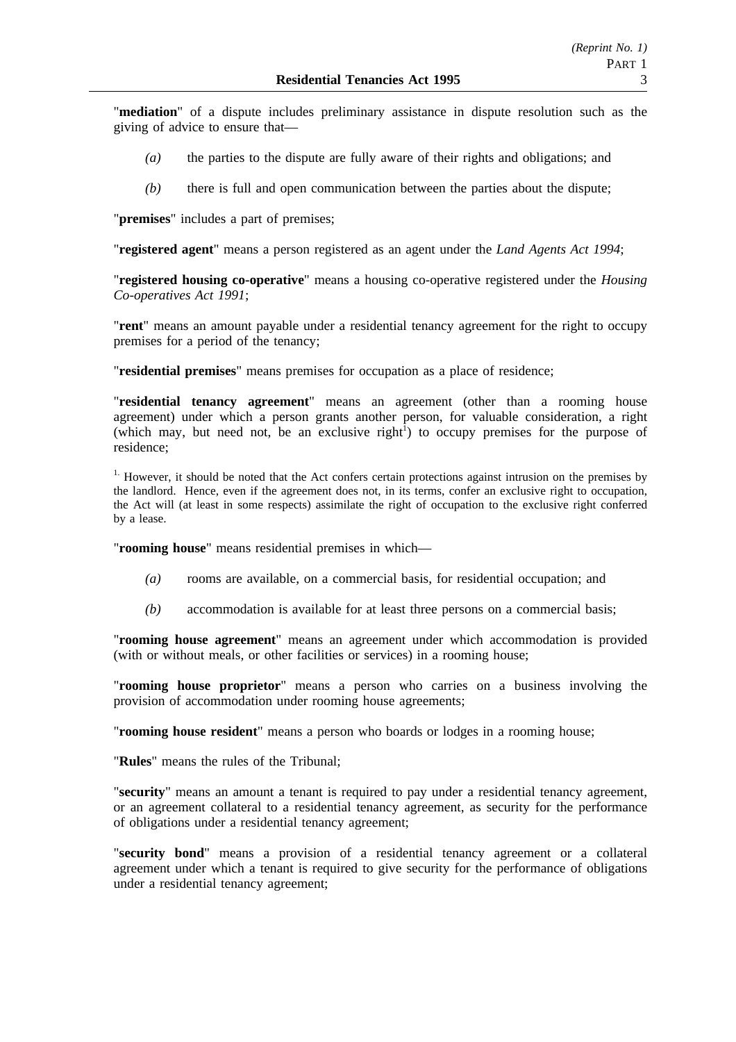"**mediation**" of a dispute includes preliminary assistance in dispute resolution such as the giving of advice to ensure that—

*(a)* the parties to the dispute are fully aware of their rights and obligations; and

*(b)* there is full and open communication between the parties about the dispute;

"**premises**" includes a part of premises;

"**registered agent**" means a person registered as an agent under the *Land Agents Act 1994*;

"**registered housing co-operative**" means a housing co-operative registered under the *Housing Co-operatives Act 1991*;

"**rent**" means an amount payable under a residential tenancy agreement for the right to occupy premises for a period of the tenancy;

"**residential premises**" means premises for occupation as a place of residence;

"**residential tenancy agreement**" means an agreement (other than a rooming house agreement) under which a person grants another person, for valuable consideration, a right (which may, but need not, be an exclusive right[1]) to occupy premises for the purpose of residence;

[1] However, it should be noted that the Act confers certain protections against intrusion on the premises by the landlord. Hence, even if the agreement does not, in its terms, confer an exclusive right to occupation, the Act will (at least in some respects) assimilate the right of occupation to the exclusive right conferred by a lease.

"**rooming house**" means residential premises in which—

*(a)* rooms are available, on a commercial basis, for residential occupation; and

*(b)* accommodation is available for at least three persons on a commercial basis;

"**rooming house agreement**" means an agreement under which accommodation is provided (with or without meals, or other facilities or services) in a rooming house;

"**rooming house proprietor**" means a person who carries on a business involving the provision of accommodation under rooming house agreements;

"**rooming house resident**" means a person who boards or lodges in a rooming house;

"**Rules**" means the rules of the Tribunal;

"**security**" means an amount a tenant is required to pay under a residential tenancy agreement, or an agreement collateral to a residential tenancy agreement, as security for the performance of obligations under a residential tenancy agreement;

"**security bond**" means a provision of a residential tenancy agreement or a collateral agreement under which a tenant is required to give security for the performance of obligations under a residential tenancy agreement;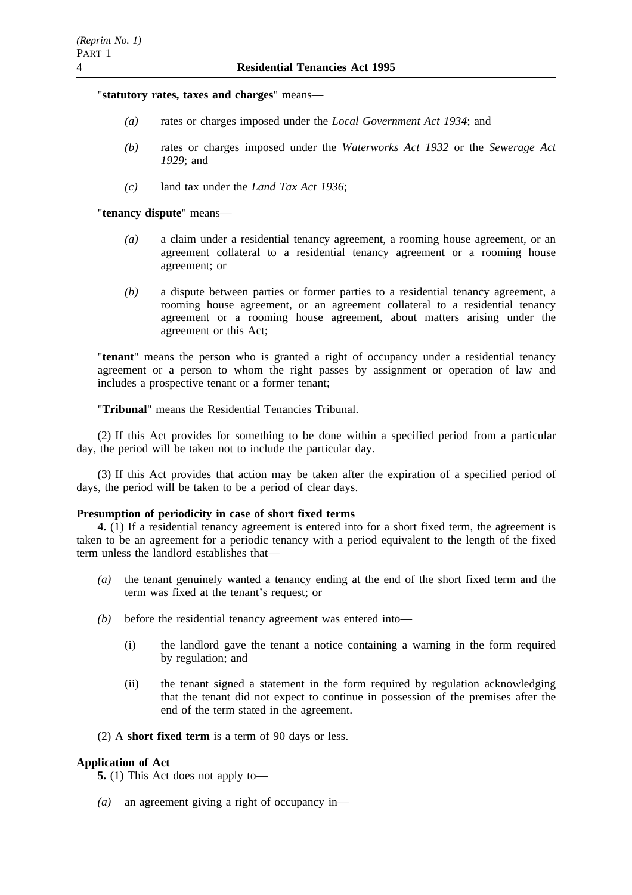"**statistical rates, taxes and charges**" means—

- *(a)* rates or charges imposed under the *Local Government Act 1934*; and
- *(b)* rates or charges imposed under the *Waterworks Act 1932* or the *Sewerage Act 1929*; and
- *(c)* land tax under the *Land Tax Act 1936*;

"**tenancy dispute**" means—

- *(a)* a claim under a residential tenancy agreement, a rooming house agreement, or an agreement collateral to a residential tenancy agreement or a rooming house agreement; or
- *(b)* a dispute between parties or former parties to a residential tenancy agreement, a rooming house agreement, or an agreement collateral to a residential tenancy agreement or a rooming house agreement, about matters arising under the agreement or this Act;

"**tenant**" means the person who is granted a right of occupancy under a residential tenancy agreement or a person to whom the right passes by assignment or operation of law and includes a prospective tenant or a former tenant;

"**Tribunal**" means the Residential Tenancies Tribunal.

(2) If this Act provides for something to be done within a specified period from a particular day, the period will be taken not to include the particular day.

(3) If this Act provides that action may be taken after the expiration of a specified period of days, the period will be taken to be a period of clear days.

**Presumption of periodicity in case of short fixed terms**

**4.** (1) If a residential tenancy agreement is entered into for a short fixed term, the agreement is taken to be an agreement for a periodic tenancy with a period equivalent to the length of the fixed term unless the landlord establishes that—

- *(a)* the tenant genuinely wanted a tenancy ending at the end of the short fixed term and the term was fixed at the tenant's request; or
- *(b)* before the residential tenancy agreement was entered into—
  - (i) the landlord gave the tenant a notice containing a warning in the form required by regulation; and
  - (ii) the tenant signed a statement in the form required by regulation acknowledging that the tenant did not expect to continue in possession of the premises after the end of the term stated in the agreement.

(2) A **short fixed term** is a term of 90 days or less.

**Application of Act**

**5.** (1) This Act does not apply to—

- *(a)* an agreement giving a right of occupancy in—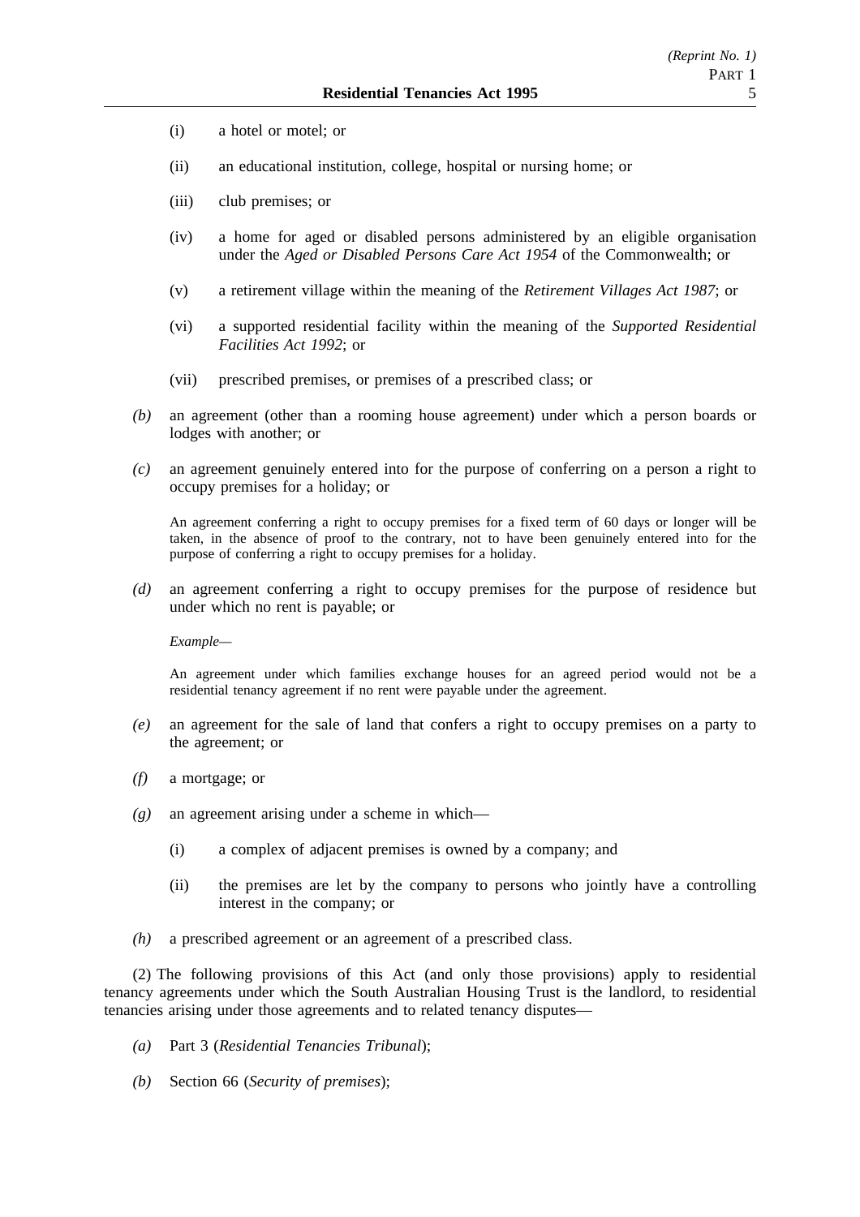(i) a hotel or motel; or

(ii) an educational institution, college, hospital or nursing home; or

(iii) club premises; or

(iv) a home for aged or disabled persons administered by an eligible organisation under the *Aged or Disabled Persons Care Act 1954* of the Commonwealth; or

(v) a retirement village within the meaning of the *Retirement Villages Act 1987*; or

(vi) a supported residential facility within the meaning of the *Supported Residential Facilities Act 1992*; or

(vii) prescribed premises, or premises of a prescribed class; or

*(b)* an agreement (other than a rooming house agreement) under which a person boards or lodges with another; or

*(c)* an agreement genuinely entered into for the purpose of conferring on a person a right to occupy premises for a holiday; or

An agreement conferring a right to occupy premises for a fixed term of 60 days or longer will be taken, in the absence of proof to the contrary, not to have been genuinely entered into for the purpose of conferring a right to occupy premises for a holiday.

*(d)* an agreement conferring a right to occupy premises for the purpose of residence but under which no rent is payable; or

*Example*—

An agreement under which families exchange houses for an agreed period would not be a residential tenancy agreement if no rent were payable under the agreement.

*(e)* an agreement for the sale of land that confers a right to occupy premises on a party to the agreement; or

*(f)* a mortgage; or

*(g)* an agreement arising under a scheme in which—

(i) a complex of adjacent premises is owned by a company; and

(ii) the premises are let by the company to persons who jointly have a controlling interest in the company; or

*(h)* a prescribed agreement or an agreement of a prescribed class.

(2) The following provisions of this Act (and only those provisions) apply to residential tenancy agreements under which the South Australian Housing Trust is the landlord, to residential tenancies arising under those agreements and to related tenancy disputes—

*(a)* Part 3 (*Residential Tenancies Tribunal*);

*(b)* Section 66 (*Security of premises*);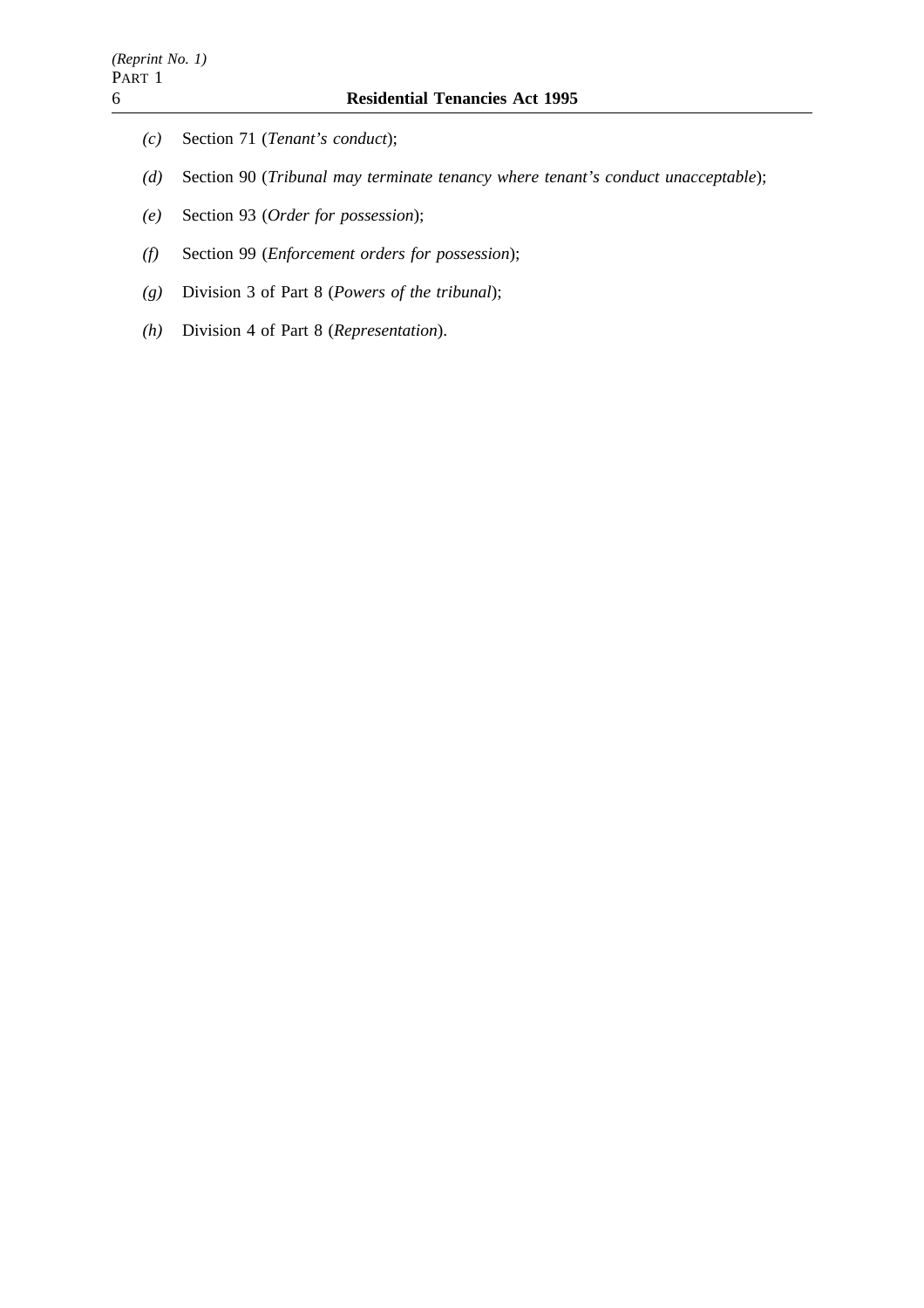*(c)* Section 71 (*Tenant's conduct*);

*(d)* Section 90 (*Tribunal may terminate tenancy where tenant's conduct unacceptable*);

*(e)* Section 93 (*Order for possession*);

*(f)* Section 99 (*Enforcement orders for possession*);

*(g)* Division 3 of Part 8 (*Powers of the tribunal*);

*(h)* Division 4 of Part 8 (*Representation*).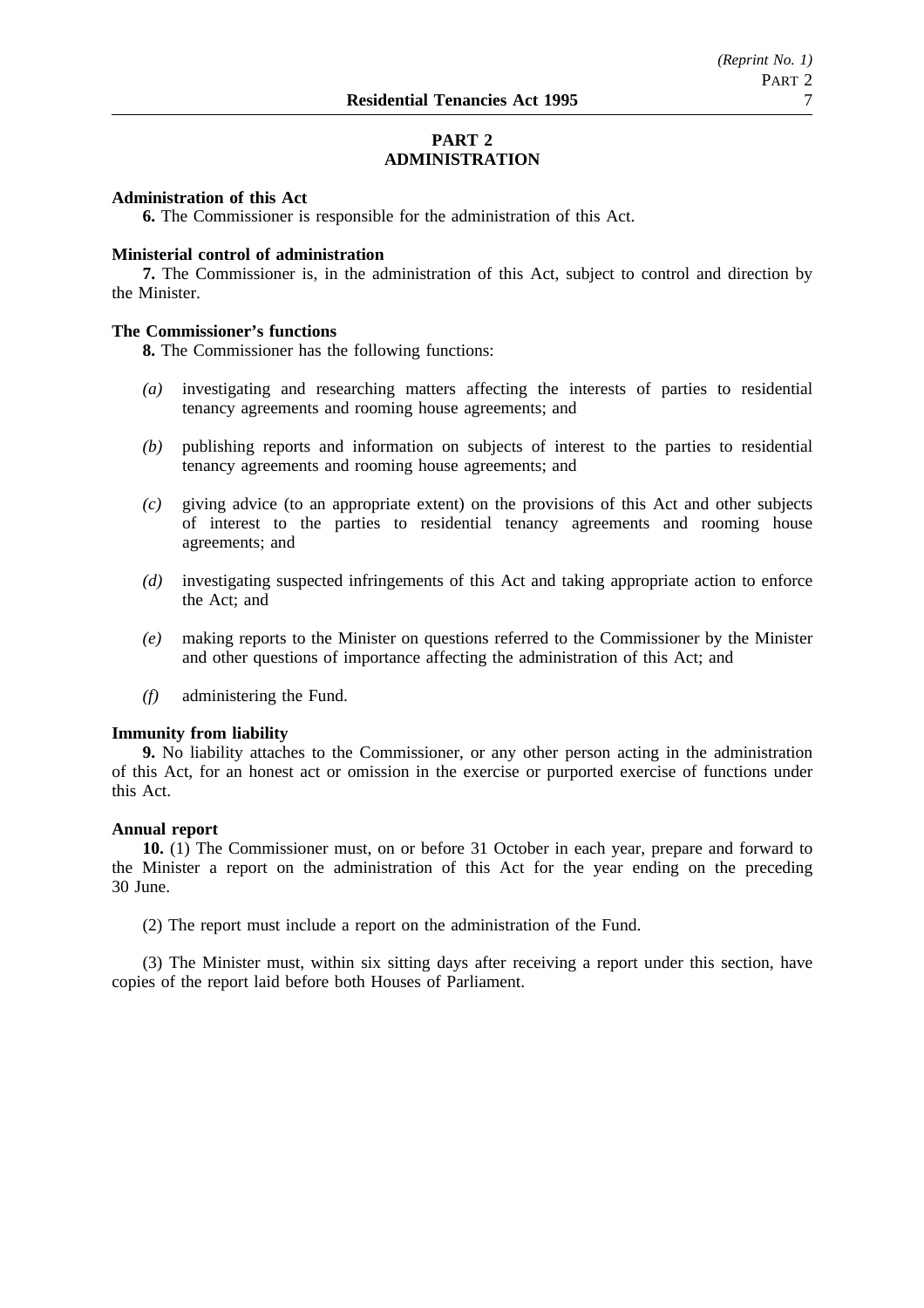## PART 2
## ADMINISTRATION

**Administration of this Act**

**6.** The Commissioner is responsible for the administration of this Act.

**Ministerial control of administration**

**7.** The Commissioner is, in the administration of this Act, subject to control and direction by the Minister.

**The Commissioner's functions**

**8.** The Commissioner has the following functions:

*(a)* investigating and researching matters affecting the interests of parties to residential tenancy agreements and rooming house agreements; and

*(b)* publishing reports and information on subjects of interest to the parties to residential tenancy agreements and rooming house agreements; and

*(c)* giving advice (to an appropriate extent) on the provisions of this Act and other subjects of interest to the parties to residential tenancy agreements and rooming house agreements; and

*(d)* investigating suspected infringements of this Act and taking appropriate action to enforce the Act; and

*(e)* making reports to the Minister on questions referred to the Commissioner by the Minister and other questions of importance affecting the administration of this Act; and

*(f)* administering the Fund.

**Immunity from liability**

**9.** No liability attaches to the Commissioner, or any other person acting in the administration of this Act, for an honest act or omission in the exercise or purported exercise of functions under this Act.

**Annual report**

**10.** (1) The Commissioner must, on or before 31 October in each year, prepare and forward to the Minister a report on the administration of this Act for the year ending on the preceding 30 June.

(2) The report must include a report on the administration of the Fund.

(3) The Minister must, within six sitting days after receiving a report under this section, have copies of the report laid before both Houses of Parliament.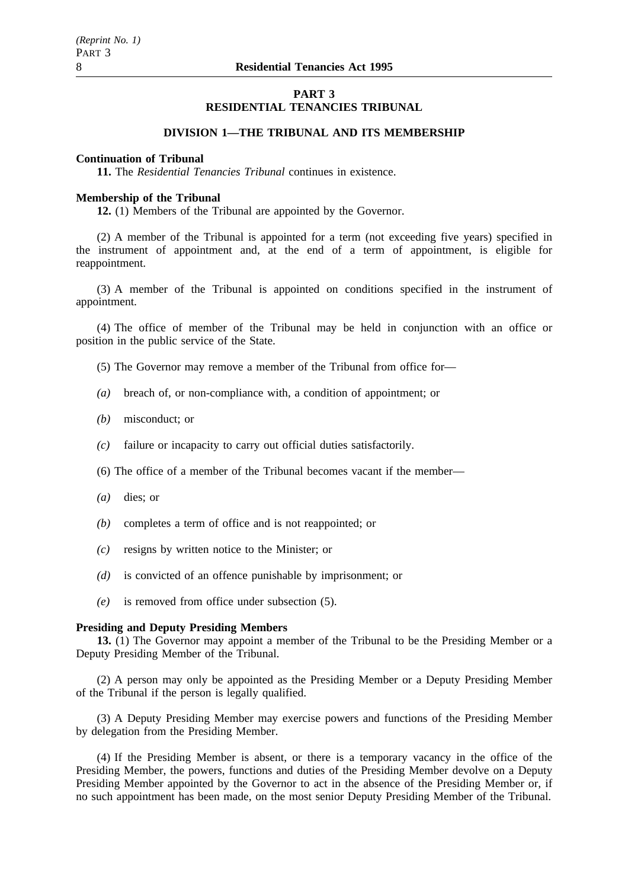## PART 3
## RESIDENTIAL TENANCIES TRIBUNAL

### DIVISION 1—THE TRIBUNAL AND ITS MEMBERSHIP

**Continuation of Tribunal**

**11.** The *Residential Tenancies Tribunal* continues in existence.

**Membership of the Tribunal**

**12.** (1) Members of the Tribunal are appointed by the Governor.

(2) A member of the Tribunal is appointed for a term (not exceeding five years) specified in the instrument of appointment and, at the end of a term of appointment, is eligible for reappointment.

(3) A member of the Tribunal is appointed on conditions specified in the instrument of appointment.

(4) The office of member of the Tribunal may be held in conjunction with an office or position in the public service of the State.

(5) The Governor may remove a member of the Tribunal from office for—

*(a)* breach of, or non-compliance with, a condition of appointment; or

*(b)* misconduct; or

*(c)* failure or incapacity to carry out official duties satisfactorily.

(6) The office of a member of the Tribunal becomes vacant if the member—

*(a)* dies; or

*(b)* completes a term of office and is not reappointed; or

*(c)* resigns by written notice to the Minister; or

*(d)* is convicted of an offence punishable by imprisonment; or

*(e)* is removed from office under subsection (5).

**Presiding and Deputy Presiding Members**

**13.** (1) The Governor may appoint a member of the Tribunal to be the Presiding Member or a Deputy Presiding Member of the Tribunal.

(2) A person may only be appointed as the Presiding Member or a Deputy Presiding Member of the Tribunal if the person is legally qualified.

(3) A Deputy Presiding Member may exercise powers and functions of the Presiding Member by delegation from the Presiding Member.

(4) If the Presiding Member is absent, or there is a temporary vacancy in the office of the Presiding Member, the powers, functions and duties of the Presiding Member devolve on a Deputy Presiding Member appointed by the Governor to act in the absence of the Presiding Member or, if no such appointment has been made, on the most senior Deputy Presiding Member of the Tribunal.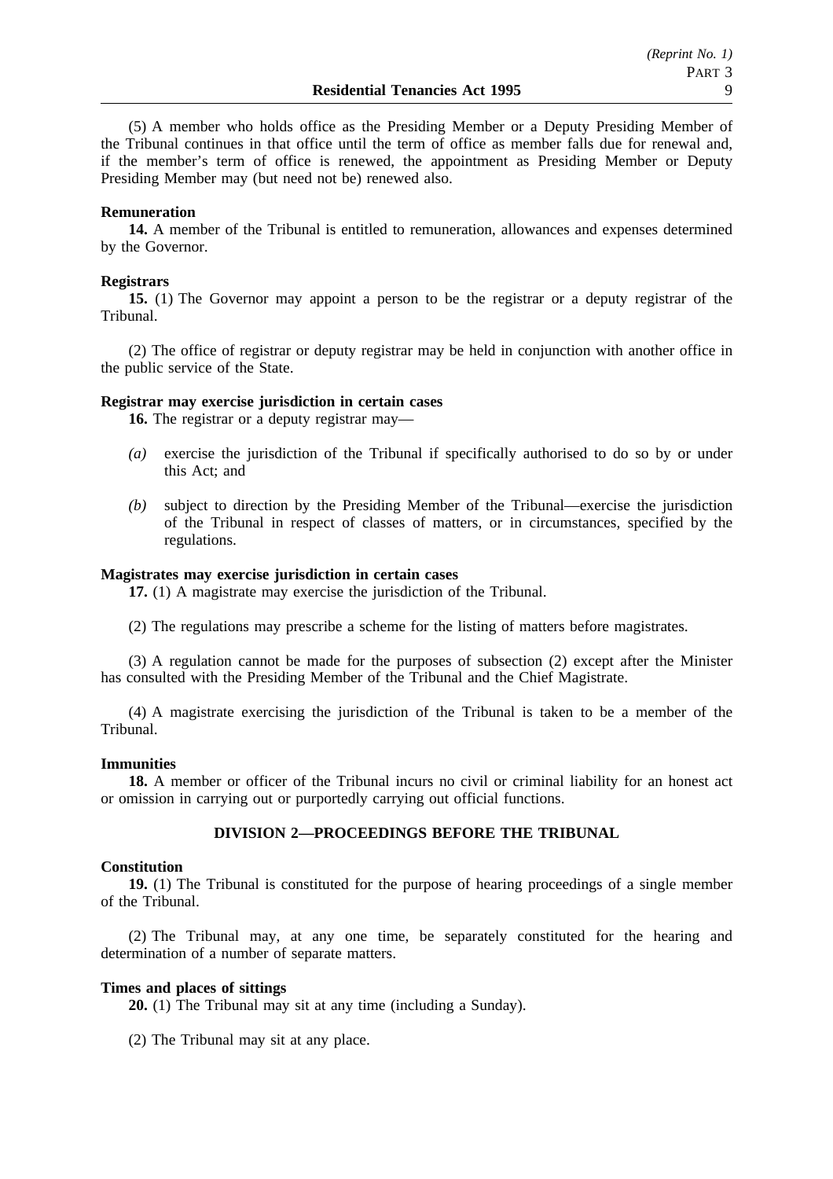(5) A member who holds office as the Presiding Member or a Deputy Presiding Member of the Tribunal continues in that office until the term of office as member falls due for renewal and, if the member's term of office is renewed, the appointment as Presiding Member or Deputy Presiding Member may (but need not be) renewed also.

**Remuneration**

**14.** A member of the Tribunal is entitled to remuneration, allowances and expenses determined by the Governor.

**Registrars**

**15.** (1) The Governor may appoint a person to be the registrar or a deputy registrar of the Tribunal.

(2) The office of registrar or deputy registrar may be held in conjunction with another office in the public service of the State.

**Registrar may exercise jurisdiction in certain cases**

**16.** The registrar or a deputy registrar may—

*(a)* exercise the jurisdiction of the Tribunal if specifically authorised to do so by or under this Act; and

*(b)* subject to direction by the Presiding Member of the Tribunal—exercise the jurisdiction of the Tribunal in respect of classes of matters, or in circumstances, specified by the regulations.

**Magistrates may exercise jurisdiction in certain cases**

**17.** (1) A magistrate may exercise the jurisdiction of the Tribunal.

(2) The regulations may prescribe a scheme for the listing of matters before magistrates.

(3) A regulation cannot be made for the purposes of subsection (2) except after the Minister has consulted with the Presiding Member of the Tribunal and the Chief Magistrate.

(4) A magistrate exercising the jurisdiction of the Tribunal is taken to be a member of the Tribunal.

**Immunities**

**18.** A member or officer of the Tribunal incurs no civil or criminal liability for an honest act or omission in carrying out or purportedly carrying out official functions.

## DIVISION 2—PROCEEDINGS BEFORE THE TRIBUNAL

**Constitution**

**19.** (1) The Tribunal is constituted for the purpose of hearing proceedings of a single member of the Tribunal.

(2) The Tribunal may, at any one time, be separately constituted for the hearing and determination of a number of separate matters.

**Times and places of sittings**

**20.** (1) The Tribunal may sit at any time (including a Sunday).

(2) The Tribunal may sit at any place.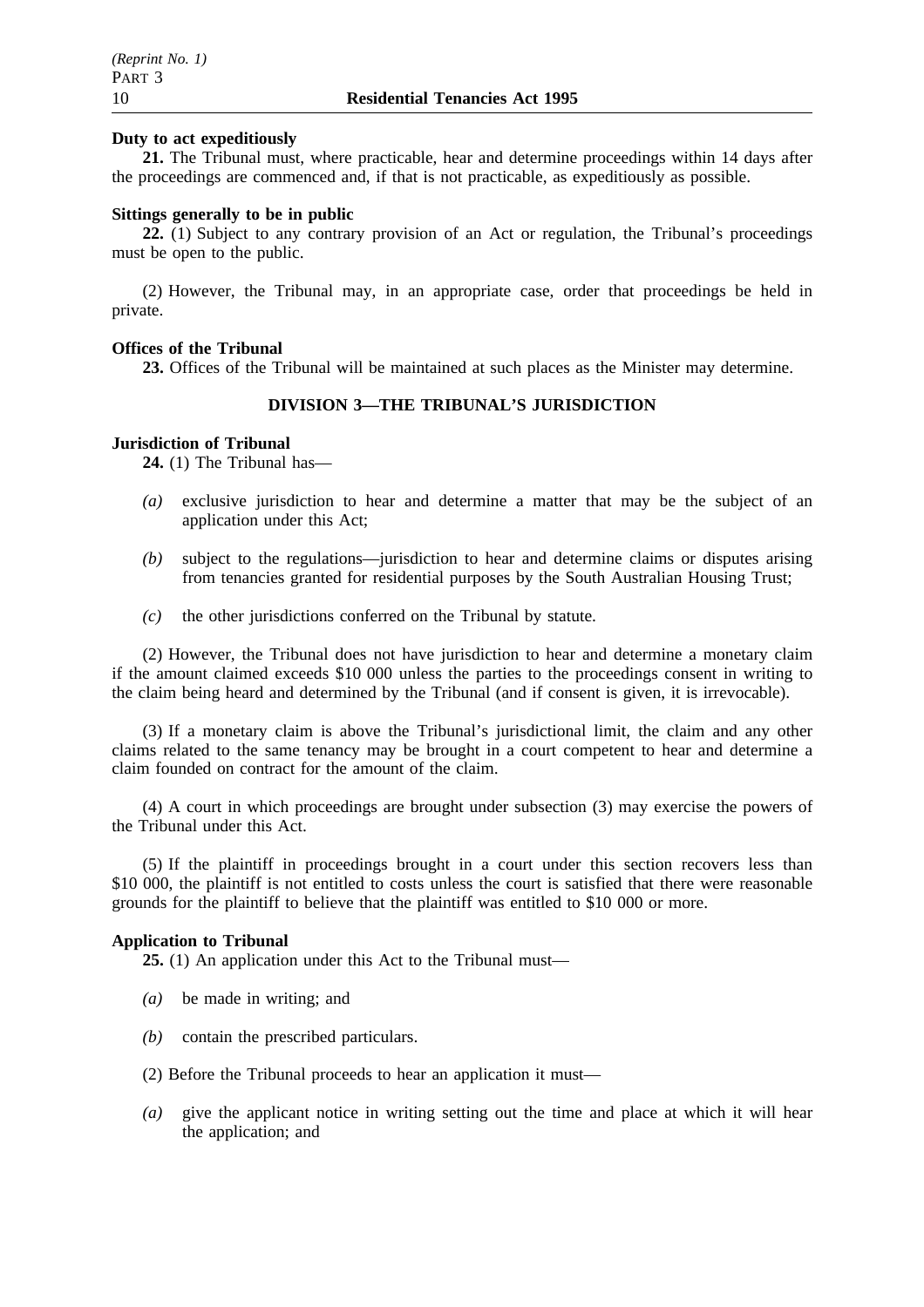**Duty to act expeditiously**

**21.** The Tribunal must, where practicable, hear and determine proceedings within 14 days after the proceedings are commenced and, if that is not practicable, as expeditiously as possible.

**Sittings generally to be in public**

**22.** (1) Subject to any contrary provision of an Act or regulation, the Tribunal's proceedings must be open to the public.

(2) However, the Tribunal may, in an appropriate case, order that proceedings be held in private.

**Offices of the Tribunal**

**23.** Offices of the Tribunal will be maintained at such places as the Minister may determine.

## DIVISION 3—THE TRIBUNAL'S JURISDICTION

**Jurisdiction of Tribunal**

**24.** (1) The Tribunal has—

*(a)* exclusive jurisdiction to hear and determine a matter that may be the subject of an application under this Act;

*(b)* subject to the regulations—jurisdiction to hear and determine claims or disputes arising from tenancies granted for residential purposes by the South Australian Housing Trust;

*(c)* the other jurisdictions conferred on the Tribunal by statute.

(2) However, the Tribunal does not have jurisdiction to hear and determine a monetary claim if the amount claimed exceeds $10 000 unless the parties to the proceedings consent in writing to the claim being heard and determined by the Tribunal (and if consent is given, it is irrevocable).

(3) If a monetary claim is above the Tribunal's jurisdictional limit, the claim and any other claims related to the same tenancy may be brought in a court competent to hear and determine a claim founded on contract for the amount of the claim.

(4) A court in which proceedings are brought under subsection (3) may exercise the powers of the Tribunal under this Act.

(5) If the plaintiff in proceedings brought in a court under this section recovers less than $10 000, the plaintiff is not entitled to costs unless the court is satisfied that there were reasonable grounds for the plaintiff to believe that the plaintiff was entitled to $10 000 or more.

**Application to Tribunal**

**25.** (1) An application under this Act to the Tribunal must—

*(a)* be made in writing; and

*(b)* contain the prescribed particulars.

(2) Before the Tribunal proceeds to hear an application it must—

*(a)* give the applicant notice in writing setting out the time and place at which it will hear the application; and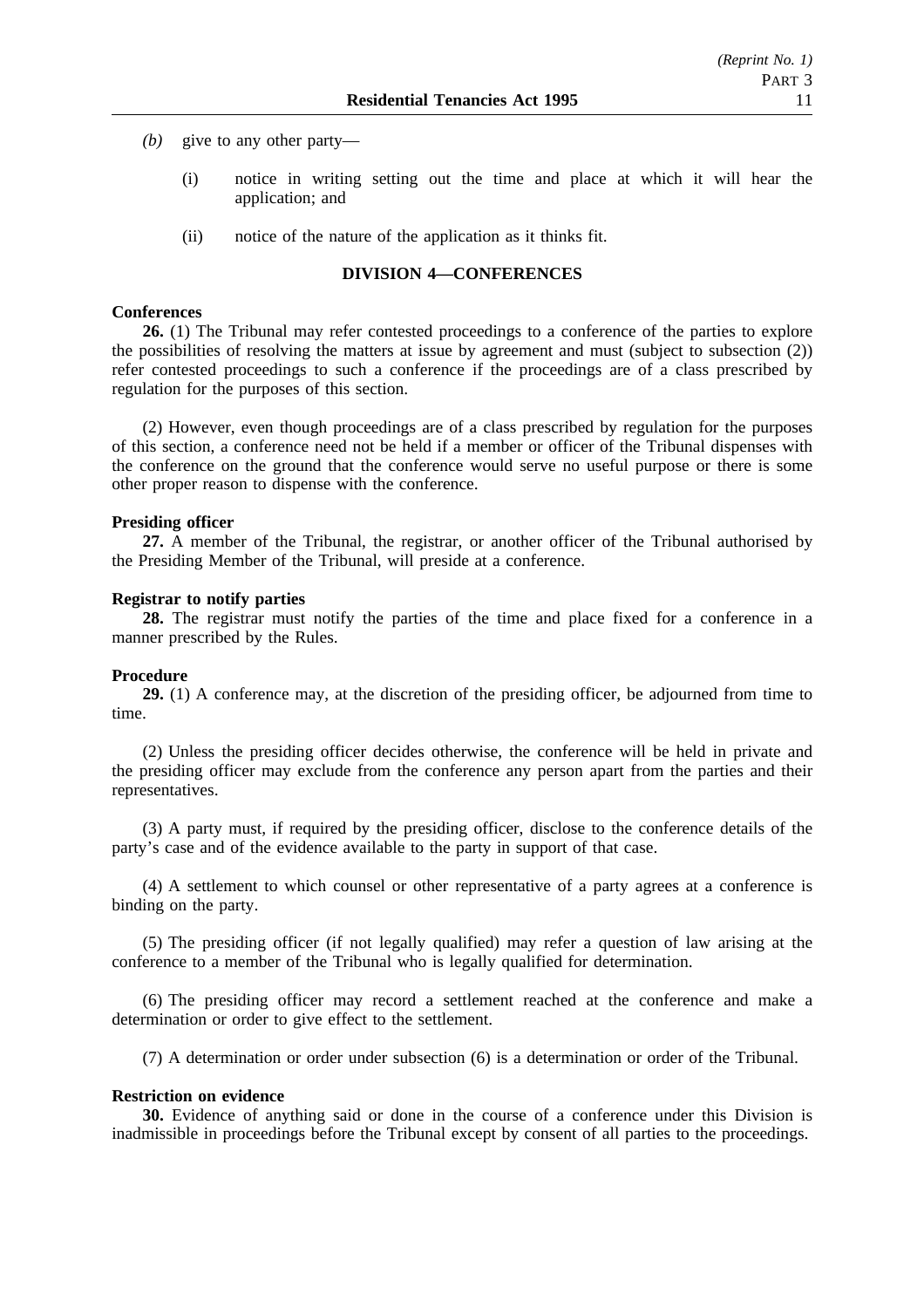*(b)* give to any other party—

(i) notice in writing setting out the time and place at which it will hear the application; and

(ii) notice of the nature of the application as it thinks fit.

## DIVISION 4—CONFERENCES

**Conferences**

**26.** (1) The Tribunal may refer contested proceedings to a conference of the parties to explore the possibilities of resolving the matters at issue by agreement and must (subject to subsection (2)) refer contested proceedings to such a conference if the proceedings are of a class prescribed by regulation for the purposes of this section.

(2) However, even though proceedings are of a class prescribed by regulation for the purposes of this section, a conference need not be held if a member or officer of the Tribunal dispenses with the conference on the ground that the conference would serve no useful purpose or there is some other proper reason to dispense with the conference.

**Presiding officer**

**27.** A member of the Tribunal, the registrar, or another officer of the Tribunal authorised by the Presiding Member of the Tribunal, will preside at a conference.

**Registrar to notify parties**

**28.** The registrar must notify the parties of the time and place fixed for a conference in a manner prescribed by the Rules.

**Procedure**

**29.** (1) A conference may, at the discretion of the presiding officer, be adjourned from time to time.

(2) Unless the presiding officer decides otherwise, the conference will be held in private and the presiding officer may exclude from the conference any person apart from the parties and their representatives.

(3) A party must, if required by the presiding officer, disclose to the conference details of the party's case and of the evidence available to the party in support of that case.

(4) A settlement to which counsel or other representative of a party agrees at a conference is binding on the party.

(5) The presiding officer (if not legally qualified) may refer a question of law arising at the conference to a member of the Tribunal who is legally qualified for determination.

(6) The presiding officer may record a settlement reached at the conference and make a determination or order to give effect to the settlement.

(7) A determination or order under subsection (6) is a determination or order of the Tribunal.

**Restriction on evidence**

**30.** Evidence of anything said or done in the course of a conference under this Division is inadmissible in proceedings before the Tribunal except by consent of all parties to the proceedings.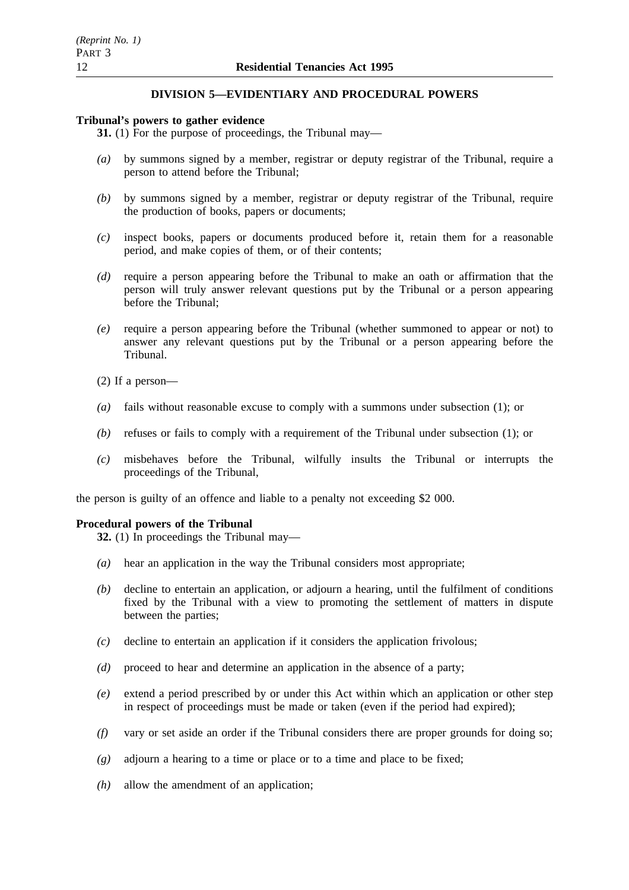## DIVISION 5—EVIDENTIARY AND PROCEDURAL POWERS

**Tribunal's powers to gather evidence**

**31.** (1) For the purpose of proceedings, the Tribunal may—

*(a)* by summons signed by a member, registrar or deputy registrar of the Tribunal, require a person to attend before the Tribunal;

*(b)* by summons signed by a member, registrar or deputy registrar of the Tribunal, require the production of books, papers or documents;

*(c)* inspect books, papers or documents produced before it, retain them for a reasonable period, and make copies of them, or of their contents;

*(d)* require a person appearing before the Tribunal to make an oath or affirmation that the person will truly answer relevant questions put by the Tribunal or a person appearing before the Tribunal;

*(e)* require a person appearing before the Tribunal (whether summoned to appear or not) to answer any relevant questions put by the Tribunal or a person appearing before the Tribunal.

(2) If a person—

*(a)* fails without reasonable excuse to comply with a summons under subsection (1); or

*(b)* refuses or fails to comply with a requirement of the Tribunal under subsection (1); or

*(c)* misbehaves before the Tribunal, wilfully insults the Tribunal or interrupts the proceedings of the Tribunal,

the person is guilty of an offence and liable to a penalty not exceeding $2 000.

**Procedural powers of the Tribunal**

**32.** (1) In proceedings the Tribunal may—

*(a)* hear an application in the way the Tribunal considers most appropriate;

*(b)* decline to entertain an application, or adjourn a hearing, until the fulfilment of conditions fixed by the Tribunal with a view to promoting the settlement of matters in dispute between the parties;

*(c)* decline to entertain an application if it considers the application frivolous;

*(d)* proceed to hear and determine an application in the absence of a party;

*(e)* extend a period prescribed by or under this Act within which an application or other step in respect of proceedings must be made or taken (even if the period had expired);

*(f)* vary or set aside an order if the Tribunal considers there are proper grounds for doing so;

*(g)* adjourn a hearing to a time or place or to a time and place to be fixed;

*(h)* allow the amendment of an application;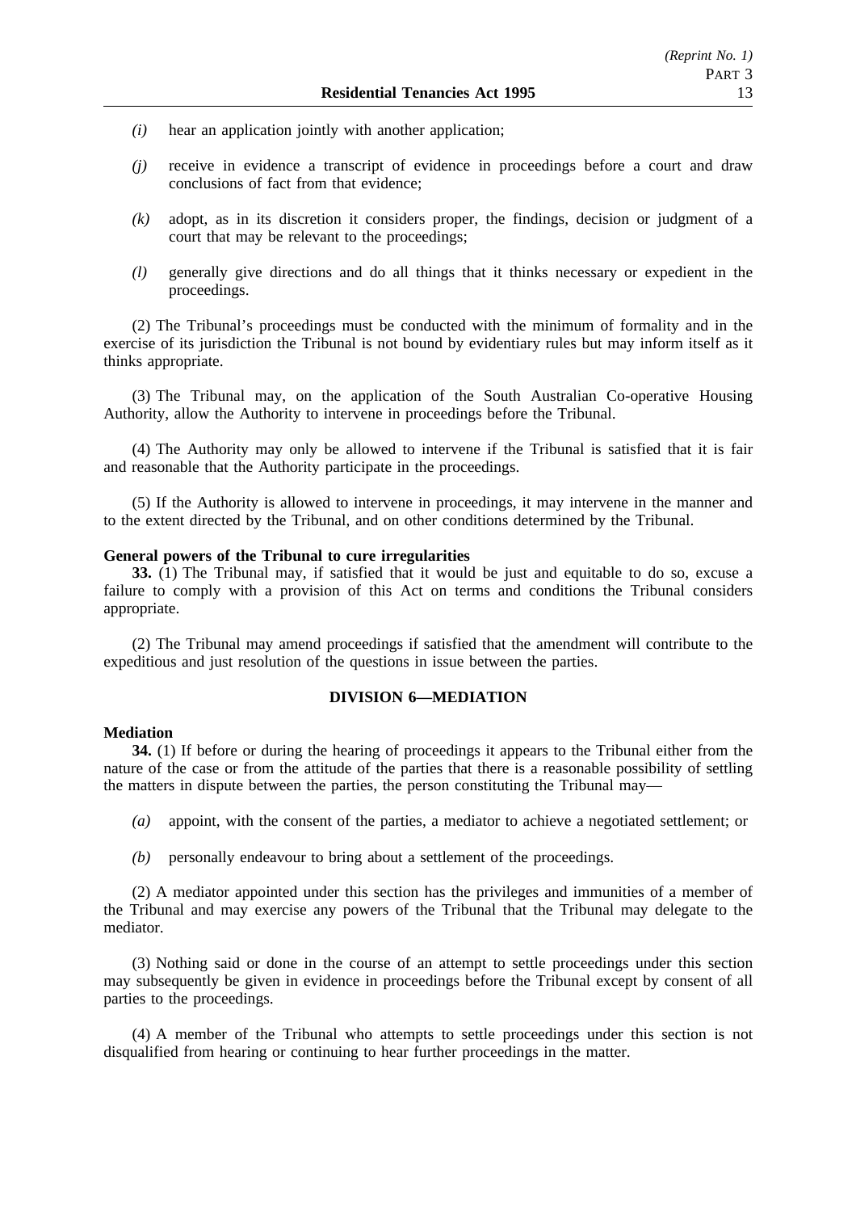*(i)* hear an application jointly with another application;

*(j)* receive in evidence a transcript of evidence in proceedings before a court and draw conclusions of fact from that evidence;

*(k)* adopt, as in its discretion it considers proper, the findings, decision or judgment of a court that may be relevant to the proceedings;

*(l)* generally give directions and do all things that it thinks necessary or expedient in the proceedings.

(2) The Tribunal's proceedings must be conducted with the minimum of formality and in the exercise of its jurisdiction the Tribunal is not bound by evidentiary rules but may inform itself as it thinks appropriate.

(3) The Tribunal may, on the application of the South Australian Co-operative Housing Authority, allow the Authority to intervene in proceedings before the Tribunal.

(4) The Authority may only be allowed to intervene if the Tribunal is satisfied that it is fair and reasonable that the Authority participate in the proceedings.

(5) If the Authority is allowed to intervene in proceedings, it may intervene in the manner and to the extent directed by the Tribunal, and on other conditions determined by the Tribunal.

**General powers of the Tribunal to cure irregularities**

**33.** (1) The Tribunal may, if satisfied that it would be just and equitable to do so, excuse a failure to comply with a provision of this Act on terms and conditions the Tribunal considers appropriate.

(2) The Tribunal may amend proceedings if satisfied that the amendment will contribute to the expeditious and just resolution of the questions in issue between the parties.

## DIVISION 6—MEDIATION

**Mediation**

**34.** (1) If before or during the hearing of proceedings it appears to the Tribunal either from the nature of the case or from the attitude of the parties that there is a reasonable possibility of settling the matters in dispute between the parties, the person constituting the Tribunal may—

*(a)* appoint, with the consent of the parties, a mediator to achieve a negotiated settlement; or

*(b)* personally endeavour to bring about a settlement of the proceedings.

(2) A mediator appointed under this section has the privileges and immunities of a member of the Tribunal and may exercise any powers of the Tribunal that the Tribunal may delegate to the mediator.

(3) Nothing said or done in the course of an attempt to settle proceedings under this section may subsequently be given in evidence in proceedings before the Tribunal except by consent of all parties to the proceedings.

(4) A member of the Tribunal who attempts to settle proceedings under this section is not disqualified from hearing or continuing to hear further proceedings in the matter.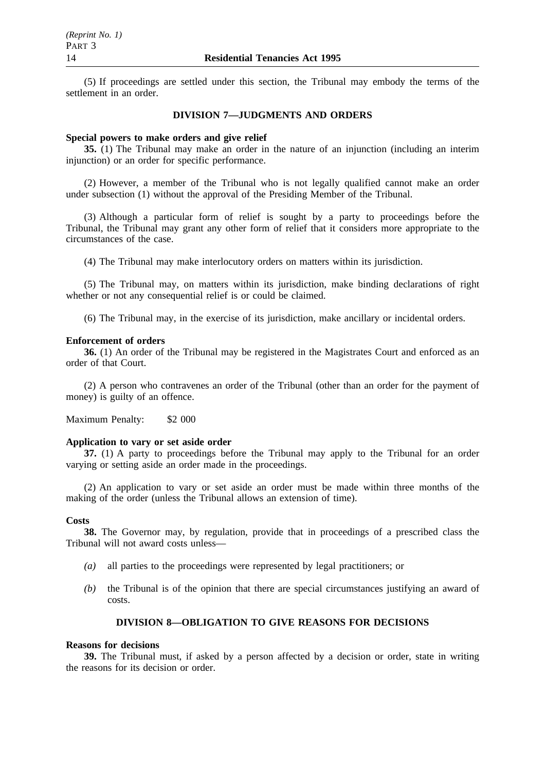(5) If proceedings are settled under this section, the Tribunal may embody the terms of the settlement in an order.

## DIVISION 7—JUDGMENTS AND ORDERS

**Special powers to make orders and give relief**

**35.** (1) The Tribunal may make an order in the nature of an injunction (including an interim injunction) or an order for specific performance.

(2) However, a member of the Tribunal who is not legally qualified cannot make an order under subsection (1) without the approval of the Presiding Member of the Tribunal.

(3) Although a particular form of relief is sought by a party to proceedings before the Tribunal, the Tribunal may grant any other form of relief that it considers more appropriate to the circumstances of the case.

(4) The Tribunal may make interlocutory orders on matters within its jurisdiction.

(5) The Tribunal may, on matters within its jurisdiction, make binding declarations of right whether or not any consequential relief is or could be claimed.

(6) The Tribunal may, in the exercise of its jurisdiction, make ancillary or incidental orders.

**Enforcement of orders**

**36.** (1) An order of the Tribunal may be registered in the Magistrates Court and enforced as an order of that Court.

(2) A person who contravenes an order of the Tribunal (other than an order for the payment of money) is guilty of an offence.

Maximum Penalty: $2 000

**Application to vary or set aside order**

**37.** (1) A party to proceedings before the Tribunal may apply to the Tribunal for an order varying or setting aside an order made in the proceedings.

(2) An application to vary or set aside an order must be made within three months of the making of the order (unless the Tribunal allows an extension of time).

**Costs**

**38.** The Governor may, by regulation, provide that in proceedings of a prescribed class the Tribunal will not award costs unless—

*(a)* all parties to the proceedings were represented by legal practitioners; or

*(b)* the Tribunal is of the opinion that there are special circumstances justifying an award of costs.

## DIVISION 8—OBLIGATION TO GIVE REASONS FOR DECISIONS

**Reasons for decisions**

**39.** The Tribunal must, if asked by a person affected by a decision or order, state in writing the reasons for its decision or order.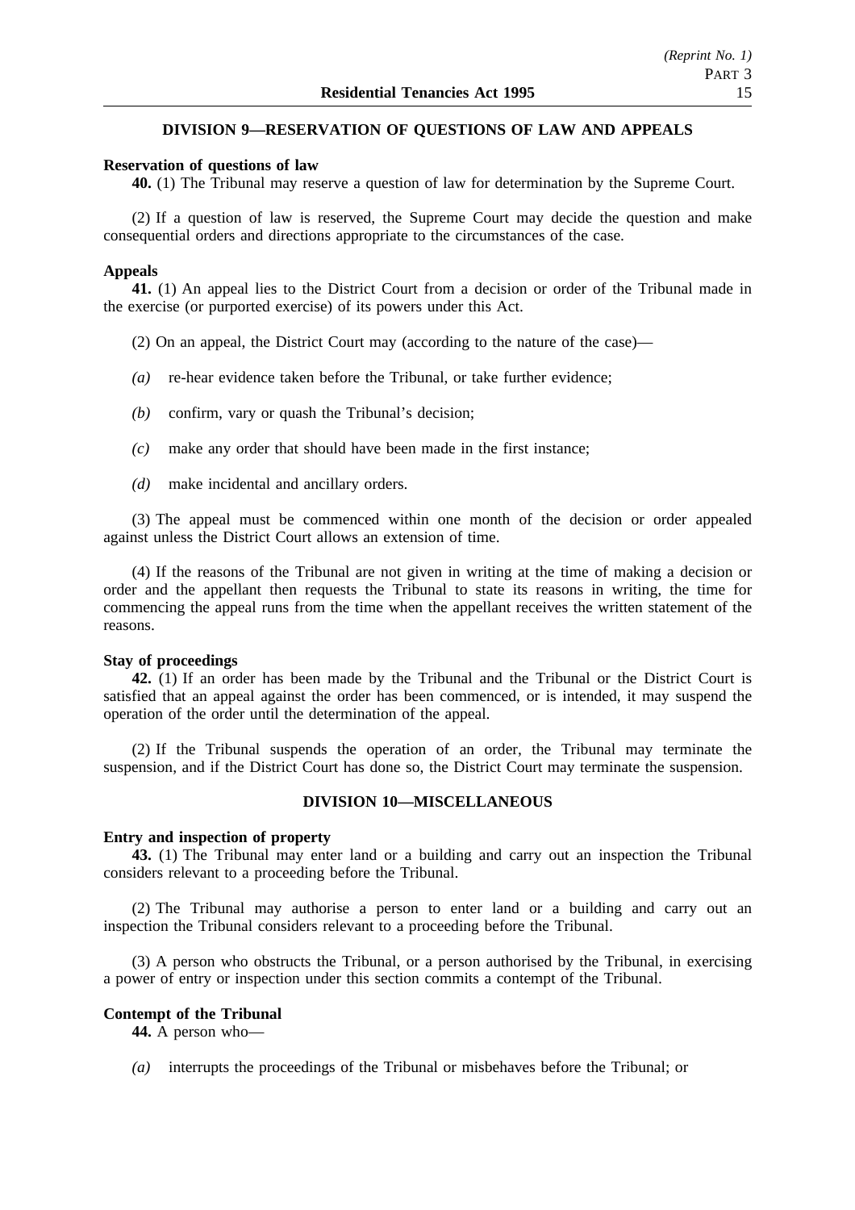## DIVISION 9—RESERVATION OF QUESTIONS OF LAW AND APPEALS

**Reservation of questions of law**

**40.** (1) The Tribunal may reserve a question of law for determination by the Supreme Court.

(2) If a question of law is reserved, the Supreme Court may decide the question and make consequential orders and directions appropriate to the circumstances of the case.

**Appeals**

**41.** (1) An appeal lies to the District Court from a decision or order of the Tribunal made in the exercise (or purported exercise) of its powers under this Act.

(2) On an appeal, the District Court may (according to the nature of the case)—

*(a)* re-hear evidence taken before the Tribunal, or take further evidence;

*(b)* confirm, vary or quash the Tribunal's decision;

*(c)* make any order that should have been made in the first instance;

*(d)* make incidental and ancillary orders.

(3) The appeal must be commenced within one month of the decision or order appealed against unless the District Court allows an extension of time.

(4) If the reasons of the Tribunal are not given in writing at the time of making a decision or order and the appellant then requests the Tribunal to state its reasons in writing, the time for commencing the appeal runs from the time when the appellant receives the written statement of the reasons.

**Stay of proceedings**

**42.** (1) If an order has been made by the Tribunal and the Tribunal or the District Court is satisfied that an appeal against the order has been commenced, or is intended, it may suspend the operation of the order until the determination of the appeal.

(2) If the Tribunal suspends the operation of an order, the Tribunal may terminate the suspension, and if the District Court has done so, the District Court may terminate the suspension.

## DIVISION 10—MISCELLANEOUS

**Entry and inspection of property**

**43.** (1) The Tribunal may enter land or a building and carry out an inspection the Tribunal considers relevant to a proceeding before the Tribunal.

(2) The Tribunal may authorise a person to enter land or a building and carry out an inspection the Tribunal considers relevant to a proceeding before the Tribunal.

(3) A person who obstructs the Tribunal, or a person authorised by the Tribunal, in exercising a power of entry or inspection under this section commits a contempt of the Tribunal.

**Contempt of the Tribunal**

**44.** A person who—

*(a)* interrupts the proceedings of the Tribunal or misbehaves before the Tribunal; or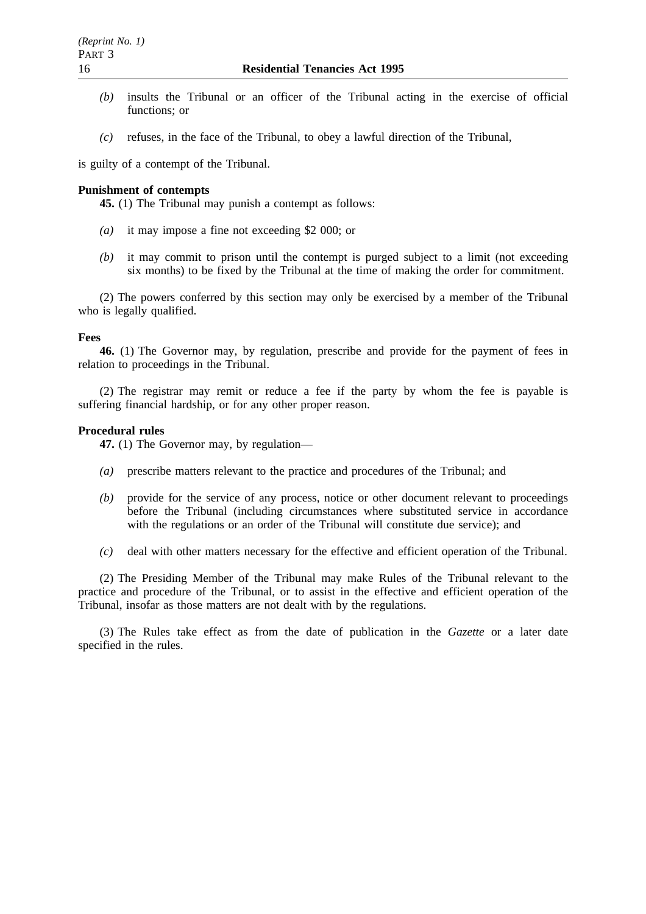*(b)* insults the Tribunal or an officer of the Tribunal acting in the exercise of official functions; or

*(c)* refuses, in the face of the Tribunal, to obey a lawful direction of the Tribunal,

is guilty of a contempt of the Tribunal.

**Punishment of contempts**

**45.** (1) The Tribunal may punish a contempt as follows:

*(a)* it may impose a fine not exceeding $2 000; or

*(b)* it may commit to prison until the contempt is purged subject to a limit (not exceeding six months) to be fixed by the Tribunal at the time of making the order for commitment.

(2) The powers conferred by this section may only be exercised by a member of the Tribunal who is legally qualified.

**Fees**

**46.** (1) The Governor may, by regulation, prescribe and provide for the payment of fees in relation to proceedings in the Tribunal.

(2) The registrar may remit or reduce a fee if the party by whom the fee is payable is suffering financial hardship, or for any other proper reason.

**Procedural rules**

**47.** (1) The Governor may, by regulation—

*(a)* prescribe matters relevant to the practice and procedures of the Tribunal; and

*(b)* provide for the service of any process, notice or other document relevant to proceedings before the Tribunal (including circumstances where substituted service in accordance with the regulations or an order of the Tribunal will constitute due service); and

*(c)* deal with other matters necessary for the effective and efficient operation of the Tribunal.

(2) The Presiding Member of the Tribunal may make Rules of the Tribunal relevant to the practice and procedure of the Tribunal, or to assist in the effective and efficient operation of the Tribunal, insofar as those matters are not dealt with by the regulations.

(3) The Rules take effect as from the date of publication in the *Gazette* or a later date specified in the rules.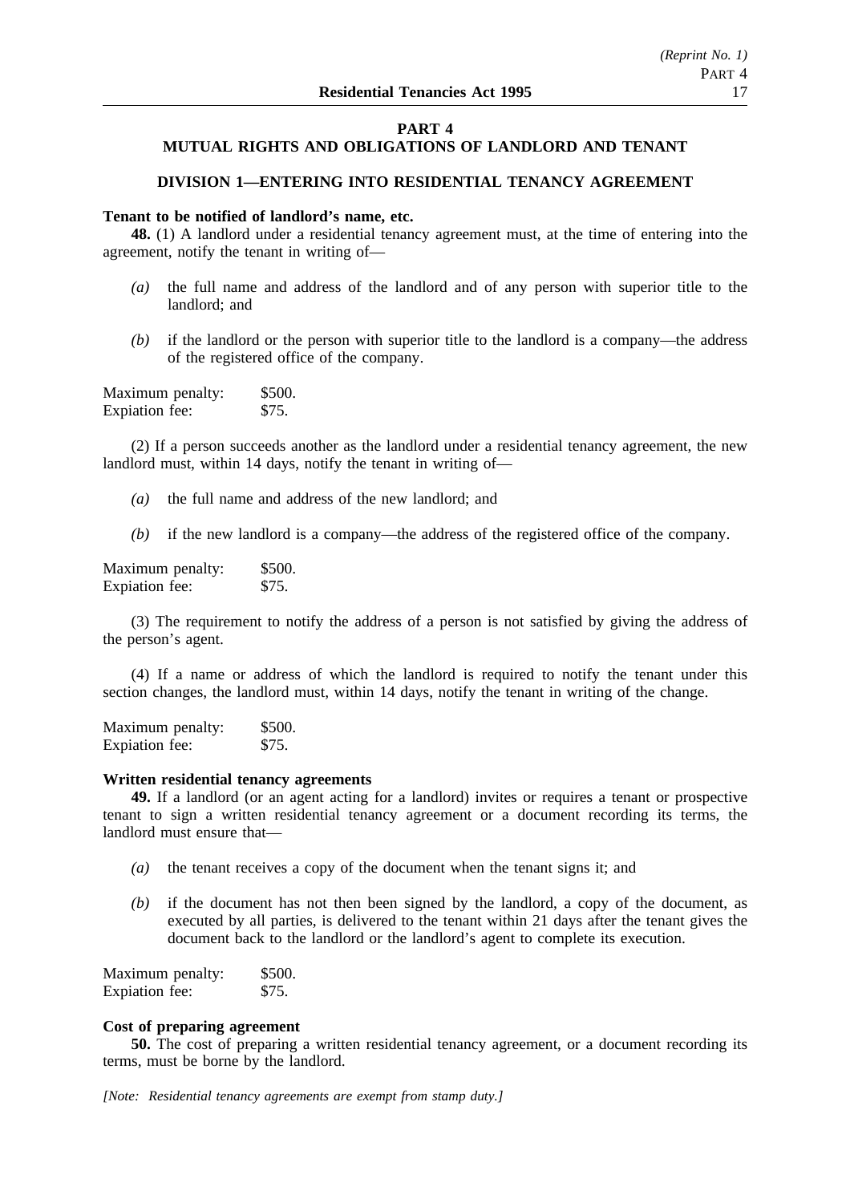## PART 4
## MUTUAL RIGHTS AND OBLIGATIONS OF LANDLORD AND TENANT

### DIVISION 1—ENTERING INTO RESIDENTIAL TENANCY AGREEMENT

**Tenant to be notified of landlord's name, etc.**

**48.** (1) A landlord under a residential tenancy agreement must, at the time of entering into the agreement, notify the tenant in writing of—

*(a)* the full name and address of the landlord and of any person with superior title to the landlord; and

*(b)* if the landlord or the person with superior title to the landlord is a company—the address of the registered office of the company.

Maximum penalty: $500.
Expiation fee: $75.

(2) If a person succeeds another as the landlord under a residential tenancy agreement, the new landlord must, within 14 days, notify the tenant in writing of—

*(a)* the full name and address of the new landlord; and

*(b)* if the new landlord is a company—the address of the registered office of the company.

Maximum penalty: $500.
Expiation fee: $75.

(3) The requirement to notify the address of a person is not satisfied by giving the address of the person's agent.

(4) If a name or address of which the landlord is required to notify the tenant under this section changes, the landlord must, within 14 days, notify the tenant in writing of the change.

Maximum penalty: $500.
Expiation fee: $75.

**Written residential tenancy agreements**

**49.** If a landlord (or an agent acting for a landlord) invites or requires a tenant or prospective tenant to sign a written residential tenancy agreement or a document recording its terms, the landlord must ensure that—

*(a)* the tenant receives a copy of the document when the tenant signs it; and

*(b)* if the document has not then been signed by the landlord, a copy of the document, as executed by all parties, is delivered to the tenant within 21 days after the tenant gives the document back to the landlord or the landlord's agent to complete its execution.

Maximum penalty: $500.
Expiation fee: $75.

**Cost of preparing agreement**

**50.** The cost of preparing a written residential tenancy agreement, or a document recording its terms, must be borne by the landlord.

*[Note: Residential tenancy agreements are exempt from stamp duty.]*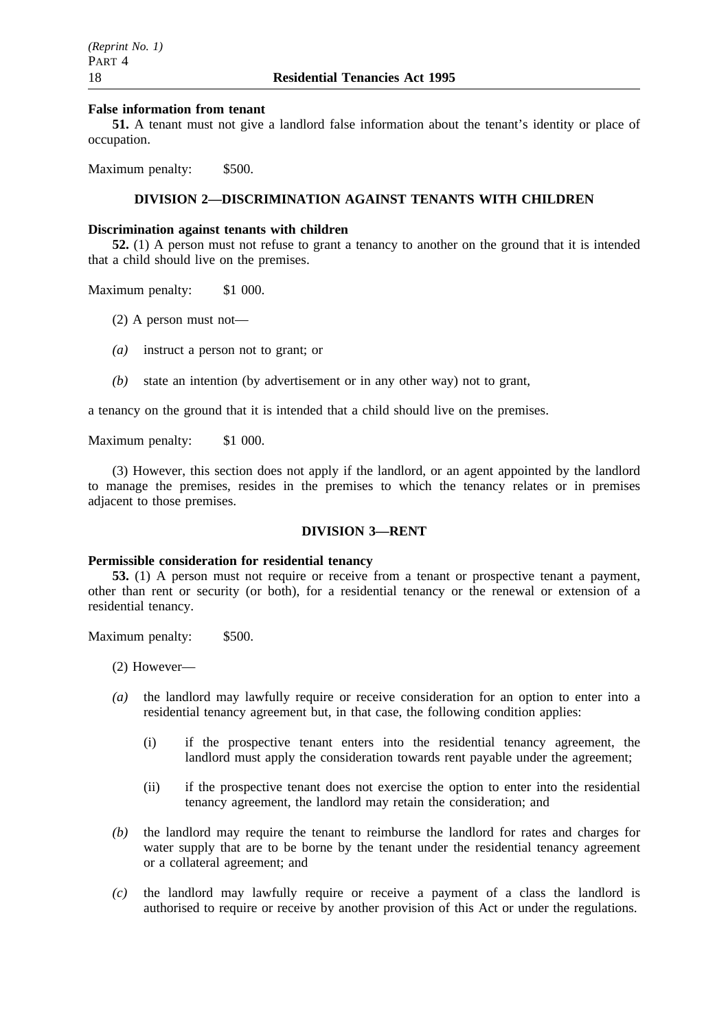**False information from tenant**

**51.** A tenant must not give a landlord false information about the tenant's identity or place of occupation.

Maximum penalty: $500.

## DIVISION 2—DISCRIMINATION AGAINST TENANTS WITH CHILDREN

**Discrimination against tenants with children**

**52.** (1) A person must not refuse to grant a tenancy to another on the ground that it is intended that a child should live on the premises.

Maximum penalty: $1 000.

(2) A person must not—

*(a)* instruct a person not to grant; or

*(b)* state an intention (by advertisement or in any other way) not to grant,

a tenancy on the ground that it is intended that a child should live on the premises.

Maximum penalty: $1 000.

(3) However, this section does not apply if the landlord, or an agent appointed by the landlord to manage the premises, resides in the premises to which the tenancy relates or in premises adjacent to those premises.

## DIVISION 3—RENT

**Permissible consideration for residential tenancy**

**53.** (1) A person must not require or receive from a tenant or prospective tenant a payment, other than rent or security (or both), for a residential tenancy or the renewal or extension of a residential tenancy.

Maximum penalty: $500.

(2) However—

*(a)* the landlord may lawfully require or receive consideration for an option to enter into a residential tenancy agreement but, in that case, the following condition applies:

(i) if the prospective tenant enters into the residential tenancy agreement, the landlord must apply the consideration towards rent payable under the agreement;

(ii) if the prospective tenant does not exercise the option to enter into the residential tenancy agreement, the landlord may retain the consideration; and

*(b)* the landlord may require the tenant to reimburse the landlord for rates and charges for water supply that are to be borne by the tenant under the residential tenancy agreement or a collateral agreement; and

*(c)* the landlord may lawfully require or receive a payment of a class the landlord is authorised to require or receive by another provision of this Act or under the regulations.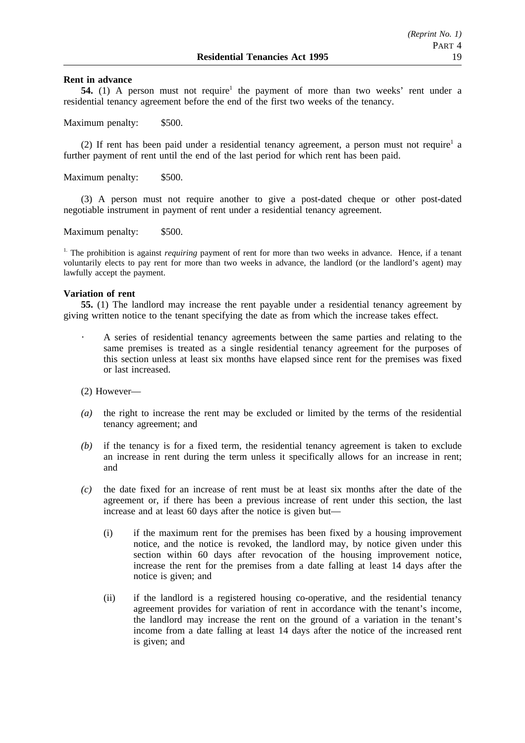**Rent in advance**

**54.** (1) A person must not require[1] the payment of more than two weeks' rent under a residential tenancy agreement before the end of the first two weeks of the tenancy.

Maximum penalty: $500.

(2) If rent has been paid under a residential tenancy agreement, a person must not require[1] a further payment of rent until the end of the last period for which rent has been paid.

Maximum penalty: $500.

(3) A person must not require another to give a post-dated cheque or other post-dated negotiable instrument in payment of rent under a residential tenancy agreement.

Maximum penalty: $500.

[1] The prohibition is against *requiring* payment of rent for more than two weeks in advance. Hence, if a tenant voluntarily elects to pay rent for more than two weeks in advance, the landlord (or the landlord's agent) may lawfully accept the payment.

**Variation of rent**

**55.** (1) The landlord may increase the rent payable under a residential tenancy agreement by giving written notice to the tenant specifying the date as from which the increase takes effect.

- A series of residential tenancy agreements between the same parties and relating to the same premises is treated as a single residential tenancy agreement for the purposes of this section unless at least six months have elapsed since rent for the premises was fixed or last increased.

(2) However—

*(a)* the right to increase the rent may be excluded or limited by the terms of the residential tenancy agreement; and

*(b)* if the tenancy is for a fixed term, the residential tenancy agreement is taken to exclude an increase in rent during the term unless it specifically allows for an increase in rent; and

*(c)* the date fixed for an increase of rent must be at least six months after the date of the agreement or, if there has been a previous increase of rent under this section, the last increase and at least 60 days after the notice is given but—

(i) if the maximum rent for the premises has been fixed by a housing improvement notice, and the notice is revoked, the landlord may, by notice given under this section within 60 days after revocation of the housing improvement notice, increase the rent for the premises from a date falling at least 14 days after the notice is given; and

(ii) if the landlord is a registered housing co-operative, and the residential tenancy agreement provides for variation of rent in accordance with the tenant's income, the landlord may increase the rent on the ground of a variation in the tenant's income from a date falling at least 14 days after the notice of the increased rent is given; and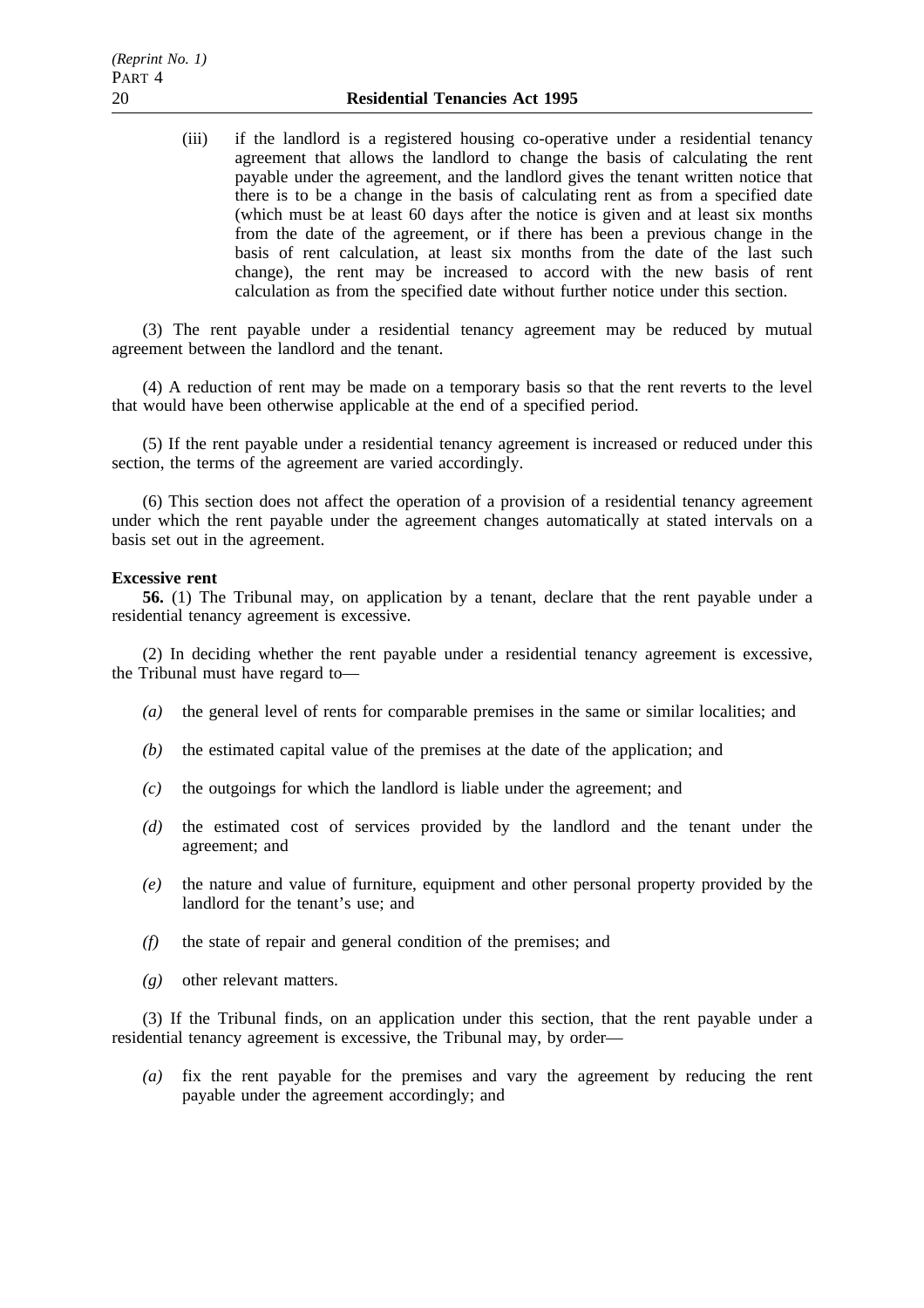(iii) if the landlord is a registered housing co-operative under a residential tenancy agreement that allows the landlord to change the basis of calculating the rent payable under the agreement, and the landlord gives the tenant written notice that there is to be a change in the basis of calculating rent as from a specified date (which must be at least 60 days after the notice is given and at least six months from the date of the agreement, or if there has been a previous change in the basis of rent calculation, at least six months from the date of the last such change), the rent may be increased to accord with the new basis of rent calculation as from the specified date without further notice under this section.

(3) The rent payable under a residential tenancy agreement may be reduced by mutual agreement between the landlord and the tenant.

(4) A reduction of rent may be made on a temporary basis so that the rent reverts to the level that would have been otherwise applicable at the end of a specified period.

(5) If the rent payable under a residential tenancy agreement is increased or reduced under this section, the terms of the agreement are varied accordingly.

(6) This section does not affect the operation of a provision of a residential tenancy agreement under which the rent payable under the agreement changes automatically at stated intervals on a basis set out in the agreement.

**Excessive rent**

**56.** (1) The Tribunal may, on application by a tenant, declare that the rent payable under a residential tenancy agreement is excessive.

(2) In deciding whether the rent payable under a residential tenancy agreement is excessive, the Tribunal must have regard to—

*(a)* the general level of rents for comparable premises in the same or similar localities; and

*(b)* the estimated capital value of the premises at the date of the application; and

*(c)* the outgoings for which the landlord is liable under the agreement; and

*(d)* the estimated cost of services provided by the landlord and the tenant under the agreement; and

*(e)* the nature and value of furniture, equipment and other personal property provided by the landlord for the tenant's use; and

*(f)* the state of repair and general condition of the premises; and

*(g)* other relevant matters.

(3) If the Tribunal finds, on an application under this section, that the rent payable under a residential tenancy agreement is excessive, the Tribunal may, by order—

*(a)* fix the rent payable for the premises and vary the agreement by reducing the rent payable under the agreement accordingly; and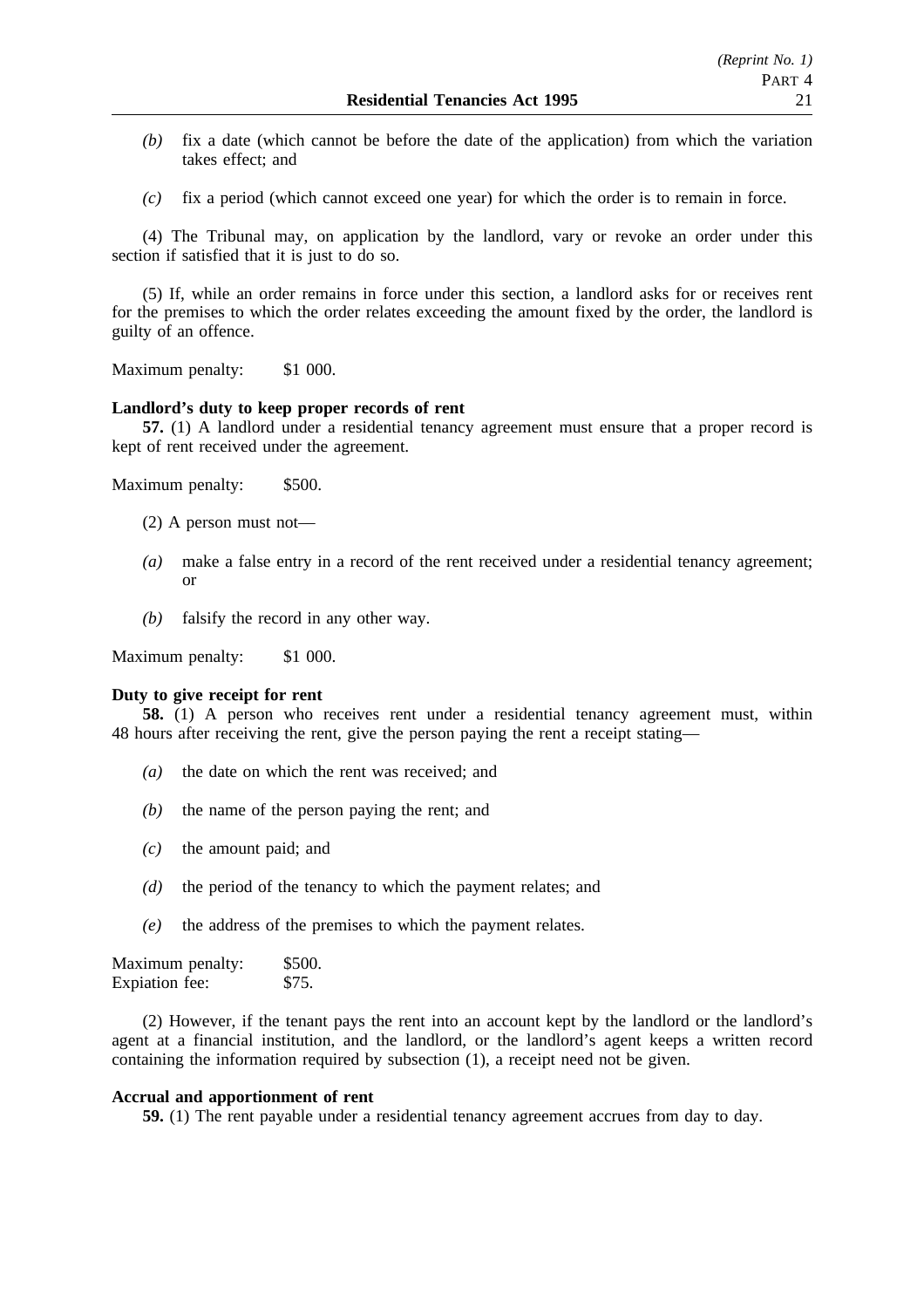*(b)* fix a date (which cannot be before the date of the application) from which the variation takes effect; and

*(c)* fix a period (which cannot exceed one year) for which the order is to remain in force.

(4) The Tribunal may, on application by the landlord, vary or revoke an order under this section if satisfied that it is just to do so.

(5) If, while an order remains in force under this section, a landlord asks for or receives rent for the premises to which the order relates exceeding the amount fixed by the order, the landlord is guilty of an offence.

Maximum penalty: $1 000.

**Landlord's duty to keep proper records of rent**

**57.** (1) A landlord under a residential tenancy agreement must ensure that a proper record is kept of rent received under the agreement.

Maximum penalty: $500.

(2) A person must not—

*(a)* make a false entry in a record of the rent received under a residential tenancy agreement; or

*(b)* falsify the record in any other way.

Maximum penalty: $1 000.

**Duty to give receipt for rent**

**58.** (1) A person who receives rent under a residential tenancy agreement must, within 48 hours after receiving the rent, give the person paying the rent a receipt stating—

*(a)* the date on which the rent was received; and

*(b)* the name of the person paying the rent; and

*(c)* the amount paid; and

*(d)* the period of the tenancy to which the payment relates; and

*(e)* the address of the premises to which the payment relates.

Maximum penalty: $500.
Expiation fee: $75.

(2) However, if the tenant pays the rent into an account kept by the landlord or the landlord's agent at a financial institution, and the landlord, or the landlord's agent keeps a written record containing the information required by subsection (1), a receipt need not be given.

**Accrual and apportionment of rent**

**59.** (1) The rent payable under a residential tenancy agreement accrues from day to day.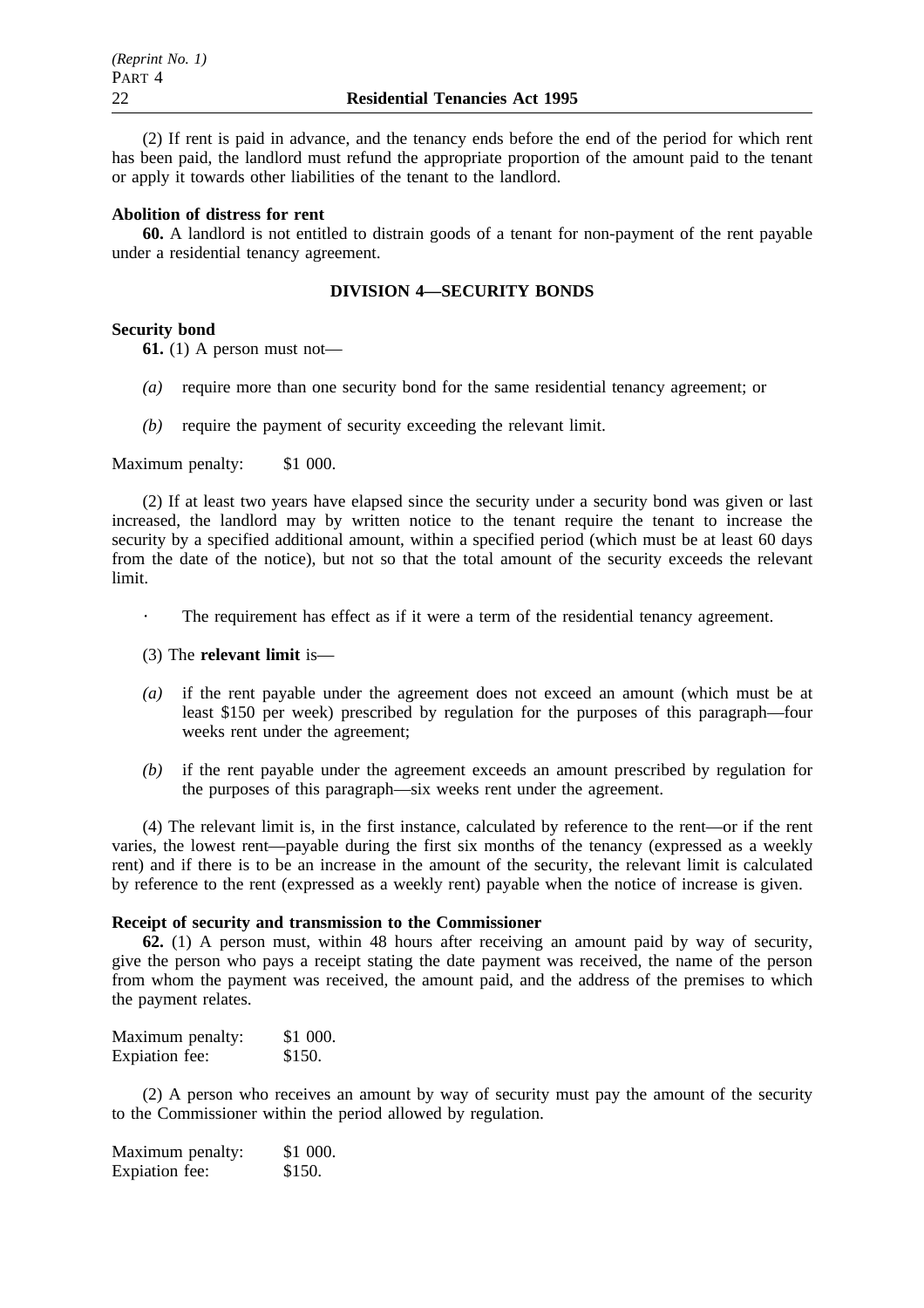(2) If rent is paid in advance, and the tenancy ends before the end of the period for which rent has been paid, the landlord must refund the appropriate proportion of the amount paid to the tenant or apply it towards other liabilities of the tenant to the landlord.

**Abolition of distress for rent**

**60.** A landlord is not entitled to distrain goods of a tenant for non-payment of the rent payable under a residential tenancy agreement.

## DIVISION 4—SECURITY BONDS

**Security bond**

**61.** (1) A person must not—

*(a)* require more than one security bond for the same residential tenancy agreement; or

*(b)* require the payment of security exceeding the relevant limit.

Maximum penalty: $1 000.

(2) If at least two years have elapsed since the security under a security bond was given or last increased, the landlord may by written notice to the tenant require the tenant to increase the security by a specified additional amount, within a specified period (which must be at least 60 days from the date of the notice), but not so that the total amount of the security exceeds the relevant limit.

· The requirement has effect as if it were a term of the residential tenancy agreement.

(3) The **relevant limit** is—

*(a)* if the rent payable under the agreement does not exceed an amount (which must be at least $150 per week) prescribed by regulation for the purposes of this paragraph—four weeks rent under the agreement;

*(b)* if the rent payable under the agreement exceeds an amount prescribed by regulation for the purposes of this paragraph—six weeks rent under the agreement.

(4) The relevant limit is, in the first instance, calculated by reference to the rent—or if the rent varies, the lowest rent—payable during the first six months of the tenancy (expressed as a weekly rent) and if there is to be an increase in the amount of the security, the relevant limit is calculated by reference to the rent (expressed as a weekly rent) payable when the notice of increase is given.

**Receipt of security and transmission to the Commissioner**

**62.** (1) A person must, within 48 hours after receiving an amount paid by way of security, give the person who pays a receipt stating the date payment was received, the name of the person from whom the payment was received, the amount paid, and the address of the premises to which the payment relates.

Maximum penalty: $1 000.
Expiation fee: $150.

(2) A person who receives an amount by way of security must pay the amount of the security to the Commissioner within the period allowed by regulation.

Maximum penalty: $1 000.
Expiation fee: $150.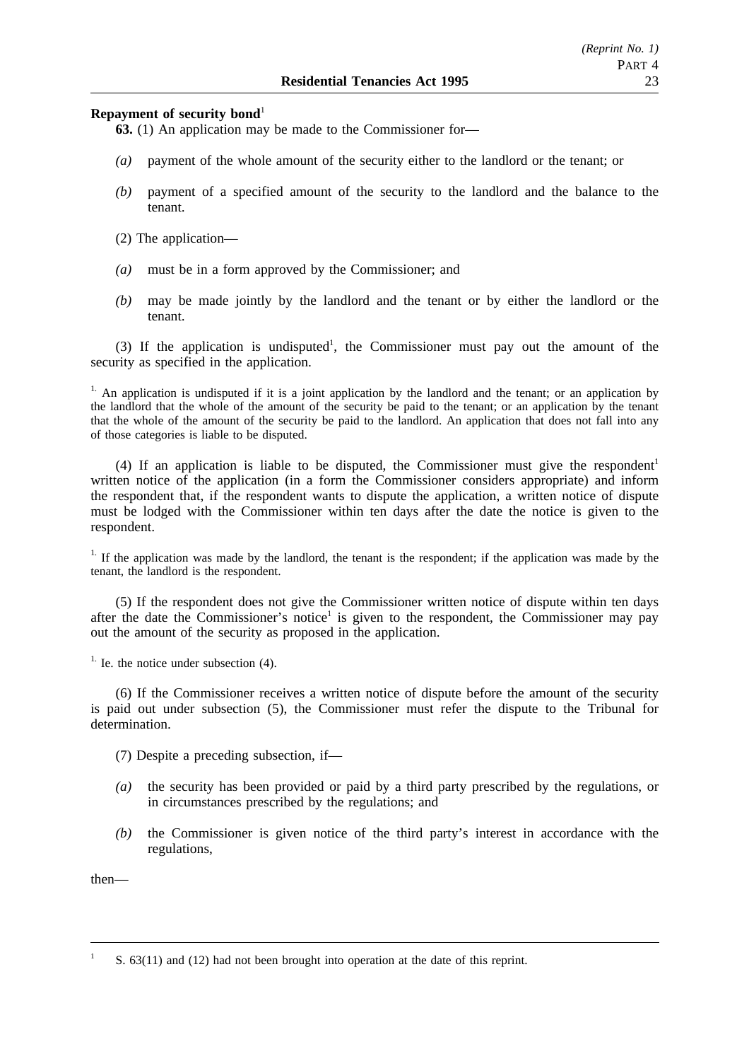**Repayment of security bond**[1]

**63.** (1) An application may be made to the Commissioner for—

*(a)* payment of the whole amount of the security either to the landlord or the tenant; or

*(b)* payment of a specified amount of the security to the landlord and the balance to the tenant.

(2) The application—

*(a)* must be in a form approved by the Commissioner; and

*(b)* may be made jointly by the landlord and the tenant or by either the landlord or the tenant.

(3) If the application is undisputed[1], the Commissioner must pay out the amount of the security as specified in the application.

[1.] An application is undisputed if it is a joint application by the landlord and the tenant; or an application by the landlord that the whole of the amount of the security be paid to the tenant; or an application by the tenant that the whole of the amount of the security be paid to the landlord. An application that does not fall into any of those categories is liable to be disputed.

(4) If an application is liable to be disputed, the Commissioner must give the respondent[1] written notice of the application (in a form the Commissioner considers appropriate) and inform the respondent that, if the respondent wants to dispute the application, a written notice of dispute must be lodged with the Commissioner within ten days after the date the notice is given to the respondent.

[1.] If the application was made by the landlord, the tenant is the respondent; if the application was made by the tenant, the landlord is the respondent.

(5) If the respondent does not give the Commissioner written notice of dispute within ten days after the date the Commissioner's notice[1] is given to the respondent, the Commissioner may pay out the amount of the security as proposed in the application.

[1.] Ie. the notice under subsection (4).

(6) If the Commissioner receives a written notice of dispute before the amount of the security is paid out under subsection (5), the Commissioner must refer the dispute to the Tribunal for determination.

(7) Despite a preceding subsection, if—

*(a)* the security has been provided or paid by a third party prescribed by the regulations, or in circumstances prescribed by the regulations; and

*(b)* the Commissioner is given notice of the third party's interest in accordance with the regulations,

then—

---

[1] S. 63(11) and (12) had not been brought into operation at the date of this reprint.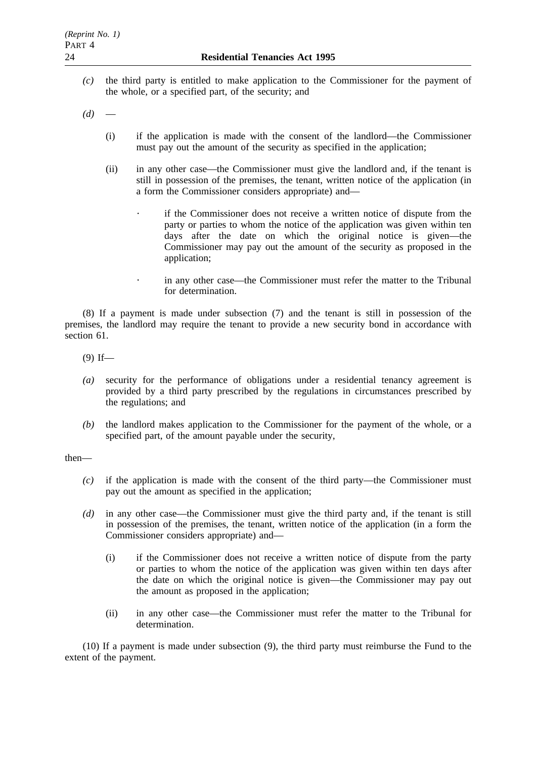*(c)* the third party is entitled to make application to the Commissioner for the payment of the whole, or a specified part, of the security; and

*(d)* —

(i) if the application is made with the consent of the landlord—the Commissioner must pay out the amount of the security as specified in the application;

(ii) in any other case—the Commissioner must give the landlord and, if the tenant is still in possession of the premises, the tenant, written notice of the application (in a form the Commissioner considers appropriate) and—

- if the Commissioner does not receive a written notice of dispute from the party or parties to whom the notice of the application was given within ten days after the date on which the original notice is given—the Commissioner may pay out the amount of the security as proposed in the application;
- in any other case—the Commissioner must refer the matter to the Tribunal for determination.

(8) If a payment is made under subsection (7) and the tenant is still in possession of the premises, the landlord may require the tenant to provide a new security bond in accordance with section 61.

(9) If—

*(a)* security for the performance of obligations under a residential tenancy agreement is provided by a third party prescribed by the regulations in circumstances prescribed by the regulations; and

*(b)* the landlord makes application to the Commissioner for the payment of the whole, or a specified part, of the amount payable under the security,

then—

*(c)* if the application is made with the consent of the third party—the Commissioner must pay out the amount as specified in the application;

*(d)* in any other case—the Commissioner must give the third party and, if the tenant is still in possession of the premises, the tenant, written notice of the application (in a form the Commissioner considers appropriate) and—

(i) if the Commissioner does not receive a written notice of dispute from the party or parties to whom the notice of the application was given within ten days after the date on which the original notice is given—the Commissioner may pay out the amount as proposed in the application;

(ii) in any other case—the Commissioner must refer the matter to the Tribunal for determination.

(10) If a payment is made under subsection (9), the third party must reimburse the Fund to the extent of the payment.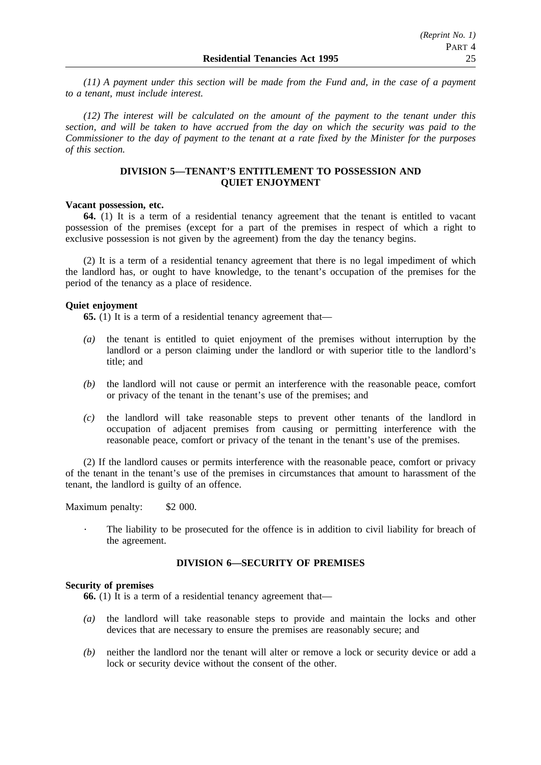*(11) A payment under this section will be made from the Fund and, in the case of a payment to a tenant, must include interest.*

*(12) The interest will be calculated on the amount of the payment to the tenant under this section, and will be taken to have accrued from the day on which the security was paid to the Commissioner to the day of payment to the tenant at a rate fixed by the Minister for the purposes of this section.*

## DIVISION 5—TENANT'S ENTITLEMENT TO POSSESSION AND QUIET ENJOYMENT

**Vacant possession, etc.**

**64.** (1) It is a term of a residential tenancy agreement that the tenant is entitled to vacant possession of the premises (except for a part of the premises in respect of which a right to exclusive possession is not given by the agreement) from the day the tenancy begins.

(2) It is a term of a residential tenancy agreement that there is no legal impediment of which the landlord has, or ought to have knowledge, to the tenant's occupation of the premises for the period of the tenancy as a place of residence.

**Quiet enjoyment**

**65.** (1) It is a term of a residential tenancy agreement that—

- *(a)* the tenant is entitled to quiet enjoyment of the premises without interruption by the landlord or a person claiming under the landlord or with superior title to the landlord's title; and
- *(b)* the landlord will not cause or permit an interference with the reasonable peace, comfort or privacy of the tenant in the tenant's use of the premises; and
- *(c)* the landlord will take reasonable steps to prevent other tenants of the landlord in occupation of adjacent premises from causing or permitting interference with the reasonable peace, comfort or privacy of the tenant in the tenant's use of the premises.

(2) If the landlord causes or permits interference with the reasonable peace, comfort or privacy of the tenant in the tenant's use of the premises in circumstances that amount to harassment of the tenant, the landlord is guilty of an offence.

Maximum penalty: $2 000.

- The liability to be prosecuted for the offence is in addition to civil liability for breach of the agreement.

## DIVISION 6—SECURITY OF PREMISES

**Security of premises**

**66.** (1) It is a term of a residential tenancy agreement that—

- *(a)* the landlord will take reasonable steps to provide and maintain the locks and other devices that are necessary to ensure the premises are reasonably secure; and
- *(b)* neither the landlord nor the tenant will alter or remove a lock or security device or add a lock or security device without the consent of the other.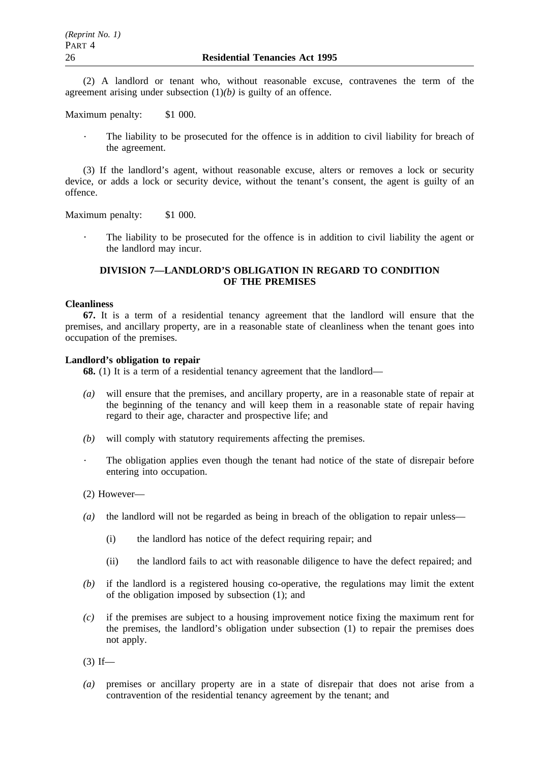(2) A landlord or tenant who, without reasonable excuse, contravenes the term of the agreement arising under subsection (1)*(b)* is guilty of an offence.

Maximum penalty: $1 000.

· The liability to be prosecuted for the offence is in addition to civil liability for breach of the agreement.

(3) If the landlord's agent, without reasonable excuse, alters or removes a lock or security device, or adds a lock or security device, without the tenant's consent, the agent is guilty of an offence.

Maximum penalty: $1 000.

· The liability to be prosecuted for the offence is in addition to civil liability the agent or the landlord may incur.

## DIVISION 7—LANDLORD'S OBLIGATION IN REGARD TO CONDITION OF THE PREMISES

**Cleanliness**

**67.** It is a term of a residential tenancy agreement that the landlord will ensure that the premises, and ancillary property, are in a reasonable state of cleanliness when the tenant goes into occupation of the premises.

**Landlord's obligation to repair**

**68.** (1) It is a term of a residential tenancy agreement that the landlord—

*(a)* will ensure that the premises, and ancillary property, are in a reasonable state of repair at the beginning of the tenancy and will keep them in a reasonable state of repair having regard to their age, character and prospective life; and

*(b)* will comply with statutory requirements affecting the premises.

· The obligation applies even though the tenant had notice of the state of disrepair before entering into occupation.

(2) However—

*(a)* the landlord will not be regarded as being in breach of the obligation to repair unless—

(i) the landlord has notice of the defect requiring repair; and

(ii) the landlord fails to act with reasonable diligence to have the defect repaired; and

*(b)* if the landlord is a registered housing co-operative, the regulations may limit the extent of the obligation imposed by subsection (1); and

*(c)* if the premises are subject to a housing improvement notice fixing the maximum rent for the premises, the landlord's obligation under subsection (1) to repair the premises does not apply.

(3) If—

*(a)* premises or ancillary property are in a state of disrepair that does not arise from a contravention of the residential tenancy agreement by the tenant; and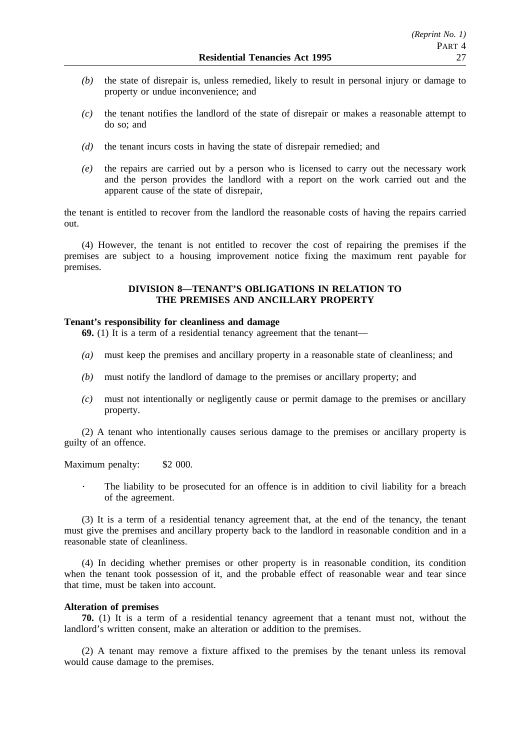*(b)* the state of disrepair is, unless remedied, likely to result in personal injury or damage to property or undue inconvenience; and

*(c)* the tenant notifies the landlord of the state of disrepair or makes a reasonable attempt to do so; and

*(d)* the tenant incurs costs in having the state of disrepair remedied; and

*(e)* the repairs are carried out by a person who is licensed to carry out the necessary work and the person provides the landlord with a report on the work carried out and the apparent cause of the state of disrepair,

the tenant is entitled to recover from the landlord the reasonable costs of having the repairs carried out.

(4) However, the tenant is not entitled to recover the cost of repairing the premises if the premises are subject to a housing improvement notice fixing the maximum rent payable for premises.

## DIVISION 8—TENANT'S OBLIGATIONS IN RELATION TO THE PREMISES AND ANCILLARY PROPERTY

**Tenant's responsibility for cleanliness and damage**

**69.** (1) It is a term of a residential tenancy agreement that the tenant—

*(a)* must keep the premises and ancillary property in a reasonable state of cleanliness; and

*(b)* must notify the landlord of damage to the premises or ancillary property; and

*(c)* must not intentionally or negligently cause or permit damage to the premises or ancillary property.

(2) A tenant who intentionally causes serious damage to the premises or ancillary property is guilty of an offence.

Maximum penalty: $2 000.

· The liability to be prosecuted for an offence is in addition to civil liability for a breach of the agreement.

(3) It is a term of a residential tenancy agreement that, at the end of the tenancy, the tenant must give the premises and ancillary property back to the landlord in reasonable condition and in a reasonable state of cleanliness.

(4) In deciding whether premises or other property is in reasonable condition, its condition when the tenant took possession of it, and the probable effect of reasonable wear and tear since that time, must be taken into account.

**Alteration of premises**

**70.** (1) It is a term of a residential tenancy agreement that a tenant must not, without the landlord's written consent, make an alteration or addition to the premises.

(2) A tenant may remove a fixture affixed to the premises by the tenant unless its removal would cause damage to the premises.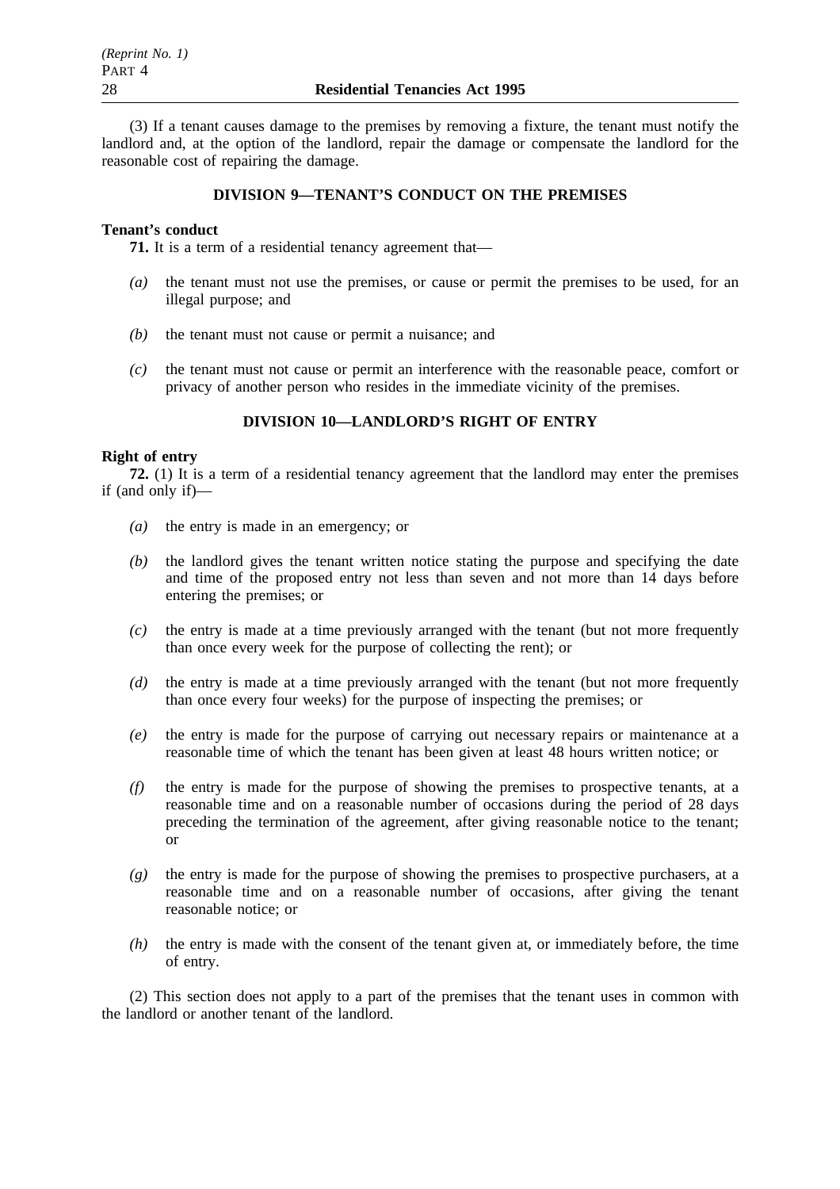(3) If a tenant causes damage to the premises by removing a fixture, the tenant must notify the landlord and, at the option of the landlord, repair the damage or compensate the landlord for the reasonable cost of repairing the damage.

## DIVISION 9—TENANT'S CONDUCT ON THE PREMISES

**Tenant's conduct**

**71.** It is a term of a residential tenancy agreement that—

*(a)* the tenant must not use the premises, or cause or permit the premises to be used, for an illegal purpose; and

*(b)* the tenant must not cause or permit a nuisance; and

*(c)* the tenant must not cause or permit an interference with the reasonable peace, comfort or privacy of another person who resides in the immediate vicinity of the premises.

## DIVISION 10—LANDLORD'S RIGHT OF ENTRY

**Right of entry**

**72.** (1) It is a term of a residential tenancy agreement that the landlord may enter the premises if (and only if)—

*(a)* the entry is made in an emergency; or

*(b)* the landlord gives the tenant written notice stating the purpose and specifying the date and time of the proposed entry not less than seven and not more than 14 days before entering the premises; or

*(c)* the entry is made at a time previously arranged with the tenant (but not more frequently than once every week for the purpose of collecting the rent); or

*(d)* the entry is made at a time previously arranged with the tenant (but not more frequently than once every four weeks) for the purpose of inspecting the premises; or

*(e)* the entry is made for the purpose of carrying out necessary repairs or maintenance at a reasonable time of which the tenant has been given at least 48 hours written notice; or

*(f)* the entry is made for the purpose of showing the premises to prospective tenants, at a reasonable time and on a reasonable number of occasions during the period of 28 days preceding the termination of the agreement, after giving reasonable notice to the tenant; or

*(g)* the entry is made for the purpose of showing the premises to prospective purchasers, at a reasonable time and on a reasonable number of occasions, after giving the tenant reasonable notice; or

*(h)* the entry is made with the consent of the tenant given at, or immediately before, the time of entry.

(2) This section does not apply to a part of the premises that the tenant uses in common with the landlord or another tenant of the landlord.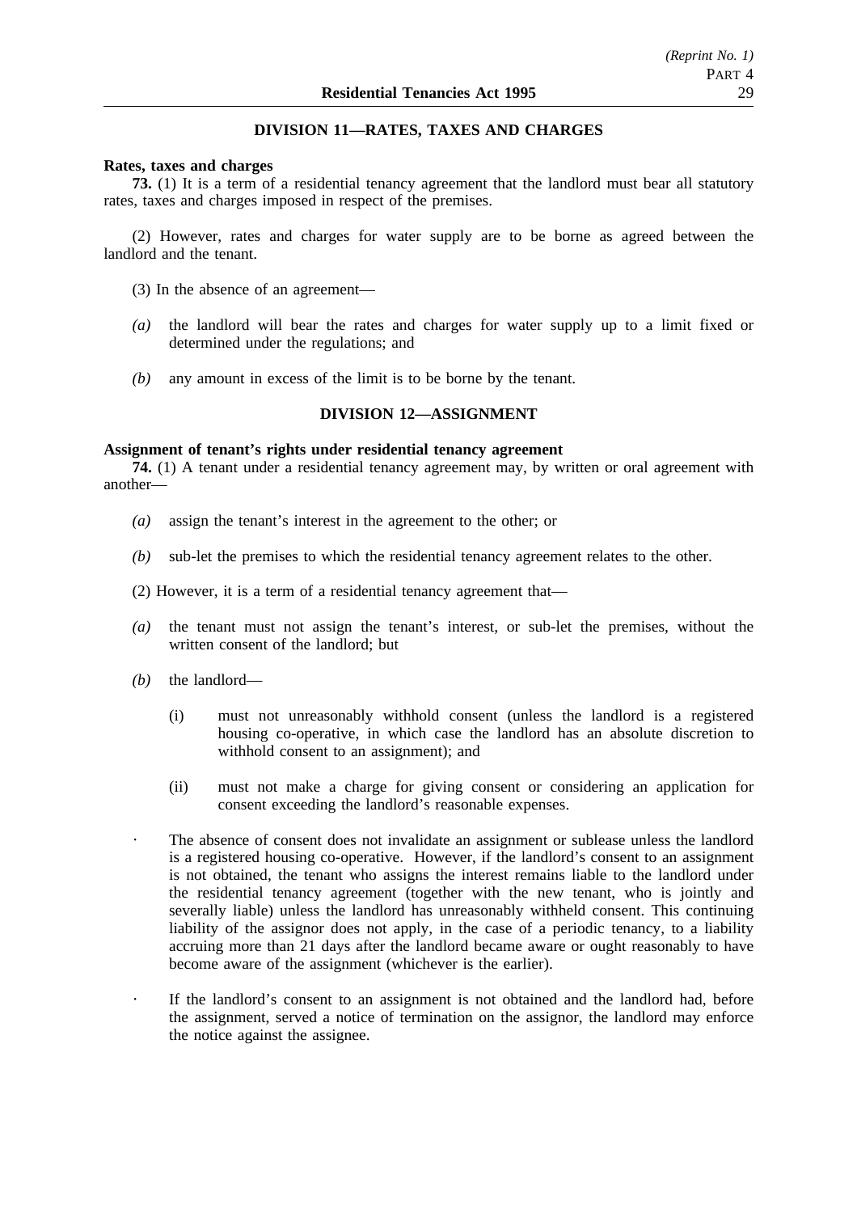## DIVISION 11—RATES, TAXES AND CHARGES

**Rates, taxes and charges**

**73.** (1) It is a term of a residential tenancy agreement that the landlord must bear all statutory rates, taxes and charges imposed in respect of the premises.

(2) However, rates and charges for water supply are to be borne as agreed between the landlord and the tenant.

(3) In the absence of an agreement—

*(a)* the landlord will bear the rates and charges for water supply up to a limit fixed or determined under the regulations; and

*(b)* any amount in excess of the limit is to be borne by the tenant.

## DIVISION 12—ASSIGNMENT

**Assignment of tenant's rights under residential tenancy agreement**

**74.** (1) A tenant under a residential tenancy agreement may, by written or oral agreement with another—

*(a)* assign the tenant's interest in the agreement to the other; or

*(b)* sub-let the premises to which the residential tenancy agreement relates to the other.

(2) However, it is a term of a residential tenancy agreement that—

*(a)* the tenant must not assign the tenant's interest, or sub-let the premises, without the written consent of the landlord; but

*(b)* the landlord—

(i) must not unreasonably withhold consent (unless the landlord is a registered housing co-operative, in which case the landlord has an absolute discretion to withhold consent to an assignment); and

(ii) must not make a charge for giving consent or considering an application for consent exceeding the landlord's reasonable expenses.

- The absence of consent does not invalidate an assignment or sublease unless the landlord is a registered housing co-operative. However, if the landlord's consent to an assignment is not obtained, the tenant who assigns the interest remains liable to the landlord under the residential tenancy agreement (together with the new tenant, who is jointly and severally liable) unless the landlord has unreasonably withheld consent. This continuing liability of the assignor does not apply, in the case of a periodic tenancy, to a liability accruing more than 21 days after the landlord became aware or ought reasonably to have become aware of the assignment (whichever is the earlier).

- If the landlord's consent to an assignment is not obtained and the landlord had, before the assignment, served a notice of termination on the assignor, the landlord may enforce the notice against the assignee.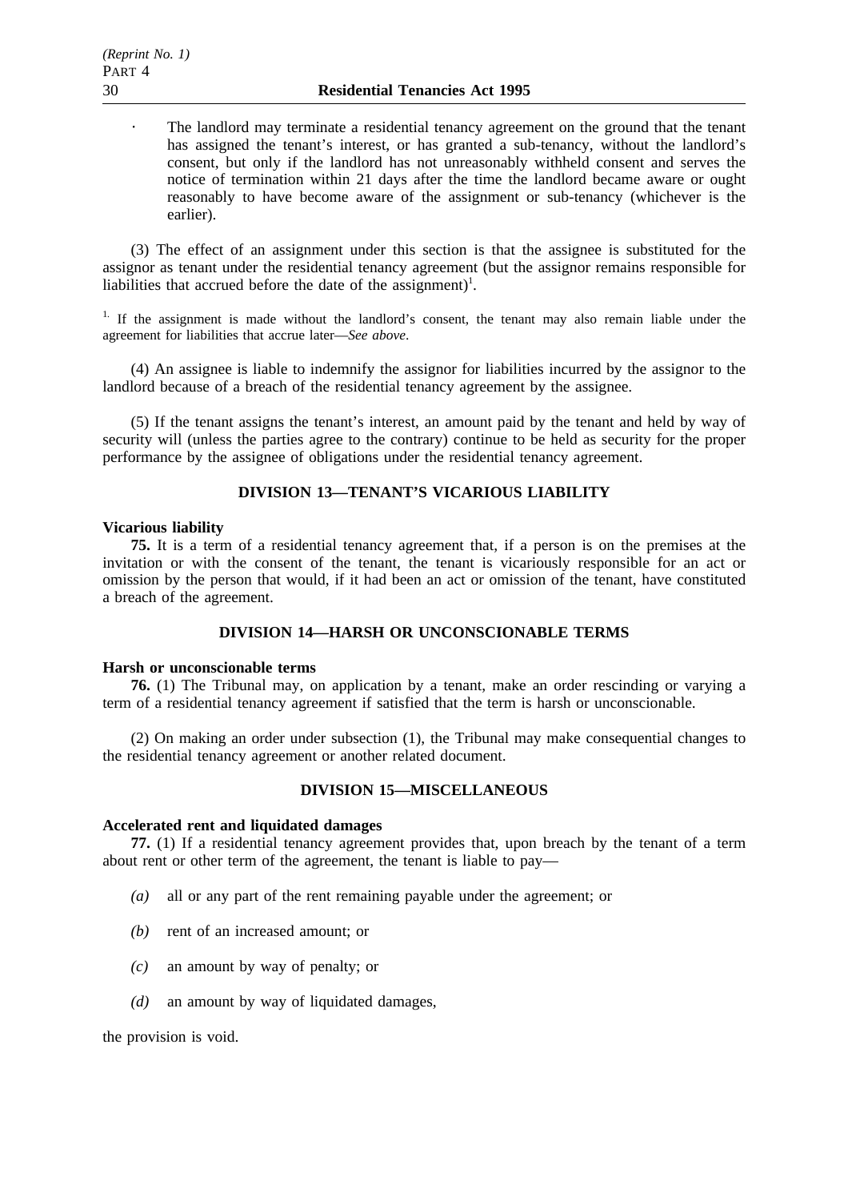- The landlord may terminate a residential tenancy agreement on the ground that the tenant has assigned the tenant's interest, or has granted a sub-tenancy, without the landlord's consent, but only if the landlord has not unreasonably withheld consent and serves the notice of termination within 21 days after the time the landlord became aware or ought reasonably to have become aware of the assignment or sub-tenancy (whichever is the earlier).

(3) The effect of an assignment under this section is that the assignee is substituted for the assignor as tenant under the residential tenancy agreement (but the assignor remains responsible for liabilities that accrued before the date of the assignment)[1].

[1] If the assignment is made without the landlord's consent, the tenant may also remain liable under the agreement for liabilities that accrue later—*See above*.

(4) An assignee is liable to indemnify the assignor for liabilities incurred by the assignor to the landlord because of a breach of the residential tenancy agreement by the assignee.

(5) If the tenant assigns the tenant's interest, an amount paid by the tenant and held by way of security will (unless the parties agree to the contrary) continue to be held as security for the proper performance by the assignee of obligations under the residential tenancy agreement.

## DIVISION 13—TENANT'S VICARIOUS LIABILITY

**Vicarious liability**

**75.** It is a term of a residential tenancy agreement that, if a person is on the premises at the invitation or with the consent of the tenant, the tenant is vicariously responsible for an act or omission by the person that would, if it had been an act or omission of the tenant, have constituted a breach of the agreement.

## DIVISION 14—HARSH OR UNCONSCIONABLE TERMS

**Harsh or unconscionable terms**

**76.** (1) The Tribunal may, on application by a tenant, make an order rescinding or varying a term of a residential tenancy agreement if satisfied that the term is harsh or unconscionable.

(2) On making an order under subsection (1), the Tribunal may make consequential changes to the residential tenancy agreement or another related document.

## DIVISION 15—MISCELLANEOUS

**Accelerated rent and liquidated damages**

**77.** (1) If a residential tenancy agreement provides that, upon breach by the tenant of a term about rent or other term of the agreement, the tenant is liable to pay—

*(a)* all or any part of the rent remaining payable under the agreement; or

*(b)* rent of an increased amount; or

*(c)* an amount by way of penalty; or

*(d)* an amount by way of liquidated damages,

the provision is void.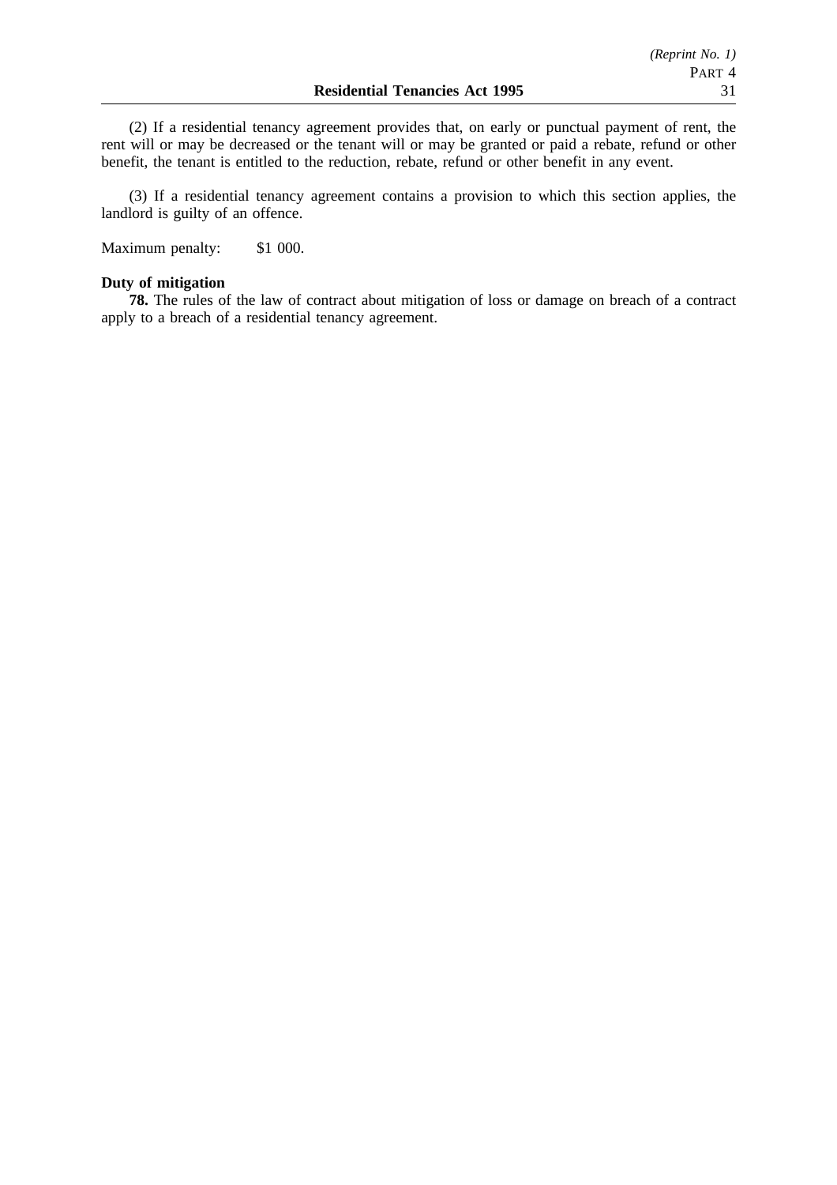(2) If a residential tenancy agreement provides that, on early or punctual payment of rent, the rent will or may be decreased or the tenant will or may be granted or paid a rebate, refund or other benefit, the tenant is entitled to the reduction, rebate, refund or other benefit in any event.

(3) If a residential tenancy agreement contains a provision to which this section applies, the landlord is guilty of an offence.

Maximum penalty: $1 000.

**Duty of mitigation**

**78.** The rules of the law of contract about mitigation of loss or damage on breach of a contract apply to a breach of a residential tenancy agreement.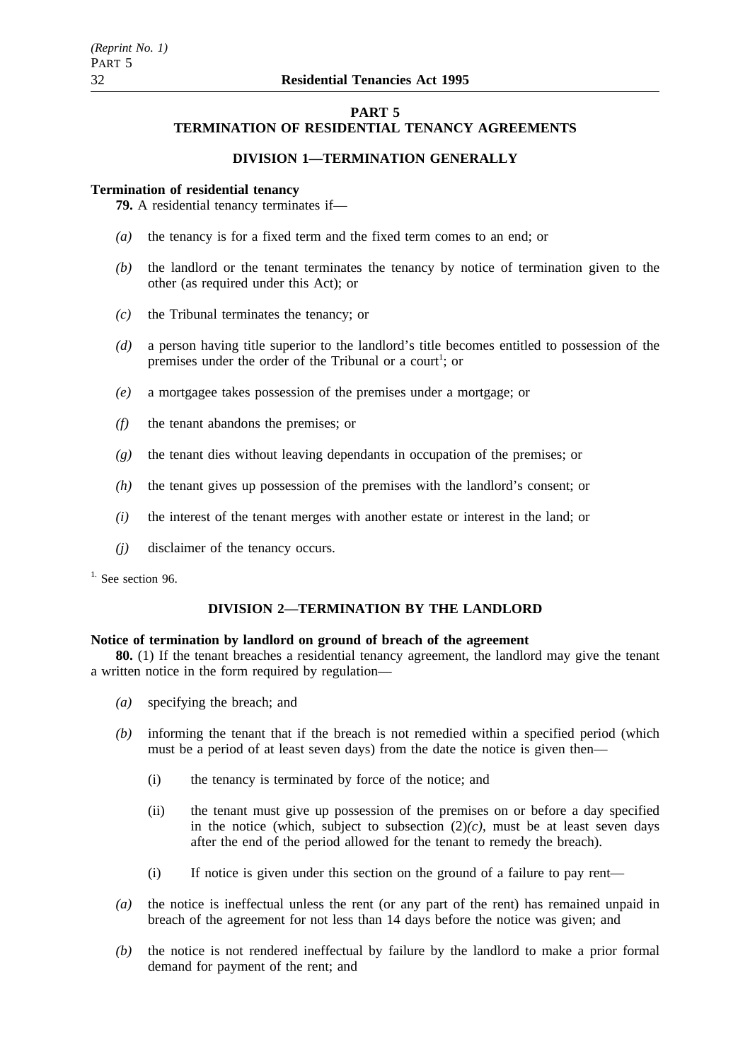## PART 5
## TERMINATION OF RESIDENTIAL TENANCY AGREEMENTS

### DIVISION 1—TERMINATION GENERALLY

**Termination of residential tenancy**

**79.** A residential tenancy terminates if—

*(a)* the tenancy is for a fixed term and the fixed term comes to an end; or

*(b)* the landlord or the tenant terminates the tenancy by notice of termination given to the other (as required under this Act); or

*(c)* the Tribunal terminates the tenancy; or

*(d)* a person having title superior to the landlord's title becomes entitled to possession of the premises under the order of the Tribunal or a court[1]; or

*(e)* a mortgagee takes possession of the premises under a mortgage; or

*(f)* the tenant abandons the premises; or

*(g)* the tenant dies without leaving dependants in occupation of the premises; or

*(h)* the tenant gives up possession of the premises with the landlord's consent; or

*(i)* the interest of the tenant merges with another estate or interest in the land; or

*(j)* disclaimer of the tenancy occurs.

[1.] See section 96.

### DIVISION 2—TERMINATION BY THE LANDLORD

**Notice of termination by landlord on ground of breach of the agreement**

**80.** (1) If the tenant breaches a residential tenancy agreement, the landlord may give the tenant a written notice in the form required by regulation—

*(a)* specifying the breach; and

*(b)* informing the tenant that if the breach is not remedied within a specified period (which must be a period of at least seven days) from the date the notice is given then—

(i) the tenancy is terminated by force of the notice; and

(ii) the tenant must give up possession of the premises on or before a day specified in the notice (which, subject to subsection (2)*(c)*, must be at least seven days after the end of the period allowed for the tenant to remedy the breach).

(i) If notice is given under this section on the ground of a failure to pay rent—

*(a)* the notice is ineffectual unless the rent (or any part of the rent) has remained unpaid in breach of the agreement for not less than 14 days before the notice was given; and

*(b)* the notice is not rendered ineffectual by failure by the landlord to make a prior formal demand for payment of the rent; and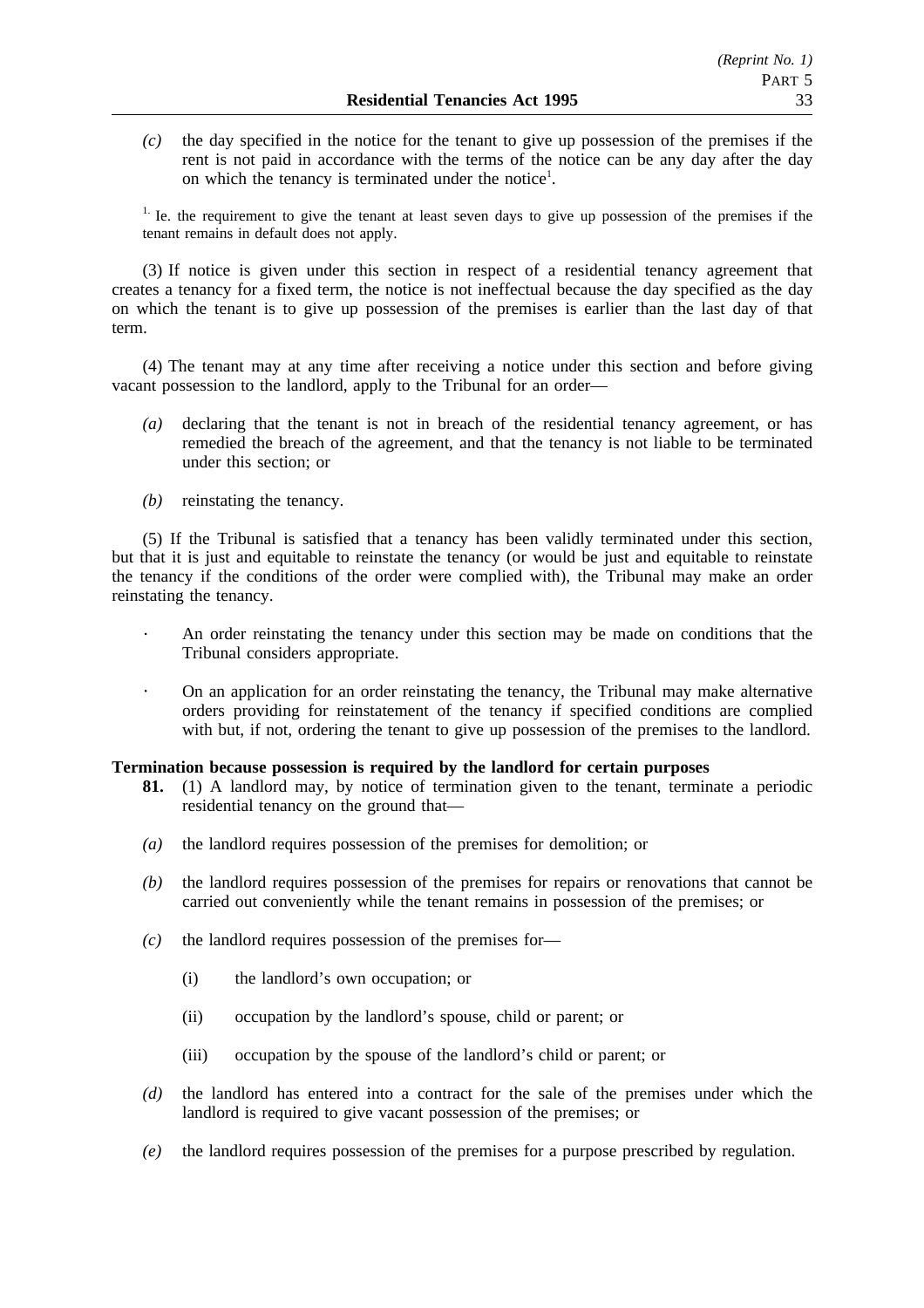*(c)* the day specified in the notice for the tenant to give up possession of the premises if the rent is not paid in accordance with the terms of the notice can be any day after the day on which the tenancy is terminated under the notice[1].

[1] Ie. the requirement to give the tenant at least seven days to give up possession of the premises if the tenant remains in default does not apply.

(3) If notice is given under this section in respect of a residential tenancy agreement that creates a tenancy for a fixed term, the notice is not ineffectual because the day specified as the day on which the tenant is to give up possession of the premises is earlier than the last day of that term.

(4) The tenant may at any time after receiving a notice under this section and before giving vacant possession to the landlord, apply to the Tribunal for an order—

*(a)* declaring that the tenant is not in breach of the residential tenancy agreement, or has remedied the breach of the agreement, and that the tenancy is not liable to be terminated under this section; or

*(b)* reinstating the tenancy.

(5) If the Tribunal is satisfied that a tenancy has been validly terminated under this section, but that it is just and equitable to reinstate the tenancy (or would be just and equitable to reinstate the tenancy if the conditions of the order were complied with), the Tribunal may make an order reinstating the tenancy.

- An order reinstating the tenancy under this section may be made on conditions that the Tribunal considers appropriate.

- On an application for an order reinstating the tenancy, the Tribunal may make alternative orders providing for reinstatement of the tenancy if specified conditions are complied with but, if not, ordering the tenant to give up possession of the premises to the landlord.

**Termination because possession is required by the landlord for certain purposes**

**81.** (1) A landlord may, by notice of termination given to the tenant, terminate a periodic residential tenancy on the ground that—

*(a)* the landlord requires possession of the premises for demolition; or

*(b)* the landlord requires possession of the premises for repairs or renovations that cannot be carried out conveniently while the tenant remains in possession of the premises; or

*(c)* the landlord requires possession of the premises for—

(i) the landlord's own occupation; or

(ii) occupation by the landlord's spouse, child or parent; or

(iii) occupation by the spouse of the landlord's child or parent; or

*(d)* the landlord has entered into a contract for the sale of the premises under which the landlord is required to give vacant possession of the premises; or

*(e)* the landlord requires possession of the premises for a purpose prescribed by regulation.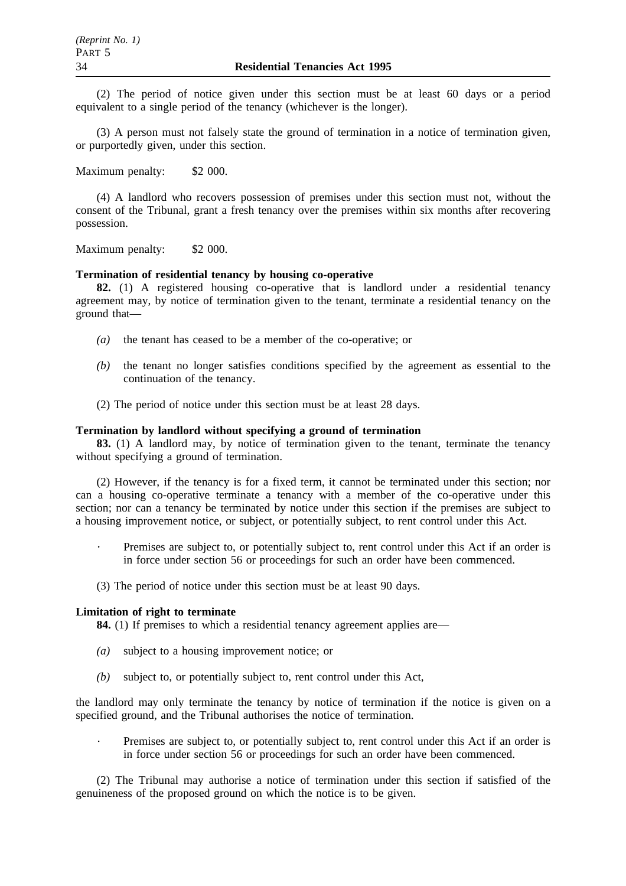(2) The period of notice given under this section must be at least 60 days or a period equivalent to a single period of the tenancy (whichever is the longer).

(3) A person must not falsely state the ground of termination in a notice of termination given, or purportedly given, under this section.

Maximum penalty: $2 000.

(4) A landlord who recovers possession of premises under this section must not, without the consent of the Tribunal, grant a fresh tenancy over the premises within six months after recovering possession.

Maximum penalty: $2 000.

**Termination of residential tenancy by housing co-operative**

**82.** (1) A registered housing co-operative that is landlord under a residential tenancy agreement may, by notice of termination given to the tenant, terminate a residential tenancy on the ground that—

*(a)* the tenant has ceased to be a member of the co-operative; or

*(b)* the tenant no longer satisfies conditions specified by the agreement as essential to the continuation of the tenancy.

(2) The period of notice under this section must be at least 28 days.

**Termination by landlord without specifying a ground of termination**

**83.** (1) A landlord may, by notice of termination given to the tenant, terminate the tenancy without specifying a ground of termination.

(2) However, if the tenancy is for a fixed term, it cannot be terminated under this section; nor can a housing co-operative terminate a tenancy with a member of the co-operative under this section; nor can a tenancy be terminated by notice under this section if the premises are subject to a housing improvement notice, or subject, or potentially subject, to rent control under this Act.

· Premises are subject to, or potentially subject to, rent control under this Act if an order is in force under section 56 or proceedings for such an order have been commenced.

(3) The period of notice under this section must be at least 90 days.

**Limitation of right to terminate**

**84.** (1) If premises to which a residential tenancy agreement applies are—

*(a)* subject to a housing improvement notice; or

*(b)* subject to, or potentially subject to, rent control under this Act,

the landlord may only terminate the tenancy by notice of termination if the notice is given on a specified ground, and the Tribunal authorises the notice of termination.

· Premises are subject to, or potentially subject to, rent control under this Act if an order is in force under section 56 or proceedings for such an order have been commenced.

(2) The Tribunal may authorise a notice of termination under this section if satisfied of the genuineness of the proposed ground on which the notice is to be given.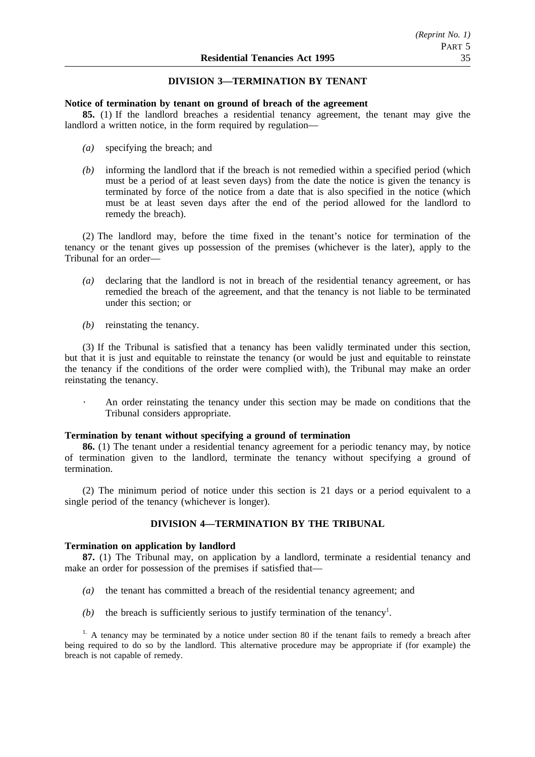## DIVISION 3—TERMINATION BY TENANT

**Notice of termination by tenant on ground of breach of the agreement**

**85.** (1) If the landlord breaches a residential tenancy agreement, the tenant may give the landlord a written notice, in the form required by regulation—

- *(a)* specifying the breach; and
- *(b)* informing the landlord that if the breach is not remedied within a specified period (which must be a period of at least seven days) from the date the notice is given the tenancy is terminated by force of the notice from a date that is also specified in the notice (which must be at least seven days after the end of the period allowed for the landlord to remedy the breach).

(2) The landlord may, before the time fixed in the tenant's notice for termination of the tenancy or the tenant gives up possession of the premises (whichever is the later), apply to the Tribunal for an order—

- *(a)* declaring that the landlord is not in breach of the residential tenancy agreement, or has remedied the breach of the agreement, and that the tenancy is not liable to be terminated under this section; or
- *(b)* reinstating the tenancy.

(3) If the Tribunal is satisfied that a tenancy has been validly terminated under this section, but that it is just and equitable to reinstate the tenancy (or would be just and equitable to reinstate the tenancy if the conditions of the order were complied with), the Tribunal may make an order reinstating the tenancy.

· An order reinstating the tenancy under this section may be made on conditions that the Tribunal considers appropriate.

**Termination by tenant without specifying a ground of termination**

**86.** (1) The tenant under a residential tenancy agreement for a periodic tenancy may, by notice of termination given to the landlord, terminate the tenancy without specifying a ground of termination.

(2) The minimum period of notice under this section is 21 days or a period equivalent to a single period of the tenancy (whichever is longer).

## DIVISION 4—TERMINATION BY THE TRIBUNAL

**Termination on application by landlord**

**87.** (1) The Tribunal may, on application by a landlord, terminate a residential tenancy and make an order for possession of the premises if satisfied that—

- *(a)* the tenant has committed a breach of the residential tenancy agreement; and
- *(b)* the breach is sufficiently serious to justify termination of the tenancy[1].

[1] A tenancy may be terminated by a notice under section 80 if the tenant fails to remedy a breach after being required to do so by the landlord. This alternative procedure may be appropriate if (for example) the breach is not capable of remedy.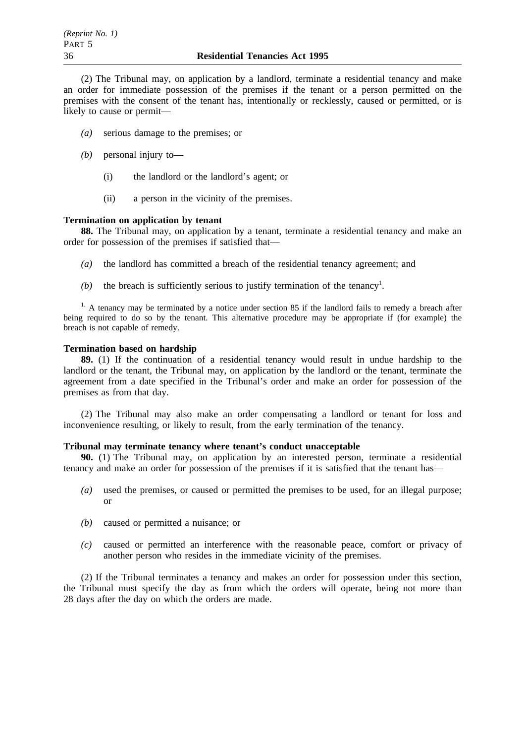(2) The Tribunal may, on application by a landlord, terminate a residential tenancy and make an order for immediate possession of the premises if the tenant or a person permitted on the premises with the consent of the tenant has, intentionally or recklessly, caused or permitted, or is likely to cause or permit—

*(a)* serious damage to the premises; or

*(b)* personal injury to—

(i) the landlord or the landlord's agent; or

(ii) a person in the vicinity of the premises.

**Termination on application by tenant**

**88.** The Tribunal may, on application by a tenant, terminate a residential tenancy and make an order for possession of the premises if satisfied that—

*(a)* the landlord has committed a breach of the residential tenancy agreement; and

*(b)* the breach is sufficiently serious to justify termination of the tenancy[1].

[1.] A tenancy may be terminated by a notice under section 85 if the landlord fails to remedy a breach after being required to do so by the tenant. This alternative procedure may be appropriate if (for example) the breach is not capable of remedy.

**Termination based on hardship**

**89.** (1) If the continuation of a residential tenancy would result in undue hardship to the landlord or the tenant, the Tribunal may, on application by the landlord or the tenant, terminate the agreement from a date specified in the Tribunal's order and make an order for possession of the premises as from that day.

(2) The Tribunal may also make an order compensating a landlord or tenant for loss and inconvenience resulting, or likely to result, from the early termination of the tenancy.

**Tribunal may terminate tenancy where tenant's conduct unacceptable**

**90.** (1) The Tribunal may, on application by an interested person, terminate a residential tenancy and make an order for possession of the premises if it is satisfied that the tenant has—

*(a)* used the premises, or caused or permitted the premises to be used, for an illegal purpose; or

*(b)* caused or permitted a nuisance; or

*(c)* caused or permitted an interference with the reasonable peace, comfort or privacy of another person who resides in the immediate vicinity of the premises.

(2) If the Tribunal terminates a tenancy and makes an order for possession under this section, the Tribunal must specify the day as from which the orders will operate, being not more than 28 days after the day on which the orders are made.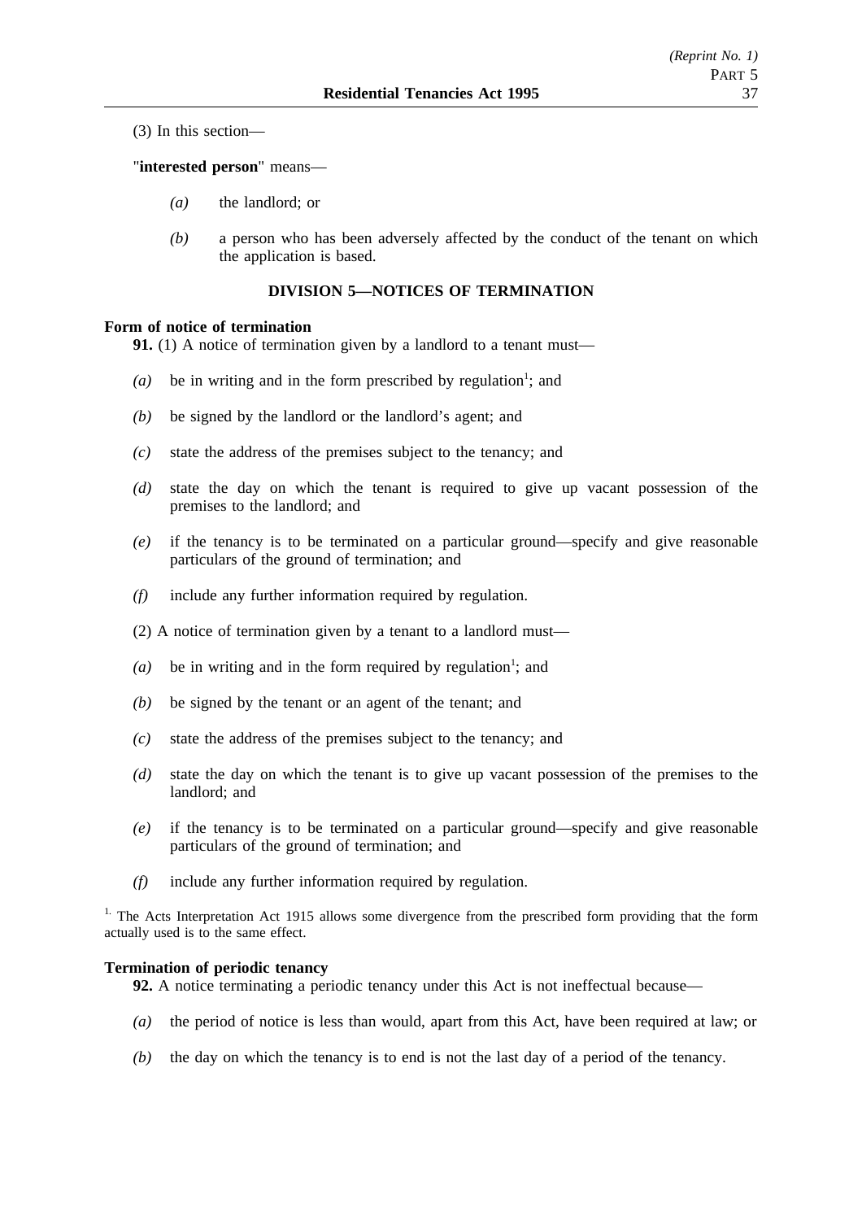(3) In this section—

"**interested person**" means—

*(a)* the landlord; or

*(b)* a person who has been adversely affected by the conduct of the tenant on which the application is based.

## DIVISION 5—NOTICES OF TERMINATION

**Form of notice of termination**

**91.** (1) A notice of termination given by a landlord to a tenant must—

*(a)* be in writing and in the form prescribed by regulation[1]; and

*(b)* be signed by the landlord or the landlord's agent; and

*(c)* state the address of the premises subject to the tenancy; and

*(d)* state the day on which the tenant is required to give up vacant possession of the premises to the landlord; and

*(e)* if the tenancy is to be terminated on a particular ground—specify and give reasonable particulars of the ground of termination; and

*(f)* include any further information required by regulation.

(2) A notice of termination given by a tenant to a landlord must—

*(a)* be in writing and in the form required by regulation[1]; and

*(b)* be signed by the tenant or an agent of the tenant; and

*(c)* state the address of the premises subject to the tenancy; and

*(d)* state the day on which the tenant is to give up vacant possession of the premises to the landlord; and

*(e)* if the tenancy is to be terminated on a particular ground—specify and give reasonable particulars of the ground of termination; and

*(f)* include any further information required by regulation.

[1] The Acts Interpretation Act 1915 allows some divergence from the prescribed form providing that the form actually used is to the same effect.

**Termination of periodic tenancy**

**92.** A notice terminating a periodic tenancy under this Act is not ineffectual because—

*(a)* the period of notice is less than would, apart from this Act, have been required at law; or

*(b)* the day on which the tenancy is to end is not the last day of a period of the tenancy.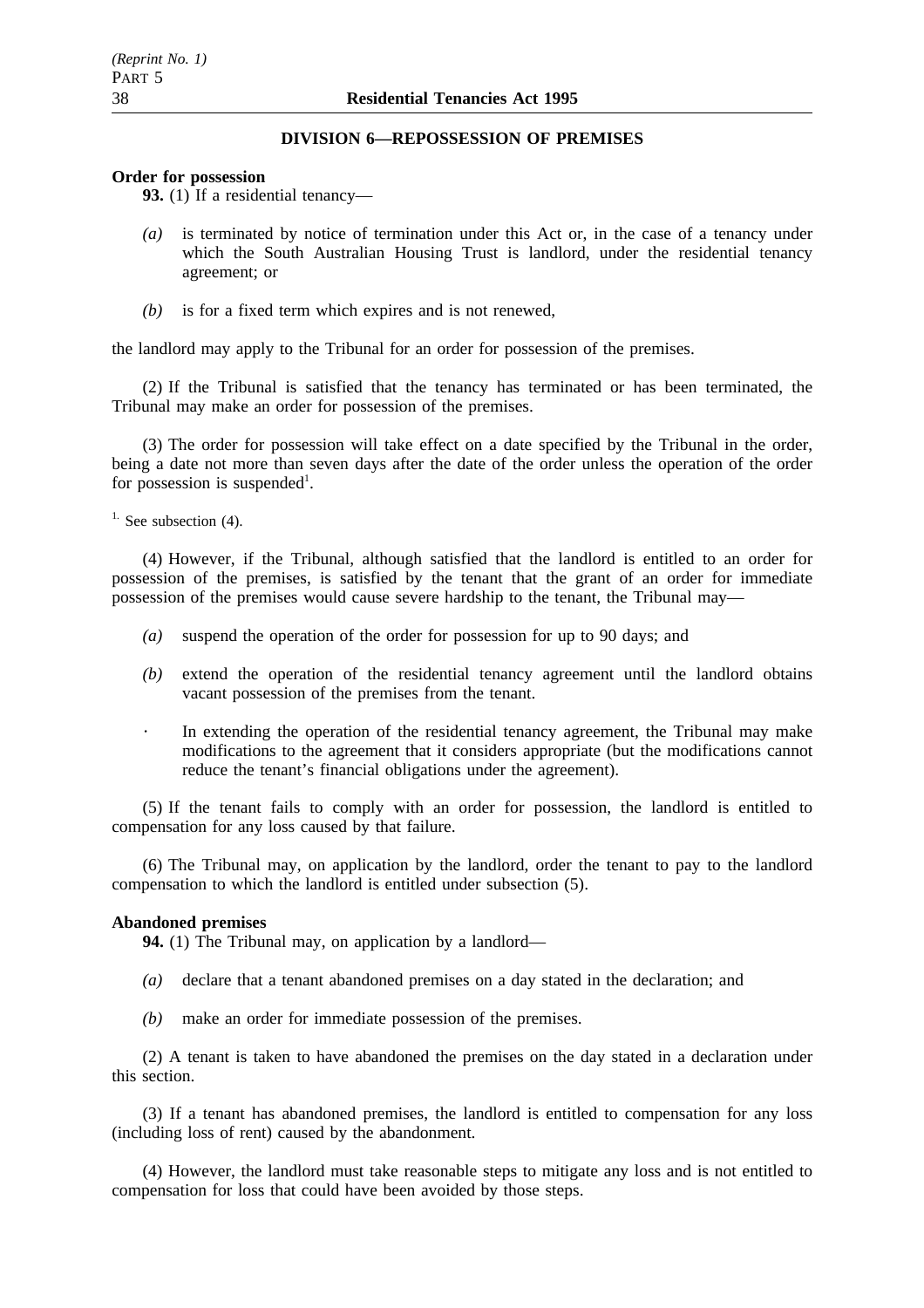## DIVISION 6—REPOSSESSION OF PREMISES

**Order for possession**

**93.** (1) If a residential tenancy—

*(a)* is terminated by notice of termination under this Act or, in the case of a tenancy under which the South Australian Housing Trust is landlord, under the residential tenancy agreement; or

*(b)* is for a fixed term which expires and is not renewed,

the landlord may apply to the Tribunal for an order for possession of the premises.

(2) If the Tribunal is satisfied that the tenancy has terminated or has been terminated, the Tribunal may make an order for possession of the premises.

(3) The order for possession will take effect on a date specified by the Tribunal in the order, being a date not more than seven days after the date of the order unless the operation of the order for possession is suspended[1].

[1] See subsection (4).

(4) However, if the Tribunal, although satisfied that the landlord is entitled to an order for possession of the premises, is satisfied by the tenant that the grant of an order for immediate possession of the premises would cause severe hardship to the tenant, the Tribunal may—

*(a)* suspend the operation of the order for possession for up to 90 days; and

*(b)* extend the operation of the residential tenancy agreement until the landlord obtains vacant possession of the premises from the tenant.

· In extending the operation of the residential tenancy agreement, the Tribunal may make modifications to the agreement that it considers appropriate (but the modifications cannot reduce the tenant's financial obligations under the agreement).

(5) If the tenant fails to comply with an order for possession, the landlord is entitled to compensation for any loss caused by that failure.

(6) The Tribunal may, on application by the landlord, order the tenant to pay to the landlord compensation to which the landlord is entitled under subsection (5).

**Abandoned premises**

**94.** (1) The Tribunal may, on application by a landlord—

*(a)* declare that a tenant abandoned premises on a day stated in the declaration; and

*(b)* make an order for immediate possession of the premises.

(2) A tenant is taken to have abandoned the premises on the day stated in a declaration under this section.

(3) If a tenant has abandoned premises, the landlord is entitled to compensation for any loss (including loss of rent) caused by the abandonment.

(4) However, the landlord must take reasonable steps to mitigate any loss and is not entitled to compensation for loss that could have been avoided by those steps.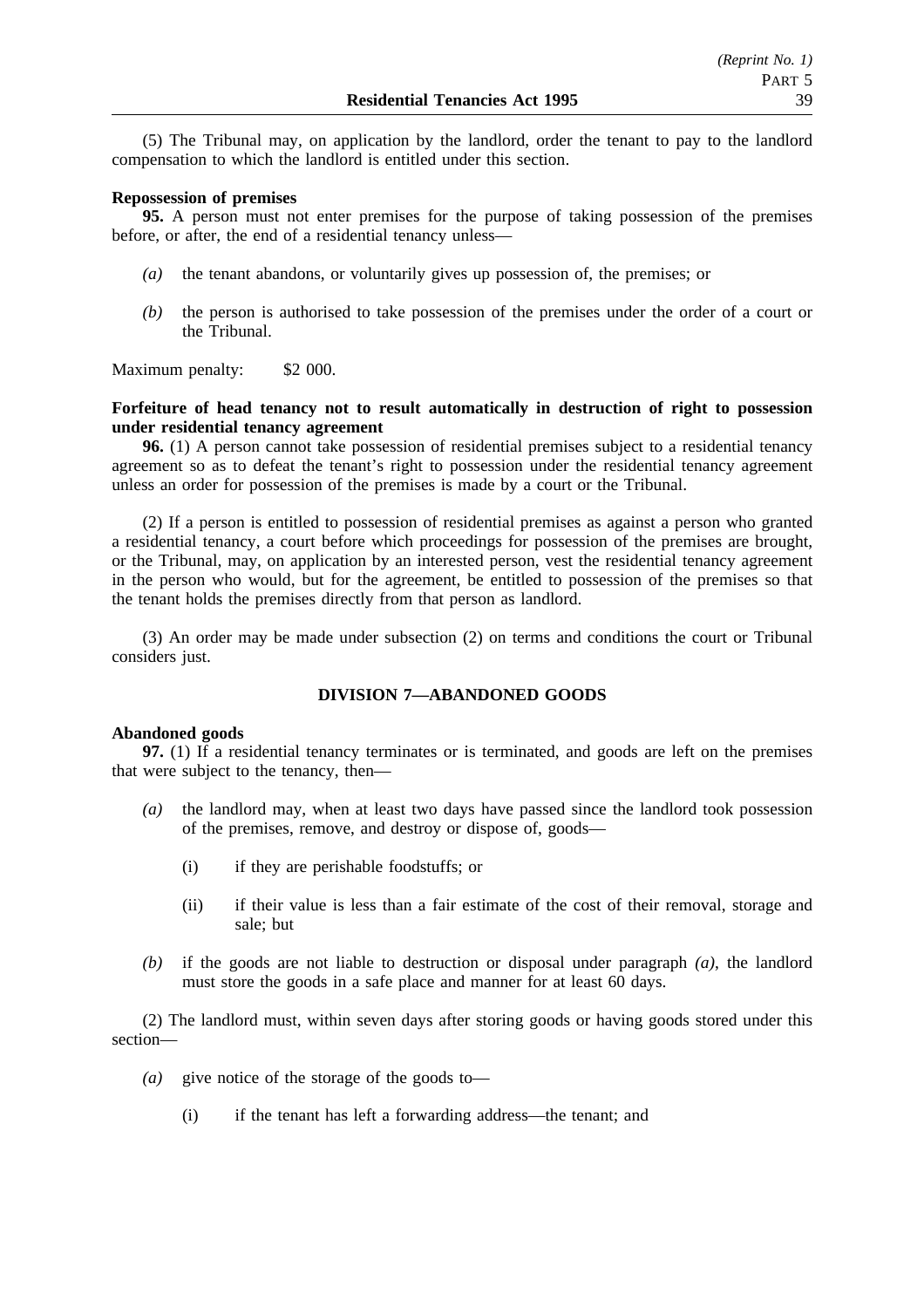(5) The Tribunal may, on application by the landlord, order the tenant to pay to the landlord compensation to which the landlord is entitled under this section.

**Repossession of premises**

**95.** A person must not enter premises for the purpose of taking possession of the premises before, or after, the end of a residential tenancy unless—

- *(a)* the tenant abandons, or voluntarily gives up possession of, the premises; or
- *(b)* the person is authorised to take possession of the premises under the order of a court or the Tribunal.

Maximum penalty: $2 000.

**Forfeiture of head tenancy not to result automatically in destruction of right to possession under residential tenancy agreement**

**96.** (1) A person cannot take possession of residential premises subject to a residential tenancy agreement so as to defeat the tenant's right to possession under the residential tenancy agreement unless an order for possession of the premises is made by a court or the Tribunal.

(2) If a person is entitled to possession of residential premises as against a person who granted a residential tenancy, a court before which proceedings for possession of the premises are brought, or the Tribunal, may, on application by an interested person, vest the residential tenancy agreement in the person who would, but for the agreement, be entitled to possession of the premises so that the tenant holds the premises directly from that person as landlord.

(3) An order may be made under subsection (2) on terms and conditions the court or Tribunal considers just.

## DIVISION 7—ABANDONED GOODS

**Abandoned goods**

**97.** (1) If a residential tenancy terminates or is terminated, and goods are left on the premises that were subject to the tenancy, then—

- *(a)* the landlord may, when at least two days have passed since the landlord took possession of the premises, remove, and destroy or dispose of, goods—
  - (i) if they are perishable foodstuffs; or
  - (ii) if their value is less than a fair estimate of the cost of their removal, storage and sale; but
- *(b)* if the goods are not liable to destruction or disposal under paragraph *(a)*, the landlord must store the goods in a safe place and manner for at least 60 days.

(2) The landlord must, within seven days after storing goods or having goods stored under this section—

- *(a)* give notice of the storage of the goods to—
  - (i) if the tenant has left a forwarding address—the tenant; and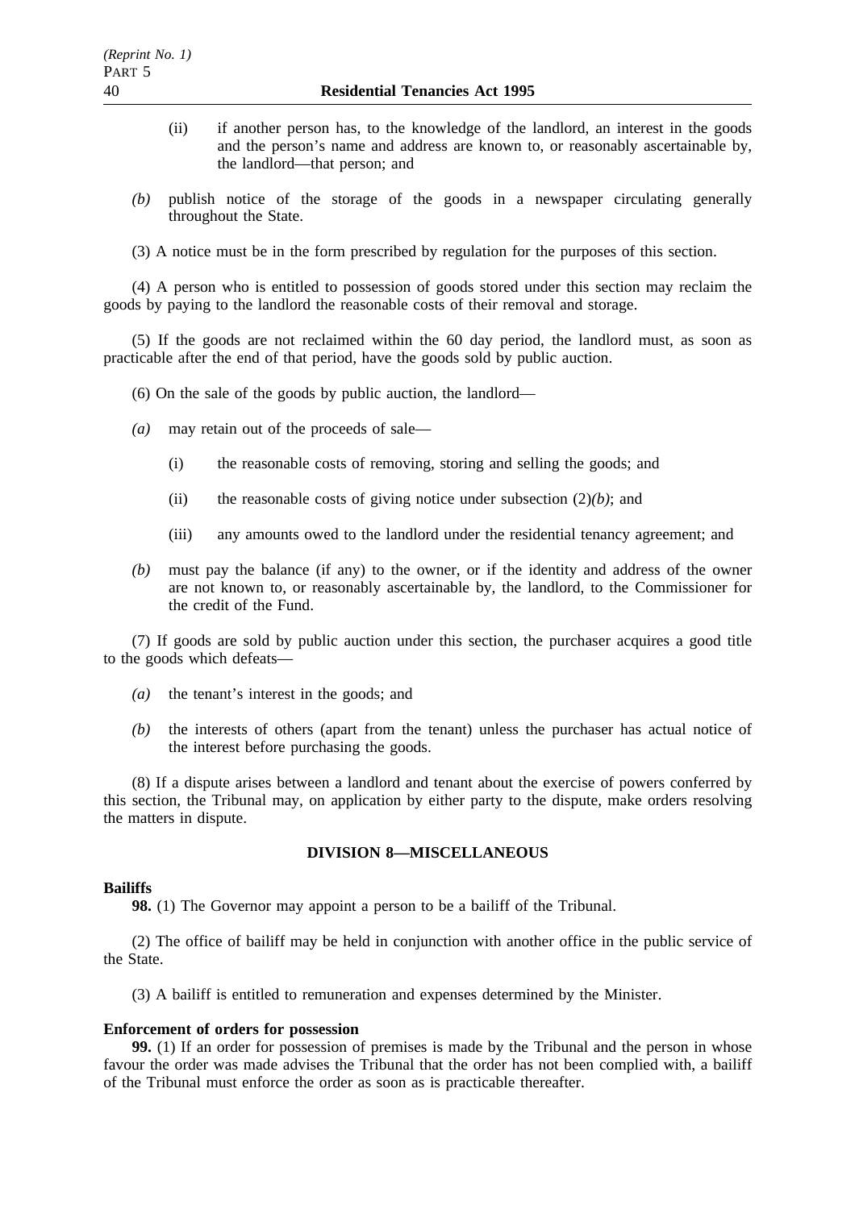(ii) if another person has, to the knowledge of the landlord, an interest in the goods and the person's name and address are known to, or reasonably ascertainable by, the landlord—that person; and

*(b)* publish notice of the storage of the goods in a newspaper circulating generally throughout the State.

(3) A notice must be in the form prescribed by regulation for the purposes of this section.

(4) A person who is entitled to possession of goods stored under this section may reclaim the goods by paying to the landlord the reasonable costs of their removal and storage.

(5) If the goods are not reclaimed within the 60 day period, the landlord must, as soon as practicable after the end of that period, have the goods sold by public auction.

(6) On the sale of the goods by public auction, the landlord—

*(a)* may retain out of the proceeds of sale—

(i) the reasonable costs of removing, storing and selling the goods; and

(ii) the reasonable costs of giving notice under subsection (2)*(b)*; and

(iii) any amounts owed to the landlord under the residential tenancy agreement; and

*(b)* must pay the balance (if any) to the owner, or if the identity and address of the owner are not known to, or reasonably ascertainable by, the landlord, to the Commissioner for the credit of the Fund.

(7) If goods are sold by public auction under this section, the purchaser acquires a good title to the goods which defeats—

*(a)* the tenant's interest in the goods; and

*(b)* the interests of others (apart from the tenant) unless the purchaser has actual notice of the interest before purchasing the goods.

(8) If a dispute arises between a landlord and tenant about the exercise of powers conferred by this section, the Tribunal may, on application by either party to the dispute, make orders resolving the matters in dispute.

## DIVISION 8—MISCELLANEOUS

**Bailiffs**

**98.** (1) The Governor may appoint a person to be a bailiff of the Tribunal.

(2) The office of bailiff may be held in conjunction with another office in the public service of the State.

(3) A bailiff is entitled to remuneration and expenses determined by the Minister.

**Enforcement of orders for possession**

**99.** (1) If an order for possession of premises is made by the Tribunal and the person in whose favour the order was made advises the Tribunal that the order has not been complied with, a bailiff of the Tribunal must enforce the order as soon as is practicable thereafter.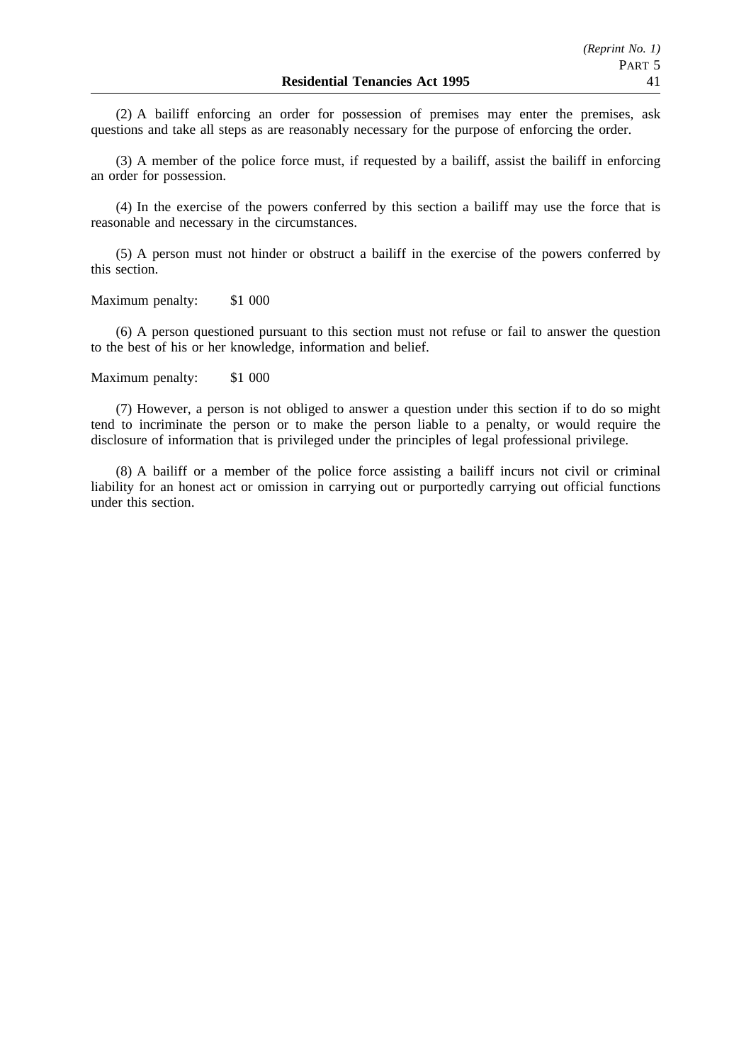(2) A bailiff enforcing an order for possession of premises may enter the premises, ask questions and take all steps as are reasonably necessary for the purpose of enforcing the order.

(3) A member of the police force must, if requested by a bailiff, assist the bailiff in enforcing an order for possession.

(4) In the exercise of the powers conferred by this section a bailiff may use the force that is reasonable and necessary in the circumstances.

(5) A person must not hinder or obstruct a bailiff in the exercise of the powers conferred by this section.

Maximum penalty: $1 000

(6) A person questioned pursuant to this section must not refuse or fail to answer the question to the best of his or her knowledge, information and belief.

Maximum penalty: $1 000

(7) However, a person is not obliged to answer a question under this section if to do so might tend to incriminate the person or to make the person liable to a penalty, or would require the disclosure of information that is privileged under the principles of legal professional privilege.

(8) A bailiff or a member of the police force assisting a bailiff incurs not civil or criminal liability for an honest act or omission in carrying out or purportedly carrying out official functions under this section.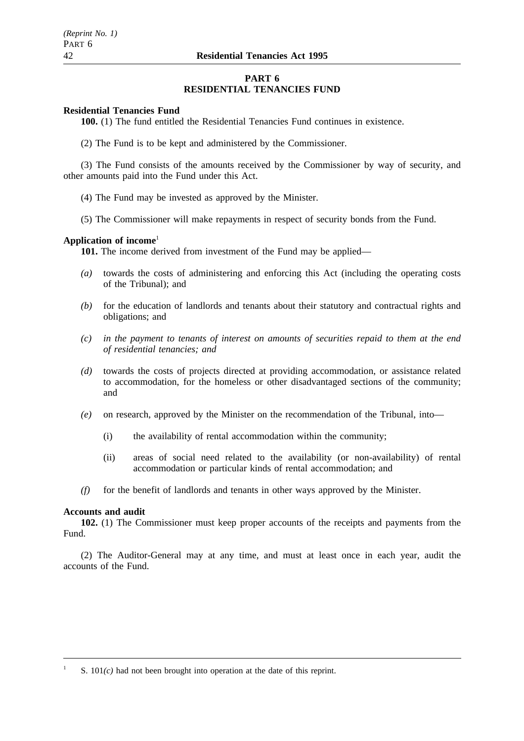## PART 6
## RESIDENTIAL TENANCIES FUND

**Residential Tenancies Fund**

**100.** (1) The fund entitled the Residential Tenancies Fund continues in existence.

(2) The Fund is to be kept and administered by the Commissioner.

(3) The Fund consists of the amounts received by the Commissioner by way of security, and other amounts paid into the Fund under this Act.

(4) The Fund may be invested as approved by the Minister.

(5) The Commissioner will make repayments in respect of security bonds from the Fund.

**Application of income**[1]

**101.** The income derived from investment of the Fund may be applied—

*(a)* towards the costs of administering and enforcing this Act (including the operating costs of the Tribunal); and

*(b)* for the education of landlords and tenants about their statutory and contractual rights and obligations; and

*(c) in the payment to tenants of interest on amounts of securities repaid to them at the end of residential tenancies; and*

*(d)* towards the costs of projects directed at providing accommodation, or assistance related to accommodation, for the homeless or other disadvantaged sections of the community; and

*(e)* on research, approved by the Minister on the recommendation of the Tribunal, into—

(i) the availability of rental accommodation within the community;

(ii) areas of social need related to the availability (or non-availability) of rental accommodation or particular kinds of rental accommodation; and

*(f)* for the benefit of landlords and tenants in other ways approved by the Minister.

**Accounts and audit**

**102.** (1) The Commissioner must keep proper accounts of the receipts and payments from the Fund.

(2) The Auditor-General may at any time, and must at least once in each year, audit the accounts of the Fund.

---

[1] S. 101*(c)* had not been brought into operation at the date of this reprint.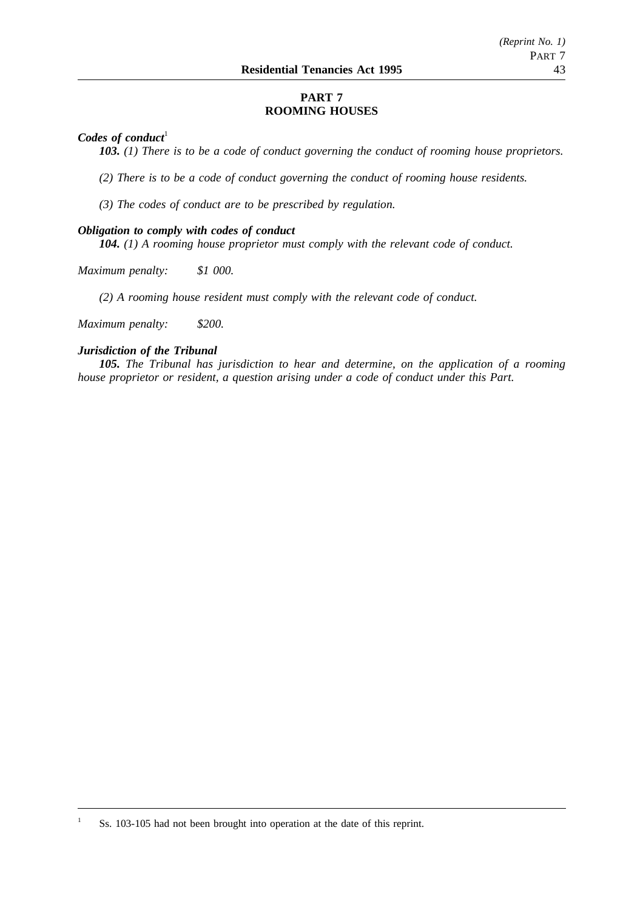## PART 7
## ROOMING HOUSES

***Codes of conduct***[1]

***103.*** *(1) There is to be a code of conduct governing the conduct of rooming house proprietors.*

*(2) There is to be a code of conduct governing the conduct of rooming house residents.*

*(3) The codes of conduct are to be prescribed by regulation.*

***Obligation to comply with codes of conduct***

***104.*** *(1) A rooming house proprietor must comply with the relevant code of conduct.*

*Maximum penalty: $1 000.*

*(2) A rooming house resident must comply with the relevant code of conduct.*

*Maximum penalty: $200.*

***Jurisdiction of the Tribunal***

***105.*** *The Tribunal has jurisdiction to hear and determine, on the application of a rooming house proprietor or resident, a question arising under a code of conduct under this Part.*

---

[1] Ss. 103-105 had not been brought into operation at the date of this reprint.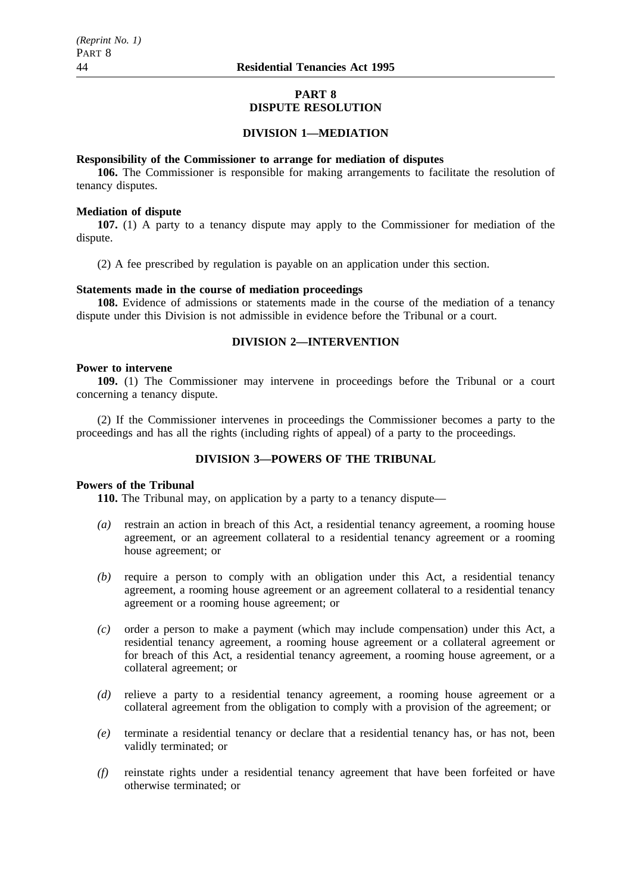## PART 8
## DISPUTE RESOLUTION

### DIVISION 1—MEDIATION

**Responsibility of the Commissioner to arrange for mediation of disputes**

**106.** The Commissioner is responsible for making arrangements to facilitate the resolution of tenancy disputes.

**Mediation of dispute**

**107.** (1) A party to a tenancy dispute may apply to the Commissioner for mediation of the dispute.

(2) A fee prescribed by regulation is payable on an application under this section.

**Statements made in the course of mediation proceedings**

**108.** Evidence of admissions or statements made in the course of the mediation of a tenancy dispute under this Division is not admissible in evidence before the Tribunal or a court.

### DIVISION 2—INTERVENTION

**Power to intervene**

**109.** (1) The Commissioner may intervene in proceedings before the Tribunal or a court concerning a tenancy dispute.

(2) If the Commissioner intervenes in proceedings the Commissioner becomes a party to the proceedings and has all the rights (including rights of appeal) of a party to the proceedings.

### DIVISION 3—POWERS OF THE TRIBUNAL

**Powers of the Tribunal**

**110.** The Tribunal may, on application by a party to a tenancy dispute—

*(a)* restrain an action in breach of this Act, a residential tenancy agreement, a rooming house agreement, or an agreement collateral to a residential tenancy agreement or a rooming house agreement; or

*(b)* require a person to comply with an obligation under this Act, a residential tenancy agreement, a rooming house agreement or an agreement collateral to a residential tenancy agreement or a rooming house agreement; or

*(c)* order a person to make a payment (which may include compensation) under this Act, a residential tenancy agreement, a rooming house agreement or a collateral agreement or for breach of this Act, a residential tenancy agreement, a rooming house agreement, or a collateral agreement; or

*(d)* relieve a party to a residential tenancy agreement, a rooming house agreement or a collateral agreement from the obligation to comply with a provision of the agreement; or

*(e)* terminate a residential tenancy or declare that a residential tenancy has, or has not, been validly terminated; or

*(f)* reinstate rights under a residential tenancy agreement that have been forfeited or have otherwise terminated; or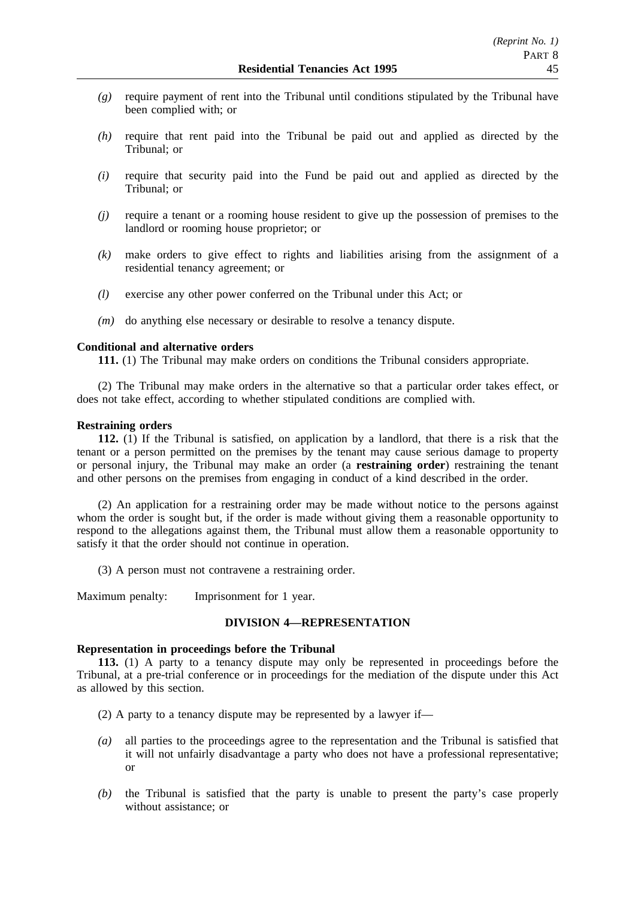*(g)* require payment of rent into the Tribunal until conditions stipulated by the Tribunal have been complied with; or

*(h)* require that rent paid into the Tribunal be paid out and applied as directed by the Tribunal; or

*(i)* require that security paid into the Fund be paid out and applied as directed by the Tribunal; or

*(j)* require a tenant or a rooming house resident to give up the possession of premises to the landlord or rooming house proprietor; or

*(k)* make orders to give effect to rights and liabilities arising from the assignment of a residential tenancy agreement; or

*(l)* exercise any other power conferred on the Tribunal under this Act; or

*(m)* do anything else necessary or desirable to resolve a tenancy dispute.

**Conditional and alternative orders**

**111.** (1) The Tribunal may make orders on conditions the Tribunal considers appropriate.

(2) The Tribunal may make orders in the alternative so that a particular order takes effect, or does not take effect, according to whether stipulated conditions are complied with.

**Restraining orders**

**112.** (1) If the Tribunal is satisfied, on application by a landlord, that there is a risk that the tenant or a person permitted on the premises by the tenant may cause serious damage to property or personal injury, the Tribunal may make an order (a **restraining order**) restraining the tenant and other persons on the premises from engaging in conduct of a kind described in the order.

(2) An application for a restraining order may be made without notice to the persons against whom the order is sought but, if the order is made without giving them a reasonable opportunity to respond to the allegations against them, the Tribunal must allow them a reasonable opportunity to satisfy it that the order should not continue in operation.

(3) A person must not contravene a restraining order.

Maximum penalty: Imprisonment for 1 year.

## DIVISION 4—REPRESENTATION

**Representation in proceedings before the Tribunal**

**113.** (1) A party to a tenancy dispute may only be represented in proceedings before the Tribunal, at a pre-trial conference or in proceedings for the mediation of the dispute under this Act as allowed by this section.

(2) A party to a tenancy dispute may be represented by a lawyer if—

*(a)* all parties to the proceedings agree to the representation and the Tribunal is satisfied that it will not unfairly disadvantage a party who does not have a professional representative; or

*(b)* the Tribunal is satisfied that the party is unable to present the party's case properly without assistance; or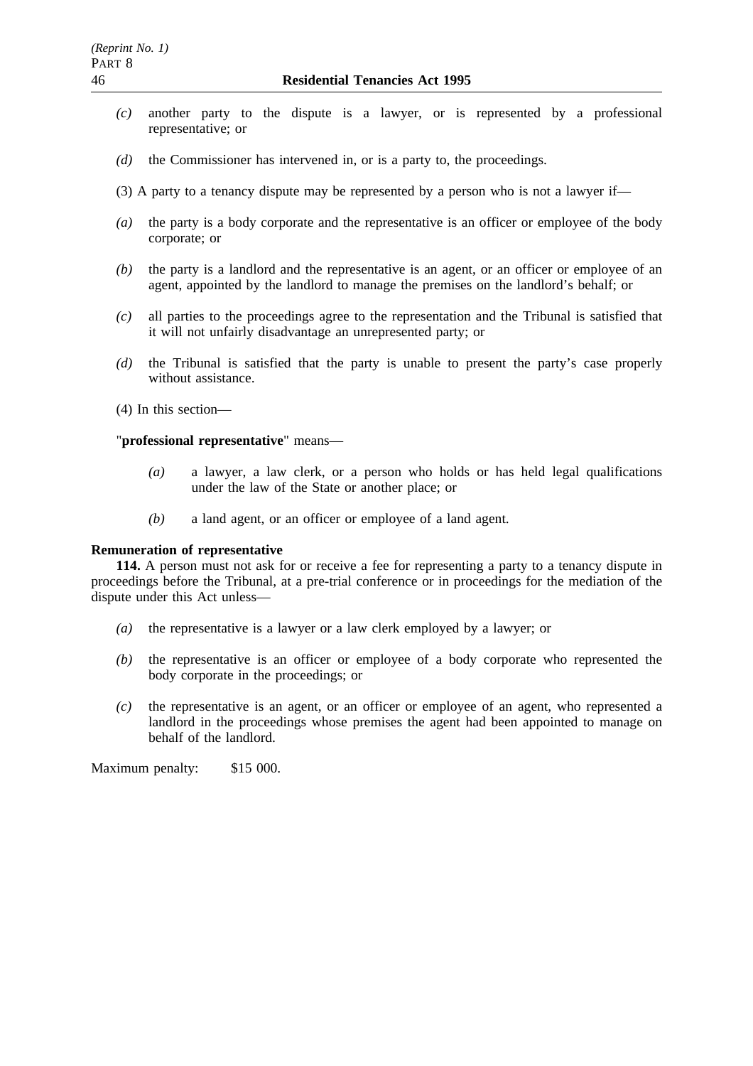*(c)* another party to the dispute is a lawyer, or is represented by a professional representative; or

*(d)* the Commissioner has intervened in, or is a party to, the proceedings.

(3) A party to a tenancy dispute may be represented by a person who is not a lawyer if—

*(a)* the party is a body corporate and the representative is an officer or employee of the body corporate; or

*(b)* the party is a landlord and the representative is an agent, or an officer or employee of an agent, appointed by the landlord to manage the premises on the landlord's behalf; or

*(c)* all parties to the proceedings agree to the representation and the Tribunal is satisfied that it will not unfairly disadvantage an unrepresented party; or

*(d)* the Tribunal is satisfied that the party is unable to present the party's case properly without assistance.

(4) In this section—

"**professional representative**" means—

*(a)* a lawyer, a law clerk, or a person who holds or has held legal qualifications under the law of the State or another place; or

*(b)* a land agent, or an officer or employee of a land agent.

**Remuneration of representative**

**114.** A person must not ask for or receive a fee for representing a party to a tenancy dispute in proceedings before the Tribunal, at a pre-trial conference or in proceedings for the mediation of the dispute under this Act unless—

*(a)* the representative is a lawyer or a law clerk employed by a lawyer; or

*(b)* the representative is an officer or employee of a body corporate who represented the body corporate in the proceedings; or

*(c)* the representative is an agent, or an officer or employee of an agent, who represented a landlord in the proceedings whose premises the agent had been appointed to manage on behalf of the landlord.

Maximum penalty: $15 000.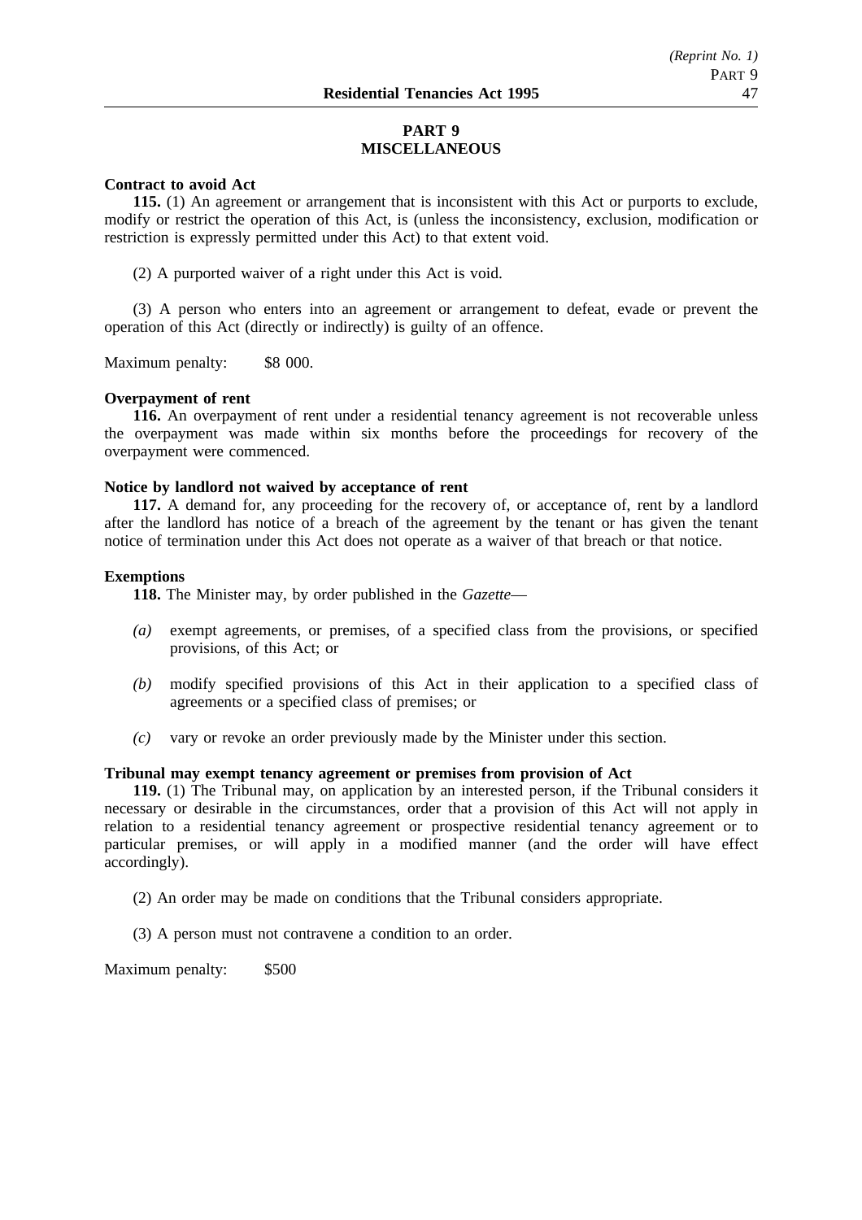## PART 9
## MISCELLANEOUS

**Contract to avoid Act**

**115.** (1) An agreement or arrangement that is inconsistent with this Act or purports to exclude, modify or restrict the operation of this Act, is (unless the inconsistency, exclusion, modification or restriction is expressly permitted under this Act) to that extent void.

(2) A purported waiver of a right under this Act is void.

(3) A person who enters into an agreement or arrangement to defeat, evade or prevent the operation of this Act (directly or indirectly) is guilty of an offence.

Maximum penalty: $8 000.

**Overpayment of rent**

**116.** An overpayment of rent under a residential tenancy agreement is not recoverable unless the overpayment was made within six months before the proceedings for recovery of the overpayment were commenced.

**Notice by landlord not waived by acceptance of rent**

**117.** A demand for, any proceeding for the recovery of, or acceptance of, rent by a landlord after the landlord has notice of a breach of the agreement by the tenant or has given the tenant notice of termination under this Act does not operate as a waiver of that breach or that notice.

**Exemptions**

**118.** The Minister may, by order published in the *Gazette*—

*(a)* exempt agreements, or premises, of a specified class from the provisions, or specified provisions, of this Act; or

*(b)* modify specified provisions of this Act in their application to a specified class of agreements or a specified class of premises; or

*(c)* vary or revoke an order previously made by the Minister under this section.

**Tribunal may exempt tenancy agreement or premises from provision of Act**

**119.** (1) The Tribunal may, on application by an interested person, if the Tribunal considers it necessary or desirable in the circumstances, order that a provision of this Act will not apply in relation to a residential tenancy agreement or prospective residential tenancy agreement or to particular premises, or will apply in a modified manner (and the order will have effect accordingly).

(2) An order may be made on conditions that the Tribunal considers appropriate.

(3) A person must not contravene a condition to an order.

Maximum penalty: $500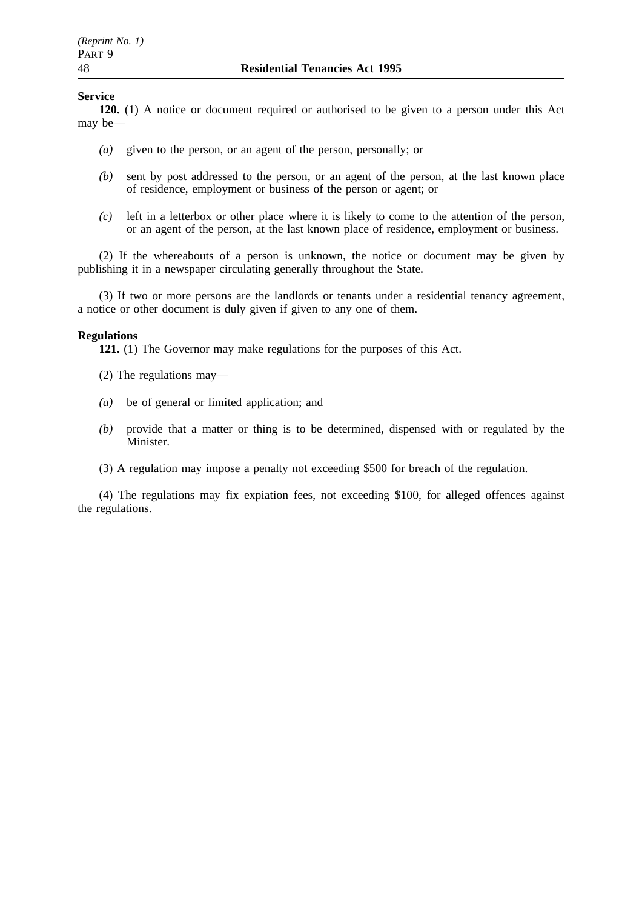**Service**

**120.** (1) A notice or document required or authorised to be given to a person under this Act may be—

*(a)* given to the person, or an agent of the person, personally; or

*(b)* sent by post addressed to the person, or an agent of the person, at the last known place of residence, employment or business of the person or agent; or

*(c)* left in a letterbox or other place where it is likely to come to the attention of the person, or an agent of the person, at the last known place of residence, employment or business.

(2) If the whereabouts of a person is unknown, the notice or document may be given by publishing it in a newspaper circulating generally throughout the State.

(3) If two or more persons are the landlords or tenants under a residential tenancy agreement, a notice or other document is duly given if given to any one of them.

**Regulations**

**121.** (1) The Governor may make regulations for the purposes of this Act.

(2) The regulations may—

*(a)* be of general or limited application; and

*(b)* provide that a matter or thing is to be determined, dispensed with or regulated by the Minister.

(3) A regulation may impose a penalty not exceeding $500 for breach of the regulation.

(4) The regulations may fix expiation fees, not exceeding $100, for alleged offences against the regulations.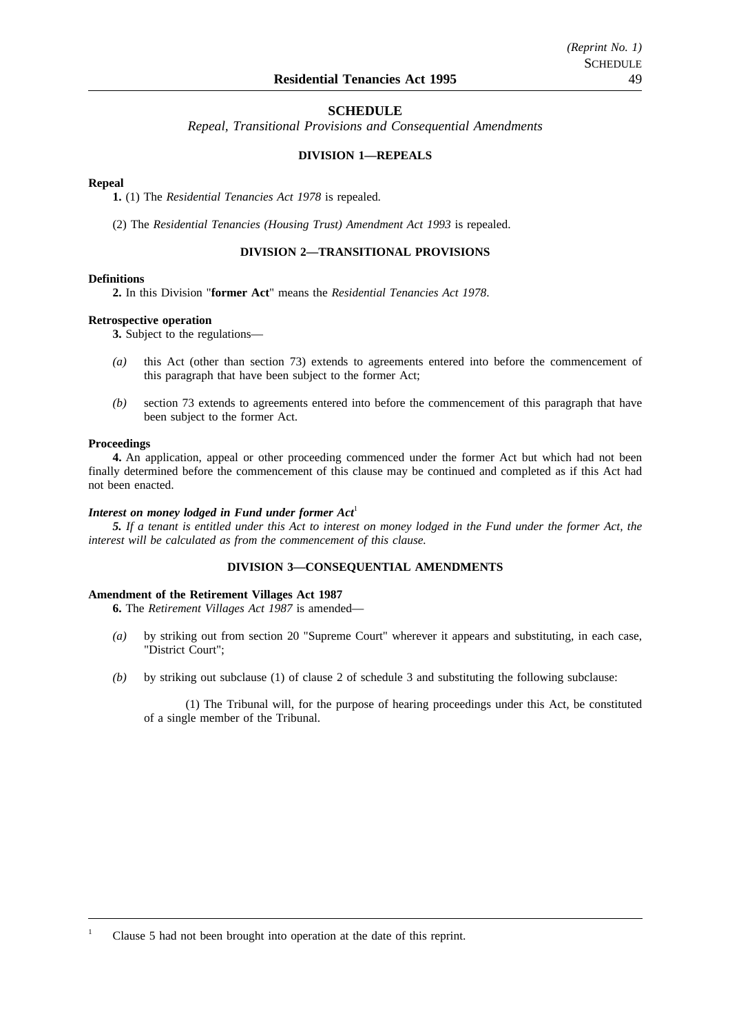# SCHEDULE

*Repeal, Transitional Provisions and Consequential Amendments*

## DIVISION 1—REPEALS

**Repeal**

**1.** (1) The *Residential Tenancies Act 1978* is repealed.

(2) The *Residential Tenancies (Housing Trust) Amendment Act 1993* is repealed.

## DIVISION 2—TRANSITIONAL PROVISIONS

**Definitions**

**2.** In this Division "**former Act**" means the *Residential Tenancies Act 1978*.

**Retrospective operation**

**3.** Subject to the regulations—

*(a)* this Act (other than section 73) extends to agreements entered into before the commencement of this paragraph that have been subject to the former Act;

*(b)* section 73 extends to agreements entered into before the commencement of this paragraph that have been subject to the former Act.

**Proceedings**

**4.** An application, appeal or other proceeding commenced under the former Act but which had not been finally determined before the commencement of this clause may be continued and completed as if this Act had not been enacted.

***Interest on money lodged in Fund under former Act*[1]**

***5.** If a tenant is entitled under this Act to interest on money lodged in the Fund under the former Act, the interest will be calculated as from the commencement of this clause.*

## DIVISION 3—CONSEQUENTIAL AMENDMENTS

**Amendment of the Retirement Villages Act 1987**

**6.** The *Retirement Villages Act 1987* is amended—

*(a)* by striking out from section 20 "Supreme Court" wherever it appears and substituting, in each case, "District Court";

*(b)* by striking out subclause (1) of clause 2 of schedule 3 and substituting the following subclause:

(1) The Tribunal will, for the purpose of hearing proceedings under this Act, be constituted of a single member of the Tribunal.

---

[1] Clause 5 had not been brought into operation at the date of this reprint.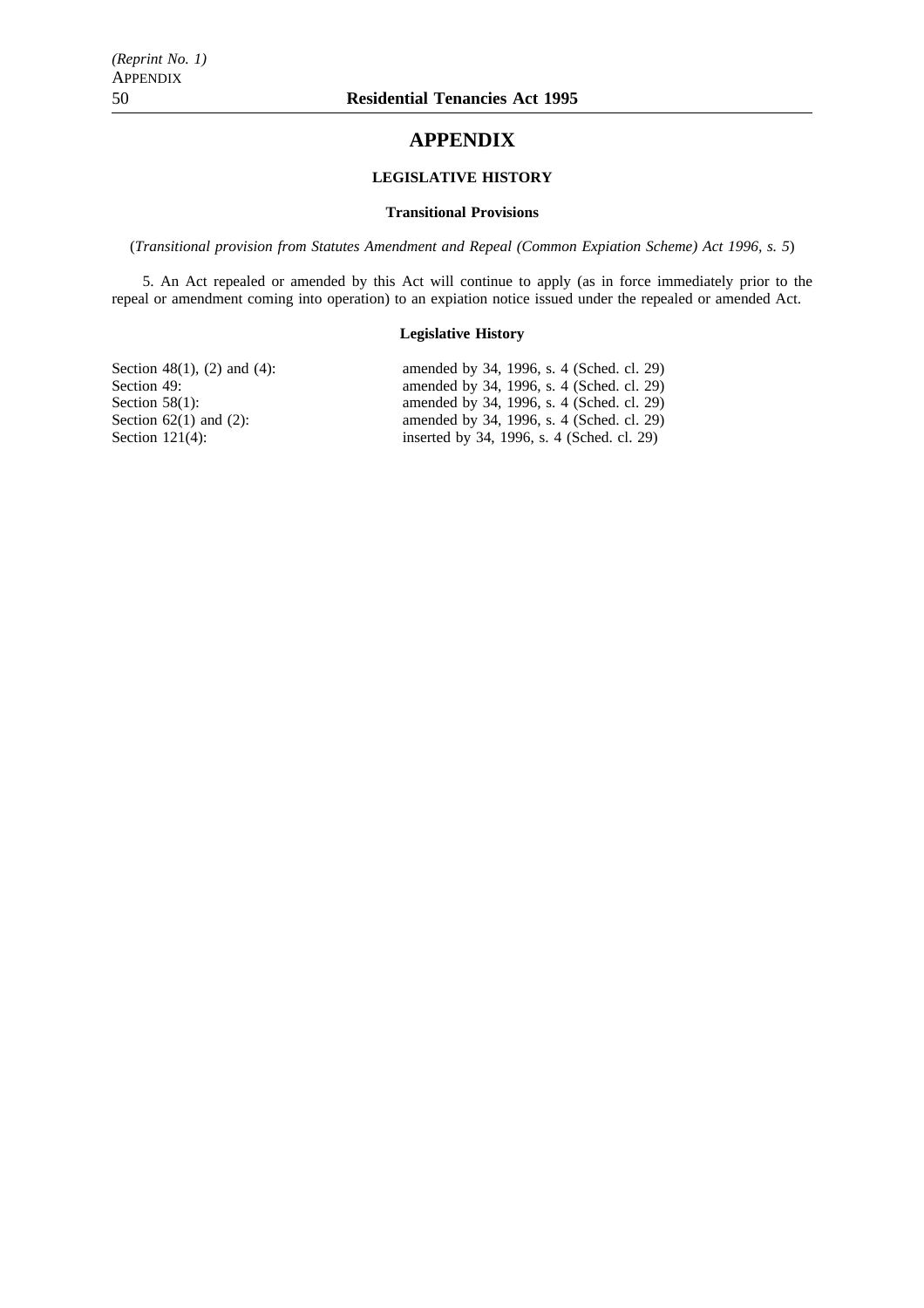# APPENDIX

## LEGISLATIVE HISTORY

### Transitional Provisions

(*Transitional provision from Statutes Amendment and Repeal (Common Expiation Scheme) Act 1996, s. 5*)

5. An Act repealed or amended by this Act will continue to apply (as in force immediately prior to the repeal or amendment coming into operation) to an expiation notice issued under the repealed or amended Act.

### Legislative History

| | |
|---|---|
| Section 48(1), (2) and (4): | amended by 34, 1996, s. 4 (Sched. cl. 29) |
| Section 49: | amended by 34, 1996, s. 4 (Sched. cl. 29) |
| Section 58(1): | amended by 34, 1996, s. 4 (Sched. cl. 29) |
| Section 62(1) and (2): | amended by 34, 1996, s. 4 (Sched. cl. 29) |
| Section 121(4): | inserted by 34, 1996, s. 4 (Sched. cl. 29) |